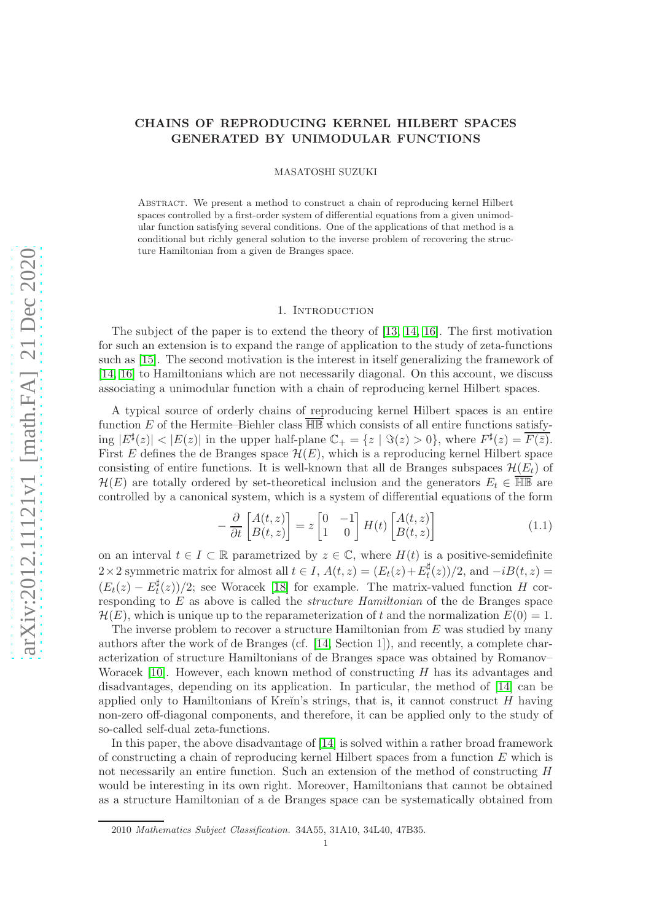# CHAINS OF REPRODUCING KERNEL HILBERT SPACES GENERATED BY UNIMODULAR FUNCTIONS

MASATOSHI SUZUKI

Abstract. We present a method to construct a chain of reproducing kernel Hilbert spaces controlled by a first-order system of differential equations from a given unimodular function satisfying several conditions. One of the applications of that method is a conditional but richly general solution to the inverse problem of recovering the structure Hamiltonian from a given de Branges space.

## 1. Introduction

The subject of the paper is to extend the theory of [13, 14, 16]. The first motivation for such an extension is to expand the range of application to the study of zeta-functions such as [15]. The second motivation is the interest in itself generalizing the framework of [14, 16] to Hamiltonians which are not necessarily diagonal. On this account, we discuss associating a unimodular function with a chain of reproducing kernel Hilbert spaces.

A typical source of orderly chains of reproducing kernel Hilbert spaces is an entire function $E$ of the Hermite–Biehler class $\overline{\mathbb{HB}}$ which consists of all entire functions satisfying $|E^\sharp(z)| < |E(z)|$ in the upper half-plane $\mathbb{C}_+ = \{z \mid \Im(z) > 0\}$, where $F^\sharp(z) = \overline{F(\bar{z})}$. First $E$ defines the de Branges space $\mathcal{H}(E)$, which is a reproducing kernel Hilbert space consisting of entire functions. It is well-known that all de Branges subspaces $\mathcal{H}(E_t)$ of $\mathcal{H}(E)$ are totally ordered by set-theoretical inclusion and the generators $E_t \in \overline{\mathbb{HB}}$ are controlled by a canonical system, which is a system of differential equations of the form

$$-\frac{\partial}{\partial t}\begin{bmatrix} A(t,z) \\ B(t,z) \end{bmatrix} = z \begin{bmatrix} 0 & -1 \\ 1 & 0 \end{bmatrix} H(t) \begin{bmatrix} A(t,z) \\ B(t,z) \end{bmatrix} \tag{1.1}$$

on an interval $t \in I \subset \mathbb{R}$ parametrized by $z \in \mathbb{C}$, where $H(t)$ is a positive-semidefinite $2\times 2$ symmetric matrix for almost all $t \in I$, $A(t,z) = (E_t(z)+E_t^\sharp(z))/2$, and $-iB(t,z) = (E_t(z) - E_t^\sharp(z))/2$; see Woracek [18] for example. The matrix-valued function $H$ corresponding to $E$ as above is called the *structure Hamiltonian* of the de Branges space $\mathcal{H}(E)$, which is unique up to the reparameterization of $t$ and the normalization $E(0) = 1$.

The inverse problem to recover a structure Hamiltonian from $E$ was studied by many authors after the work of de Branges (cf. [14, Section 1]), and recently, a complete characterization of structure Hamiltonians of de Branges space was obtained by Romanov–Woracek [10]. However, each known method of constructing $H$ has its advantages and disadvantages, depending on its application. In particular, the method of [14] can be applied only to Hamiltonians of Kreĭn's strings, that is, it cannot construct $H$ having non-zero off-diagonal components, and therefore, it can be applied only to the study of so-called self-dual zeta-functions.

In this paper, the above disadvantage of [14] is solved within a rather broad framework of constructing a chain of reproducing kernel Hilbert spaces from a function $E$ which is not necessarily an entire function. Such an extension of the method of constructing $H$ would be interesting in its own right. Moreover, Hamiltonians that cannot be obtained as a structure Hamiltonian of a de Branges space can be systematically obtained from

2010 *Mathematics Subject Classification.* 34A55, 31A10, 34L40, 47B35.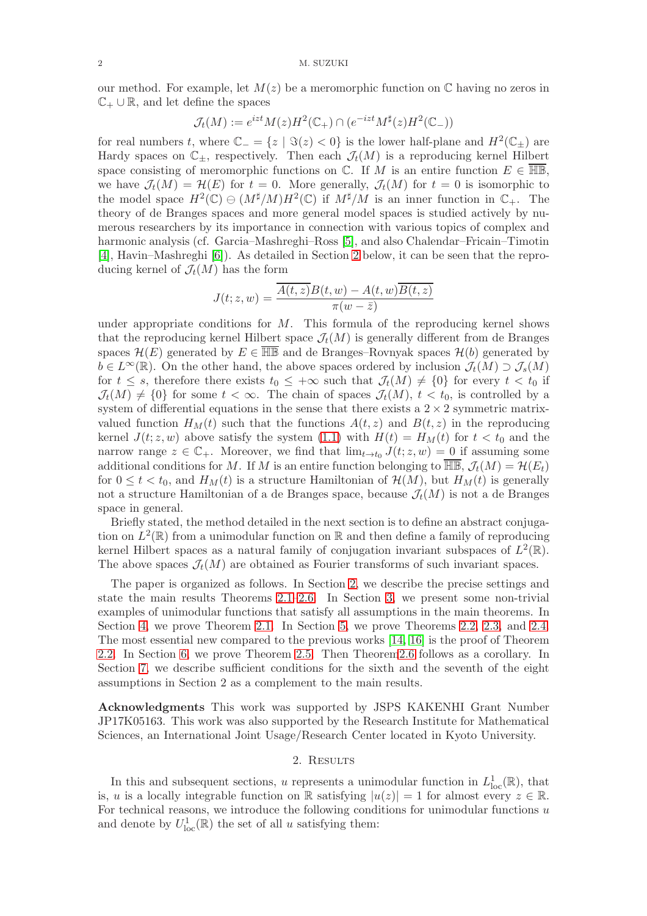our method. For example, let $M(z)$ be a meromorphic function on $\mathbb{C}$ having no zeros in $\mathbb{C}_+ \cup \mathbb{R}$, and let define the spaces

$$\mathcal{J}_t(M) := e^{izt} M(z) H^2(\mathbb{C}_+) \cap (e^{-izt} M^\sharp(z) H^2(\mathbb{C}_-))$$

for real numbers $t$, where $\mathbb{C}_- = \{z \mid \Im(z) < 0\}$ is the lower half-plane and $H^2(\mathbb{C}_\pm)$ are Hardy spaces on $\mathbb{C}_\pm$, respectively. Then each $\mathcal{J}_t(M)$ is a reproducing kernel Hilbert space consisting of meromorphic functions on $\mathbb{C}$. If $M$ is an entire function $E \in \overline{\mathbb{HB}}$, we have $\mathcal{J}_t(M) = \mathcal{H}(E)$ for $t = 0$. More generally, $\mathcal{J}_t(M)$ for $t = 0$ is isomorphic to the model space $H^2(\mathbb{C}) \ominus (M^\sharp/M) H^2(\mathbb{C})$ if $M^\sharp/M$ is an inner function in $\mathbb{C}_+$. The theory of de Branges spaces and more general model spaces is studied actively by numerous researchers by its importance in connection with various topics of complex and harmonic analysis (cf. Garcia–Mashreghi–Ross [5], and also Chalendar–Fricain–Timotin [4], Havin–Mashreghi [6]). As detailed in Section 2 below, it can be seen that the reproducing kernel of $\mathcal{J}_t(M)$ has the form

$$J(t; z, w) = \frac{\overline{A(t,z)} B(t,w) - A(t,w) \overline{B(t,z)}}{\pi(w - \bar{z})}$$

under appropriate conditions for $M$. This formula of the reproducing kernel shows that the reproducing kernel Hilbert space $\mathcal{J}_t(M)$ is generally different from de Branges spaces $\mathcal{H}(E)$ generated by $E \in \overline{\mathbb{HB}}$ and de Branges–Rovnyak spaces $\mathcal{H}(b)$ generated by $b \in L^\infty(\mathbb{R})$. On the other hand, the above spaces ordered by inclusion $\mathcal{J}_t(M) \supset \mathcal{J}_s(M)$ for $t \le s$, therefore there exists $t_0 \le +\infty$ such that $\mathcal{J}_t(M) \ne \{0\}$ for every $t < t_0$ if $\mathcal{J}_t(M) \ne \{0\}$ for some $t < \infty$. The chain of spaces $\mathcal{J}_t(M)$, $t < t_0$, is controlled by a system of differential equations in the sense that there exists a $2 \times 2$ symmetric matrix-valued function $H_M(t)$ such that the functions $A(t, z)$ and $B(t, z)$ in the reproducing kernel $J(t; z, w)$ above satisfy the system (1.1) with $H(t) = H_M(t)$ for $t < t_0$ and the narrow range $z \in \mathbb{C}_+$. Moreover, we find that $\lim_{t \to t_0} J(t; z, w) = 0$ if assuming some additional conditions for $M$. If $M$ is an entire function belonging to $\overline{\mathbb{HB}}$, $\mathcal{J}_t(M) = \mathcal{H}(E_t)$ for $0 \le t < t_0$, and $H_M(t)$ is a structure Hamiltonian of $\mathcal{H}(M)$, but $H_M(t)$ is generally not a structure Hamiltonian of a de Branges space, because $\mathcal{J}_t(M)$ is not a de Branges space in general.

Briefly stated, the method detailed in the next section is to define an abstract conjugation on $L^2(\mathbb{R})$ from a unimodular function on $\mathbb{R}$ and then define a family of reproducing kernel Hilbert spaces as a natural family of conjugation invariant subspaces of $L^2(\mathbb{R})$. The above spaces $\mathcal{J}_t(M)$ are obtained as Fourier transforms of such invariant spaces.

The paper is organized as follows. In Section 2, we describe the precise settings and state the main results Theorems 2.1–2.6. In Section 3, we present some non-trivial examples of unimodular functions that satisfy all assumptions in the main theorems. In Section 4, we prove Theorem 2.1. In Section 5, we prove Theorems 2.2, 2.3, and 2.4. The most essential new compared to the previous works [14, 16] is the proof of Theorem 2.2. In Section 6, we prove Theorem 2.5. Then Theorem2.6 follows as a corollary. In Section 7, we describe sufficient conditions for the sixth and the seventh of the eight assumptions in Section 2 as a complement to the main results.

**Acknowledgments** This work was supported by JSPS KAKENHI Grant Number JP17K05163. This work was also supported by the Research Institute for Mathematical Sciences, an International Joint Usage/Research Center located in Kyoto University.

## 2. Results

In this and subsequent sections, $u$ represents a unimodular function in $L^1_{\mathrm{loc}}(\mathbb{R})$, that is, $u$ is a locally integrable function on $\mathbb{R}$ satisfying $|u(z)| = 1$ for almost every $z \in \mathbb{R}$. For technical reasons, we introduce the following conditions for unimodular functions $u$ and denote by $U^1_{\mathrm{loc}}(\mathbb{R})$ the set of all $u$ satisfying them: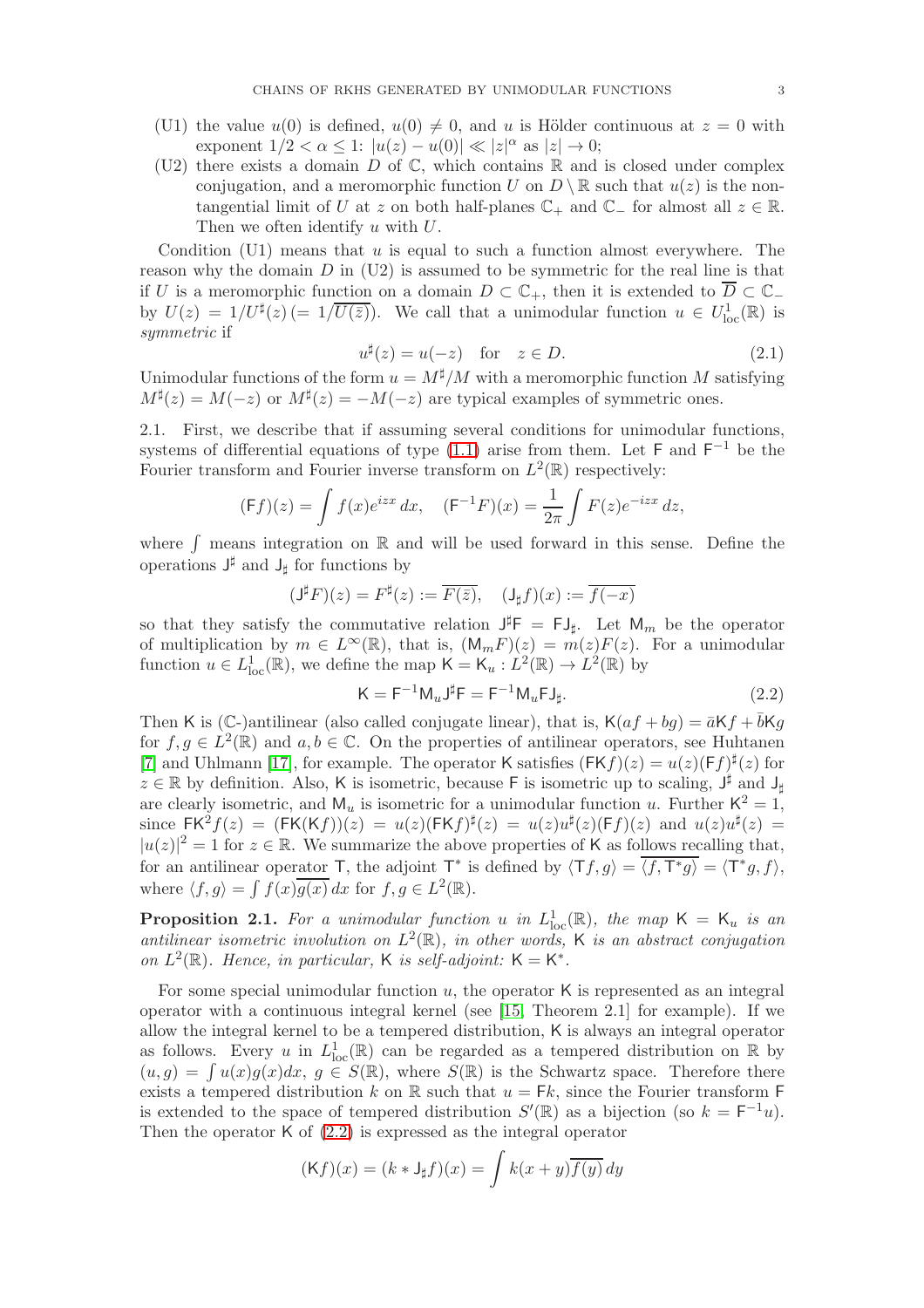(U1) the value $u(0)$ is defined, $u(0) \neq 0$, and $u$ is Hölder continuous at $z = 0$ with exponent $1/2 < \alpha \leq 1$: $|u(z) - u(0)| \ll |z|^\alpha$ as $|z| \to 0$;

(U2) there exists a domain $D$ of $\mathbb{C}$, which contains $\mathbb{R}$ and is closed under complex conjugation, and a meromorphic function $U$ on $D \setminus \mathbb{R}$ such that $u(z)$ is the non-tangential limit of $U$ at $z$ on both half-planes $\mathbb{C}_+$ and $\mathbb{C}_-$ for almost all $z \in \mathbb{R}$. Then we often identify $u$ with $U$.

Condition (U1) means that $u$ is equal to such a function almost everywhere. The reason why the domain $D$ in (U2) is assumed to be symmetric for the real line is that if $U$ is a meromorphic function on a domain $D \subset \mathbb{C}_+$, then it is extended to $\overline{D} \subset \mathbb{C}_-$ by $U(z) = 1/U^\sharp(z)\,(= 1/\overline{U(\bar{z})})$. We call that a unimodular function $u \in U^1_{\rm loc}(\mathbb{R})$ is *symmetric* if

$$u^\sharp(z) = u(-z) \quad \text{for} \quad z \in D. \tag{2.1}$$

Unimodular functions of the form $u = M^\sharp/M$ with a meromorphic function $M$ satisfying $M^\sharp(z) = M(-z)$ or $M^\sharp(z) = -M(-z)$ are typical examples of symmetric ones.

2.1. First, we describe that if assuming several conditions for unimodular functions, systems of differential equations of type (1.1) arise from them. Let $\mathsf{F}$ and $\mathsf{F}^{-1}$ be the Fourier transform and Fourier inverse transform on $L^2(\mathbb{R})$ respectively:

$$(\mathsf{F}f)(z) = \int f(x)e^{izx}\,dx, \quad (\mathsf{F}^{-1}F)(x) = \frac{1}{2\pi}\int F(z)e^{-izx}\,dz,$$

where $\int$ means integration on $\mathbb{R}$ and will be used forward in this sense. Define the operations $\mathsf{J}^\sharp$ and $\mathsf{J}_\sharp$ for functions by

$$(\mathsf{J}^\sharp F)(z) = F^\sharp(z) := \overline{F(\bar{z})}, \quad (\mathsf{J}_\sharp f)(x) := \overline{f(-x)}$$

so that they satisfy the commutative relation $\mathsf{J}^\sharp\mathsf{F} = \mathsf{F}\mathsf{J}_\sharp$. Let $\mathsf{M}_m$ be the operator of multiplication by $m \in L^\infty(\mathbb{R})$, that is, $(\mathsf{M}_m F)(z) = m(z)F(z)$. For a unimodular function $u \in L^1_{\rm loc}(\mathbb{R})$, we define the map $\mathsf{K} = \mathsf{K}_u : L^2(\mathbb{R}) \to L^2(\mathbb{R})$ by

$$\mathsf{K} = \mathsf{F}^{-1}\mathsf{M}_u\mathsf{J}^\sharp\mathsf{F} = \mathsf{F}^{-1}\mathsf{M}_u\mathsf{F}\mathsf{J}_\sharp. \tag{2.2}$$

Then $\mathsf{K}$ is ($\mathbb{C}$-)antilinear (also called conjugate linear), that is, $\mathsf{K}(af + bg) = \bar{a}\mathsf{K}f + \bar{b}\mathsf{K}g$ for $f, g \in L^2(\mathbb{R})$ and $a, b \in \mathbb{C}$. On the properties of antilinear operators, see Huhtanen [7] and Uhlmann [17], for example. The operator $\mathsf{K}$ satisfies $(\mathsf{F}\mathsf{K}f)(z) = u(z)(\mathsf{F}f)^\sharp(z)$ for $z \in \mathbb{R}$ by definition. Also, $\mathsf{K}$ is isometric, because $\mathsf{F}$ is isometric up to scaling, $\mathsf{J}^\sharp$ and $\mathsf{J}_\sharp$ are clearly isometric, and $\mathsf{M}_u$ is isometric for a unimodular function $u$. Further $\mathsf{K}^2 = 1$, since $\mathsf{F}\mathsf{K}^2 f(z) = (\mathsf{F}\mathsf{K}(\mathsf{K}f))(z) = u(z)(\mathsf{F}\mathsf{K}f)^\sharp(z) = u(z)u^\sharp(z)(\mathsf{F}f)(z)$ and $u(z)u^\sharp(z) = |u(z)|^2 = 1$ for $z \in \mathbb{R}$. We summarize the above properties of $\mathsf{K}$ as follows recalling that, for an antilinear operator $\mathsf{T}$, the adjoint $\mathsf{T}^*$ is defined by $\langle \mathsf{T}f, g\rangle = \overline{\langle f, \mathsf{T}^*g\rangle} = \langle \mathsf{T}^*g, f\rangle$, where $\langle f, g\rangle = \int f(x)\overline{g(x)}\,dx$ for $f, g \in L^2(\mathbb{R})$.

**Proposition 2.1.** *For a unimodular function $u$ in $L^1_{\rm loc}(\mathbb{R})$, the map $\mathsf{K} = \mathsf{K}_u$ is an antilinear isometric involution on $L^2(\mathbb{R})$, in other words, $\mathsf{K}$ is an abstract conjugation on $L^2(\mathbb{R})$. Hence, in particular, $\mathsf{K}$ is self-adjoint: $\mathsf{K} = \mathsf{K}^*$.*

For some special unimodular function $u$, the operator $\mathsf{K}$ is represented as an integral operator with a continuous integral kernel (see [15, Theorem 2.1] for example). If we allow the integral kernel to be a tempered distribution, $\mathsf{K}$ is always an integral operator as follows. Every $u$ in $L^1_{\rm loc}(\mathbb{R})$ can be regarded as a tempered distribution on $\mathbb{R}$ by $(u, g) = \int u(x)g(x)dx$, $g \in S(\mathbb{R})$, where $S(\mathbb{R})$ is the Schwartz space. Therefore there exists a tempered distribution $k$ on $\mathbb{R}$ such that $u = \mathsf{F}k$, since the Fourier transform $\mathsf{F}$ is extended to the space of tempered distribution $S'(\mathbb{R})$ as a bijection (so $k = \mathsf{F}^{-1}u$). Then the operator $\mathsf{K}$ of (2.2) is expressed as the integral operator

$$(\mathsf{K}f)(x) = (k * \mathsf{J}_\sharp f)(x) = \int k(x + y)\overline{f(y)}\,dy$$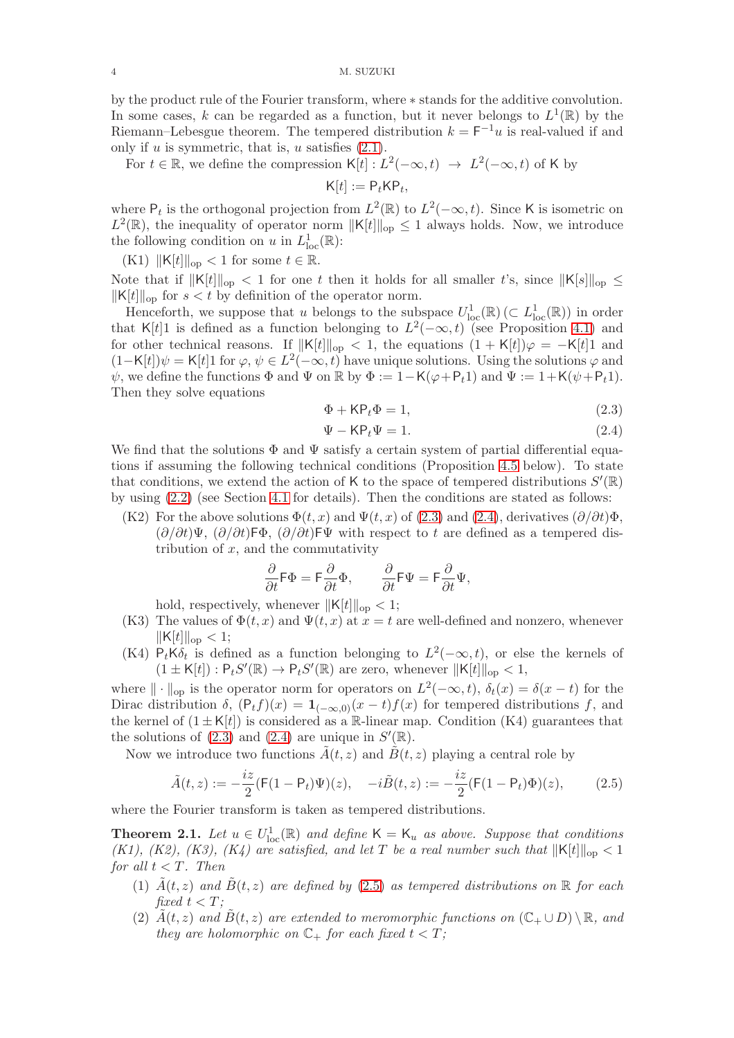by the product rule of the Fourier transform, where $*$ stands for the additive convolution. In some cases, $k$ can be regarded as a function, but it never belongs to $L^1(\mathbb{R})$ by the Riemann–Lebesgue theorem. The tempered distribution $k = \mathsf{F}^{-1}u$ is real-valued if and only if $u$ is symmetric, that is, $u$ satisfies (2.1).

For $t \in \mathbb{R}$, we define the compression $\mathsf{K}[t] : L^2(-\infty, t) \to L^2(-\infty, t)$ of $\mathsf{K}$ by

$$\mathsf{K}[t] := \mathsf{P}_t \mathsf{K} \mathsf{P}_t,$$

where $\mathsf{P}_t$ is the orthogonal projection from $L^2(\mathbb{R})$ to $L^2(-\infty, t)$. Since $\mathsf{K}$ is isometric on $L^2(\mathbb{R})$, the inequality of operator norm $\|\mathsf{K}[t]\|_{\mathrm{op}} \le 1$ always holds. Now, we introduce the following condition on $u$ in $L^1_{\mathrm{loc}}(\mathbb{R})$:

(K1) $\|\mathsf{K}[t]\|_{\mathrm{op}} < 1$ for some $t \in \mathbb{R}$.

Note that if $\|\mathsf{K}[t]\|_{\mathrm{op}} < 1$ for one $t$ then it holds for all smaller $t$'s, since $\|\mathsf{K}[s]\|_{\mathrm{op}} \le \|\mathsf{K}[t]\|_{\mathrm{op}}$ for $s < t$ by definition of the operator norm.

Henceforth, we suppose that $u$ belongs to the subspace $U^1_{\mathrm{loc}}(\mathbb{R})\,(\subset L^1_{\mathrm{loc}}(\mathbb{R}))$ in order that $\mathsf{K}[t]1$ is defined as a function belonging to $L^2(-\infty, t)$ (see Proposition 4.1) and for other technical reasons. If $\|\mathsf{K}[t]\|_{\mathrm{op}} < 1$, the equations $(1 + \mathsf{K}[t])\varphi = -\mathsf{K}[t]1$ and $(1 - \mathsf{K}[t])\psi = \mathsf{K}[t]1$ for $\varphi, \psi \in L^2(-\infty, t)$ have unique solutions. Using the solutions $\varphi$ and $\psi$, we define the functions $\Phi$ and $\Psi$ on $\mathbb{R}$ by $\Phi := 1 - \mathsf{K}(\varphi + \mathsf{P}_t 1)$ and $\Psi := 1 + \mathsf{K}(\psi + \mathsf{P}_t 1)$. Then they solve equations

$$\Phi + \mathsf{K}\mathsf{P}_t\Phi = 1, \tag{2.3}$$

$$\Psi - \mathsf{K}\mathsf{P}_t\Psi = 1. \tag{2.4}$$

We find that the solutions $\Phi$ and $\Psi$ satisfy a certain system of partial differential equations if assuming the following technical conditions (Proposition 4.5 below). To state that conditions, we extend the action of $\mathsf{K}$ to the space of tempered distributions $S'(\mathbb{R})$ by using (2.2) (see Section 4.1 for details). Then the conditions are stated as follows:

(K2) For the above solutions $\Phi(t, x)$ and $\Psi(t, x)$ of (2.3) and (2.4), derivatives $(\partial/\partial t)\Phi$, $(\partial/\partial t)\Psi$, $(\partial/\partial t)\mathsf{F}\Phi$, $(\partial/\partial t)\mathsf{F}\Psi$ with respect to $t$ are defined as a tempered distribution of $x$, and the commutativity

$$\frac{\partial}{\partial t}\mathsf{F}\Phi = \mathsf{F}\frac{\partial}{\partial t}\Phi, \qquad \frac{\partial}{\partial t}\mathsf{F}\Psi = \mathsf{F}\frac{\partial}{\partial t}\Psi,$$

hold, respectively, whenever $\|\mathsf{K}[t]\|_{\mathrm{op}} < 1$;

(K3) The values of $\Phi(t, x)$ and $\Psi(t, x)$ at $x = t$ are well-defined and nonzero, whenever $\|\mathsf{K}[t]\|_{\mathrm{op}} < 1$;

(K4) $\mathsf{P}_t\mathsf{K}\delta_t$ is defined as a function belonging to $L^2(-\infty, t)$, or else the kernels of $(1 \pm \mathsf{K}[t]) : \mathsf{P}_t S'(\mathbb{R}) \to \mathsf{P}_t S'(\mathbb{R})$ are zero, whenever $\|\mathsf{K}[t]\|_{\mathrm{op}} < 1$,

where $\|\cdot\|_{\mathrm{op}}$ is the operator norm for operators on $L^2(-\infty, t)$, $\delta_t(x) = \delta(x - t)$ for the Dirac distribution $\delta$, $(\mathsf{P}_t f)(x) = \mathbf{1}_{(-\infty,0)}(x - t)f(x)$ for tempered distributions $f$, and the kernel of $(1 \pm \mathsf{K}[t])$ is considered as a $\mathbb{R}$-linear map. Condition (K4) guarantees that the solutions of (2.3) and (2.4) are unique in $S'(\mathbb{R})$.

Now we introduce two functions $\tilde{A}(t, z)$ and $\tilde{B}(t, z)$ playing a central role by

$$\tilde{A}(t, z) := -\frac{iz}{2}(\mathsf{F}(1 - \mathsf{P}_t)\Psi)(z), \quad -i\tilde{B}(t, z) := -\frac{iz}{2}(\mathsf{F}(1 - \mathsf{P}_t)\Phi)(z), \tag{2.5}$$

where the Fourier transform is taken as tempered distributions.

**Theorem 2.1.** *Let $u \in U^1_{\mathrm{loc}}(\mathbb{R})$ and define $\mathsf{K} = \mathsf{K}_u$ as above. Suppose that conditions (K1), (K2), (K3), (K4) are satisfied, and let $T$ be a real number such that $\|\mathsf{K}[t]\|_{\mathrm{op}} < 1$ for all $t < T$. Then*

1. *$\tilde{A}(t, z)$ and $\tilde{B}(t, z)$ are defined by (2.5) as tempered distributions on $\mathbb{R}$ for each fixed $t < T$;*
2. *$\tilde{A}(t, z)$ and $\tilde{B}(t, z)$ are extended to meromorphic functions on $(\mathbb{C}_+ \cup D) \setminus \mathbb{R}$, and they are holomorphic on $\mathbb{C}_+$ for each fixed $t < T$;*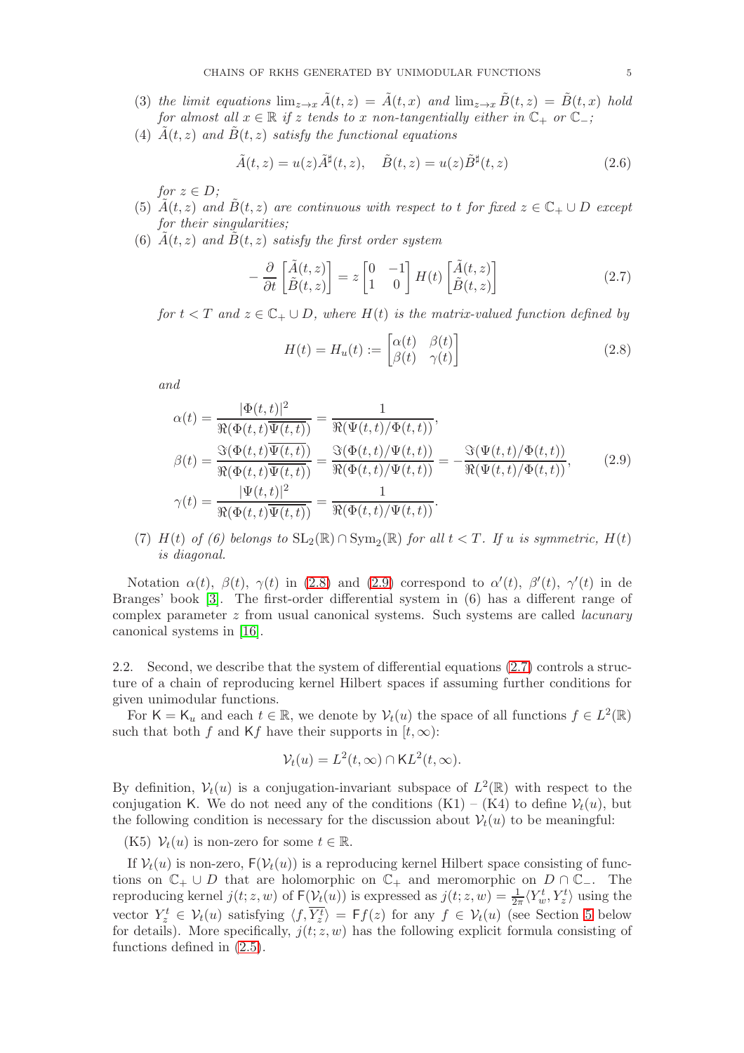(3) *the limit equations* $\lim_{z\to x} \tilde{A}(t,z) = \tilde{A}(t,x)$ *and* $\lim_{z\to x} \tilde{B}(t,z) = \tilde{B}(t,x)$ *hold for almost all* $x \in \mathbb{R}$ *if* $z$ *tends to* $x$ *non-tangentially either in* $\mathbb{C}_+$ *or* $\mathbb{C}_-$*;*

(4) $\tilde{A}(t,z)$ *and* $\tilde{B}(t,z)$ *satisfy the functional equations*

$$\tilde{A}(t,z) = u(z)\tilde{A}^\sharp(t,z), \quad \tilde{B}(t,z) = u(z)\tilde{B}^\sharp(t,z) \tag{2.6}$$

*for* $z \in D$*;*

(5) $\tilde{A}(t,z)$ *and* $\tilde{B}(t,z)$ *are continuous with respect to* $t$ *for fixed* $z \in \mathbb{C}_+ \cup D$ *except for their singularities;*

(6) $\tilde{A}(t,z)$ *and* $\tilde{B}(t,z)$ *satisfy the first order system*

$$-\frac{\partial}{\partial t}\begin{bmatrix}\tilde{A}(t,z)\\ \tilde{B}(t,z)\end{bmatrix} = z\begin{bmatrix}0 & -1\\ 1 & 0\end{bmatrix} H(t)\begin{bmatrix}\tilde{A}(t,z)\\ \tilde{B}(t,z)\end{bmatrix} \tag{2.7}$$

*for* $t < T$ *and* $z \in \mathbb{C}_+ \cup D$*, where* $H(t)$ *is the matrix-valued function defined by*

$$H(t) = H_u(t) := \begin{bmatrix}\alpha(t) & \beta(t)\\ \beta(t) & \gamma(t)\end{bmatrix} \tag{2.8}$$

*and*

$$\begin{aligned}
\alpha(t) &= \frac{|\Phi(t,t)|^2}{\Re(\Phi(t,t)\overline{\Psi(t,t)})} = \frac{1}{\Re(\Psi(t,t)/\Phi(t,t))},\\
\beta(t) &= \frac{\Im(\Phi(t,t)\overline{\Psi(t,t)})}{\Re(\Phi(t,t)\overline{\Psi(t,t)})} = \frac{\Im(\Phi(t,t)/\Psi(t,t))}{\Re(\Phi(t,t)/\Psi(t,t))} = -\frac{\Im(\Psi(t,t)/\Phi(t,t))}{\Re(\Psi(t,t)/\Phi(t,t))},\\
\gamma(t) &= \frac{|\Psi(t,t)|^2}{\Re(\Phi(t,t)\overline{\Psi(t,t)})} = \frac{1}{\Re(\Phi(t,t)/\Psi(t,t))}.
\end{aligned} \tag{2.9}$$

(7) $H(t)$ *of (6) belongs to* $\mathrm{SL}_2(\mathbb{R}) \cap \mathrm{Sym}_2(\mathbb{R})$ *for all* $t < T$*. If* $u$ *is symmetric,* $H(t)$ *is diagonal.*

Notation $\alpha(t)$, $\beta(t)$, $\gamma(t)$ in (2.8) and (2.9) correspond to $\alpha'(t)$, $\beta'(t)$, $\gamma'(t)$ in de Branges' book [3]. The first-order differential system in (6) has a different range of complex parameter $z$ from usual canonical systems. Such systems are called *lacunary* canonical systems in [16].

2.2. Second, we describe that the system of differential equations (2.7) controls a structure of a chain of reproducing kernel Hilbert spaces if assuming further conditions for given unimodular functions.

For $\mathsf{K} = \mathsf{K}_u$ and each $t \in \mathbb{R}$, we denote by $\mathcal{V}_t(u)$ the space of all functions $f \in L^2(\mathbb{R})$ such that both $f$ and $\mathsf{K}f$ have their supports in $[t,\infty)$:

$$\mathcal{V}_t(u) = L^2(t,\infty) \cap \mathsf{K}L^2(t,\infty).$$

By definition, $\mathcal{V}_t(u)$ is a conjugation-invariant subspace of $L^2(\mathbb{R})$ with respect to the conjugation $\mathsf{K}$. We do not need any of the conditions (K1) – (K4) to define $\mathcal{V}_t(u)$, but the following condition is necessary for the discussion about $\mathcal{V}_t(u)$ to be meaningful:

(K5) $\mathcal{V}_t(u)$ is non-zero for some $t \in \mathbb{R}$.

If $\mathcal{V}_t(u)$ is non-zero, $\mathsf{F}(\mathcal{V}_t(u))$ is a reproducing kernel Hilbert space consisting of functions on $\mathbb{C}_+ \cup D$ that are holomorphic on $\mathbb{C}_+$ and meromorphic on $D \cap \mathbb{C}_-$. The reproducing kernel $j(t;z,w)$ of $\mathsf{F}(\mathcal{V}_t(u))$ is expressed as $j(t;z,w) = \frac{1}{2\pi}\langle Y_w^t, Y_z^t\rangle$ using the vector $Y_z^t \in \mathcal{V}_t(u)$ satisfying $\langle f, \overline{Y_z^t}\rangle = \mathsf{F}f(z)$ for any $f \in \mathcal{V}_t(u)$ (see Section 5 below for details). More specifically, $j(t;z,w)$ has the following explicit formula consisting of functions defined in (2.5).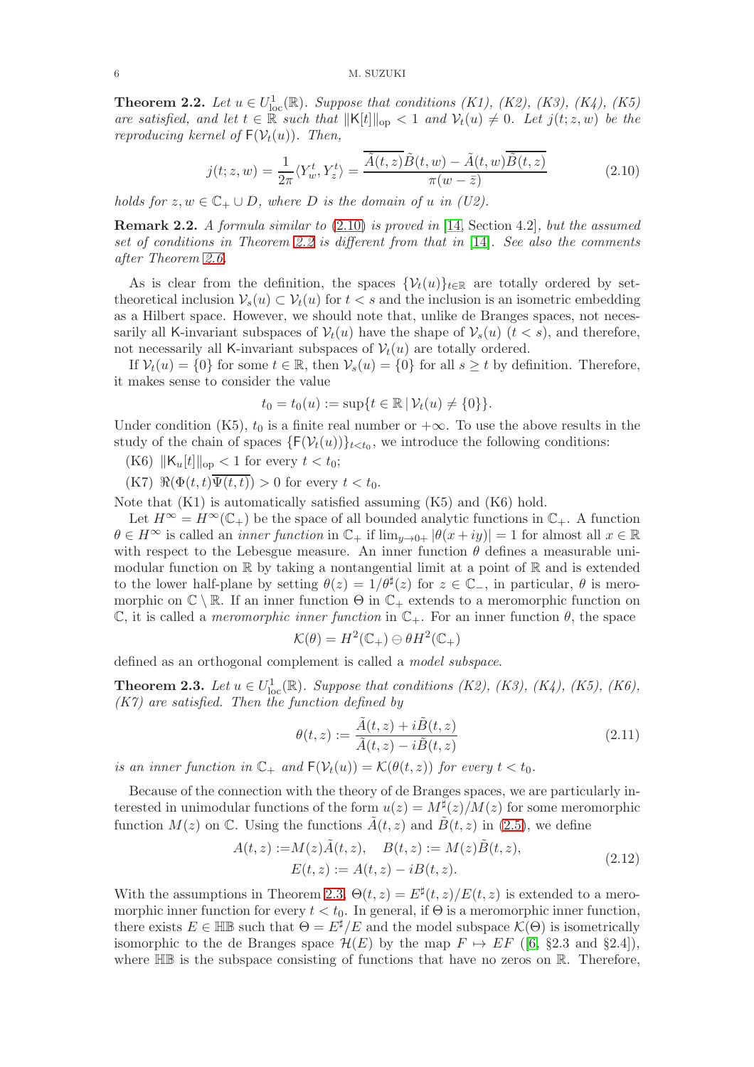**Theorem 2.2.** *Let $u \in U^1_{\rm loc}(\mathbb{R})$. Suppose that conditions (K1), (K2), (K3), (K4), (K5) are satisfied, and let $t \in \mathbb{R}$ such that $\|\mathsf{K}[t]\|_{\rm op} < 1$ and $\mathcal{V}_t(u) \neq 0$. Let $j(t;z,w)$ be the reproducing kernel of $\mathsf{F}(\mathcal{V}_t(u))$. Then,*

$$j(t;z,w) = \frac{1}{2\pi}\langle Y_w^t, Y_z^t \rangle = \frac{\overline{\tilde{A}(t,z)}\tilde{B}(t,w) - \tilde{A}(t,w)\overline{\tilde{B}(t,z)}}{\pi(w-\bar{z})} \tag{2.10}$$

*holds for $z, w \in \mathbb{C}_+ \cup D$, where $D$ is the domain of $u$ in (U2).*

**Remark 2.2.** *A formula similar to (2.10) is proved in* [14, Section 4.2]*, but the assumed set of conditions in Theorem 2.2 is different from that in* [14]*. See also the comments after Theorem 2.6.*

As is clear from the definition, the spaces $\{\mathcal{V}_t(u)\}_{t\in\mathbb{R}}$ are totally ordered by set-theoretical inclusion $\mathcal{V}_s(u) \subset \mathcal{V}_t(u)$ for $t < s$ and the inclusion is an isometric embedding as a Hilbert space. However, we should note that, unlike de Branges spaces, not necessarily all $\mathsf{K}$-invariant subspaces of $\mathcal{V}_t(u)$ have the shape of $\mathcal{V}_s(u)$ $(t < s)$, and therefore, not necessarily all $\mathsf{K}$-invariant subspaces of $\mathcal{V}_t(u)$ are totally ordered.

If $\mathcal{V}_t(u) = \{0\}$ for some $t \in \mathbb{R}$, then $\mathcal{V}_s(u) = \{0\}$ for all $s \geq t$ by definition. Therefore, it makes sense to consider the value

$$t_0 = t_0(u) := \sup\{t \in \mathbb{R} \mid \mathcal{V}_t(u) \neq \{0\}\}.$$

Under condition (K5), $t_0$ is a finite real number or $+\infty$. To use the above results in the study of the chain of spaces $\{\mathsf{F}(\mathcal{V}_t(u))\}_{t<t_0}$, we introduce the following conditions:

(K6) $\|\mathsf{K}_u[t]\|_{\rm op} < 1$ for every $t < t_0$;

(K7) $\Re(\Phi(t,t)\overline{\Psi(t,t)}) > 0$ for every $t < t_0$.

Note that (K1) is automatically satisfied assuming (K5) and (K6) hold.

Let $H^\infty = H^\infty(\mathbb{C}_+)$ be the space of all bounded analytic functions in $\mathbb{C}_+$. A function $\theta \in H^\infty$ is called an *inner function* in $\mathbb{C}_+$ if $\lim_{y\to 0+} |\theta(x+iy)| = 1$ for almost all $x \in \mathbb{R}$ with respect to the Lebesgue measure. An inner function $\theta$ defines a measurable unimodular function on $\mathbb{R}$ by taking a nontangential limit at a point of $\mathbb{R}$ and is extended to the lower half-plane by setting $\theta(z) = 1/\theta^\sharp(z)$ for $z \in \mathbb{C}_-$, in particular, $\theta$ is meromorphic on $\mathbb{C} \setminus \mathbb{R}$. If an inner function $\Theta$ in $\mathbb{C}_+$ extends to a meromorphic function on $\mathbb{C}$, it is called a *meromorphic inner function* in $\mathbb{C}_+$. For an inner function $\theta$, the space

$$\mathcal{K}(\theta) = H^2(\mathbb{C}_+) \ominus \theta H^2(\mathbb{C}_+)$$

defined as an orthogonal complement is called a *model subspace*.

**Theorem 2.3.** *Let $u \in U^1_{\rm loc}(\mathbb{R})$. Suppose that conditions (K2), (K3), (K4), (K5), (K6), (K7) are satisfied. Then the function defined by*

$$\theta(t,z) := \frac{\tilde{A}(t,z) + i\tilde{B}(t,z)}{\tilde{A}(t,z) - i\tilde{B}(t,z)} \tag{2.11}$$

*is an inner function in $\mathbb{C}_+$ and $\mathsf{F}(\mathcal{V}_t(u)) = \mathcal{K}(\theta(t,z))$ for every $t < t_0$.*

Because of the connection with the theory of de Branges spaces, we are particularly interested in unimodular functions of the form $u(z) = M^\sharp(z)/M(z)$ for some meromorphic function $M(z)$ on $\mathbb{C}$. Using the functions $\tilde{A}(t,z)$ and $\tilde{B}(t,z)$ in (2.5), we define

$$\begin{aligned} A(t,z) :=& M(z)\tilde{A}(t,z), \quad B(t,z) := M(z)\tilde{B}(t,z), \\ &E(t,z) := A(t,z) - iB(t,z). \end{aligned} \tag{2.12}$$

With the assumptions in Theorem 2.3, $\Theta(t,z) = E^\sharp(t,z)/E(t,z)$ is extended to a meromorphic inner function for every $t < t_0$. In general, if $\Theta$ is a meromorphic inner function, there exists $E \in \mathbb{HB}$ such that $\Theta = E^\sharp/E$ and the model subspace $\mathcal{K}(\Theta)$ is isometrically isomorphic to the de Branges space $\mathcal{H}(E)$ by the map $F \mapsto EF$ ([6, §2.3 and §2.4]), where $\mathbb{HB}$ is the subspace consisting of functions that have no zeros on $\mathbb{R}$. Therefore,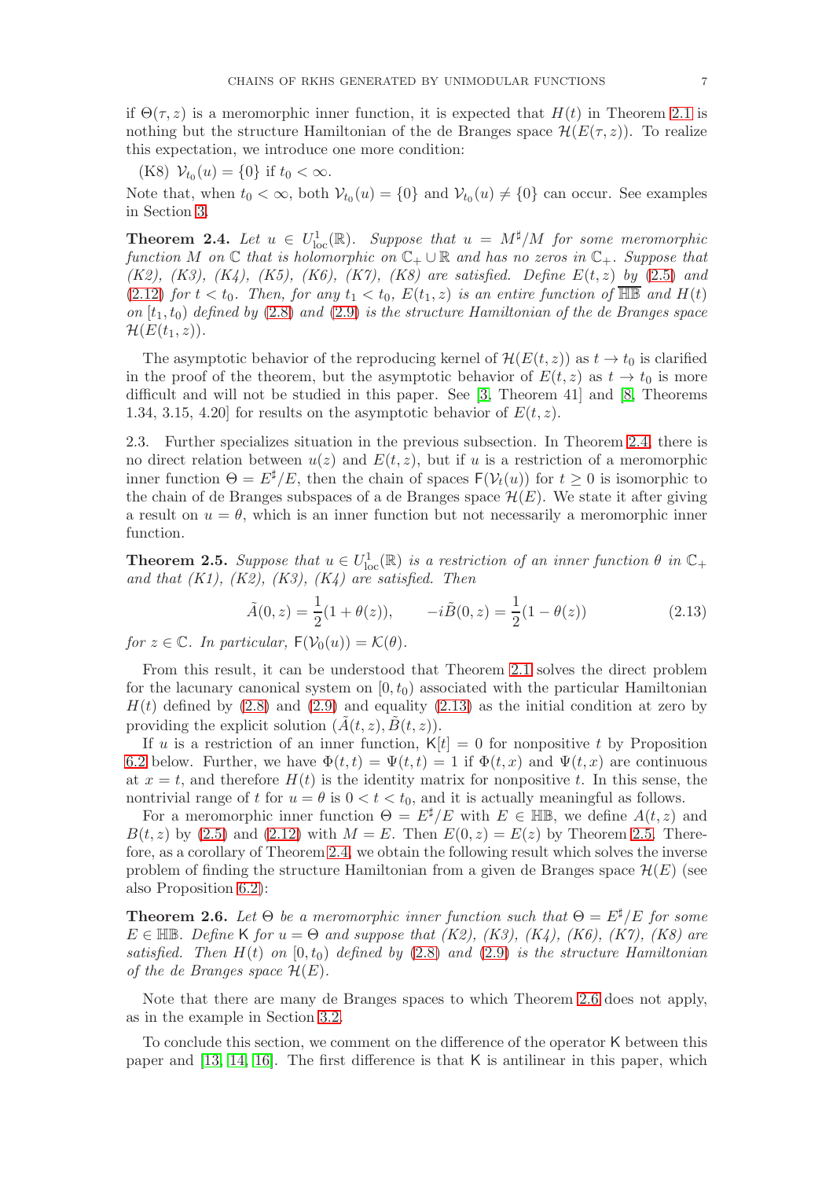if $\Theta(\tau, z)$ is a meromorphic inner function, it is expected that $H(t)$ in Theorem 2.1 is nothing but the structure Hamiltonian of the de Branges space $\mathcal{H}(E(\tau, z))$. To realize this expectation, we introduce one more condition:

(K8) $\mathcal{V}_{t_0}(u) = \{0\}$ if $t_0 < \infty$.

Note that, when $t_0 < \infty$, both $\mathcal{V}_{t_0}(u) = \{0\}$ and $\mathcal{V}_{t_0}(u) \neq \{0\}$ can occur. See examples in Section 3.

**Theorem 2.4.** *Let $u \in U^1_{\rm loc}(\mathbb{R})$. Suppose that $u = M^\sharp/M$ for some meromorphic function $M$ on $\mathbb{C}$ that is holomorphic on $\mathbb{C}_+ \cup \mathbb{R}$ and has no zeros in $\mathbb{C}_+$. Suppose that (K2), (K3), (K4), (K5), (K6), (K7), (K8) are satisfied. Define $E(t, z)$ by (2.5) and (2.12) for $t < t_0$. Then, for any $t_1 < t_0$, $E(t_1, z)$ is an entire function of $\overline{\mathbb{HB}}$ and $H(t)$ on $[t_1, t_0)$ defined by (2.8) and (2.9) is the structure Hamiltonian of the de Branges space $\mathcal{H}(E(t_1, z))$.*

The asymptotic behavior of the reproducing kernel of $\mathcal{H}(E(t, z))$ as $t \to t_0$ is clarified in the proof of the theorem, but the asymptotic behavior of $E(t, z)$ as $t \to t_0$ is more difficult and will not be studied in this paper. See [3, Theorem 41] and [8, Theorems 1.34, 3.15, 4.20] for results on the asymptotic behavior of $E(t, z)$.

2.3. Further specializes situation in the previous subsection. In Theorem 2.4, there is no direct relation between $u(z)$ and $E(t, z)$, but if $u$ is a restriction of a meromorphic inner function $\Theta = E^\sharp/E$, then the chain of spaces $\mathsf{F}(\mathcal{V}_t(u))$ for $t \geq 0$ is isomorphic to the chain of de Branges subspaces of a de Branges space $\mathcal{H}(E)$. We state it after giving a result on $u = \theta$, which is an inner function but not necessarily a meromorphic inner function.

**Theorem 2.5.** *Suppose that $u \in U^1_{\rm loc}(\mathbb{R})$ is a restriction of an inner function $\theta$ in $\mathbb{C}_+$ and that (K1), (K2), (K3), (K4) are satisfied. Then*

$$\tilde{A}(0, z) = \frac{1}{2}(1 + \theta(z)), \qquad -i\tilde{B}(0, z) = \frac{1}{2}(1 - \theta(z)) \tag{2.13}$$

*for $z \in \mathbb{C}$. In particular, $\mathsf{F}(\mathcal{V}_0(u)) = \mathcal{K}(\theta)$.*

From this result, it can be understood that Theorem 2.1 solves the direct problem for the lacunary canonical system on $[0, t_0)$ associated with the particular Hamiltonian $H(t)$ defined by (2.8) and (2.9) and equality (2.13) as the initial condition at zero by providing the explicit solution $(\tilde{A}(t, z), \tilde{B}(t, z))$.

If $u$ is a restriction of an inner function, $\mathsf{K}[t] = 0$ for nonpositive $t$ by Proposition 6.2 below. Further, we have $\Phi(t, t) = \Psi(t, t) = 1$ if $\Phi(t, x)$ and $\Psi(t, x)$ are continuous at $x = t$, and therefore $H(t)$ is the identity matrix for nonpositive $t$. In this sense, the nontrivial range of $t$ for $u = \theta$ is $0 < t < t_0$, and it is actually meaningful as follows.

For a meromorphic inner function $\Theta = E^\sharp/E$ with $E \in \mathbb{HB}$, we define $A(t, z)$ and $B(t, z)$ by (2.5) and (2.12) with $M = E$. Then $E(0, z) = E(z)$ by Theorem 2.5. Therefore, as a corollary of Theorem 2.4, we obtain the following result which solves the inverse problem of finding the structure Hamiltonian from a given de Branges space $\mathcal{H}(E)$ (see also Proposition 6.2):

**Theorem 2.6.** *Let $\Theta$ be a meromorphic inner function such that $\Theta = E^\sharp/E$ for some $E \in \mathbb{HB}$. Define $\mathsf{K}$ for $u = \Theta$ and suppose that (K2), (K3), (K4), (K6), (K7), (K8) are satisfied. Then $H(t)$ on $[0, t_0)$ defined by (2.8) and (2.9) is the structure Hamiltonian of the de Branges space $\mathcal{H}(E)$.*

Note that there are many de Branges spaces to which Theorem 2.6 does not apply, as in the example in Section 3.2.

To conclude this section, we comment on the difference of the operator $\mathsf{K}$ between this paper and [13, 14, 16]. The first difference is that $\mathsf{K}$ is antilinear in this paper, which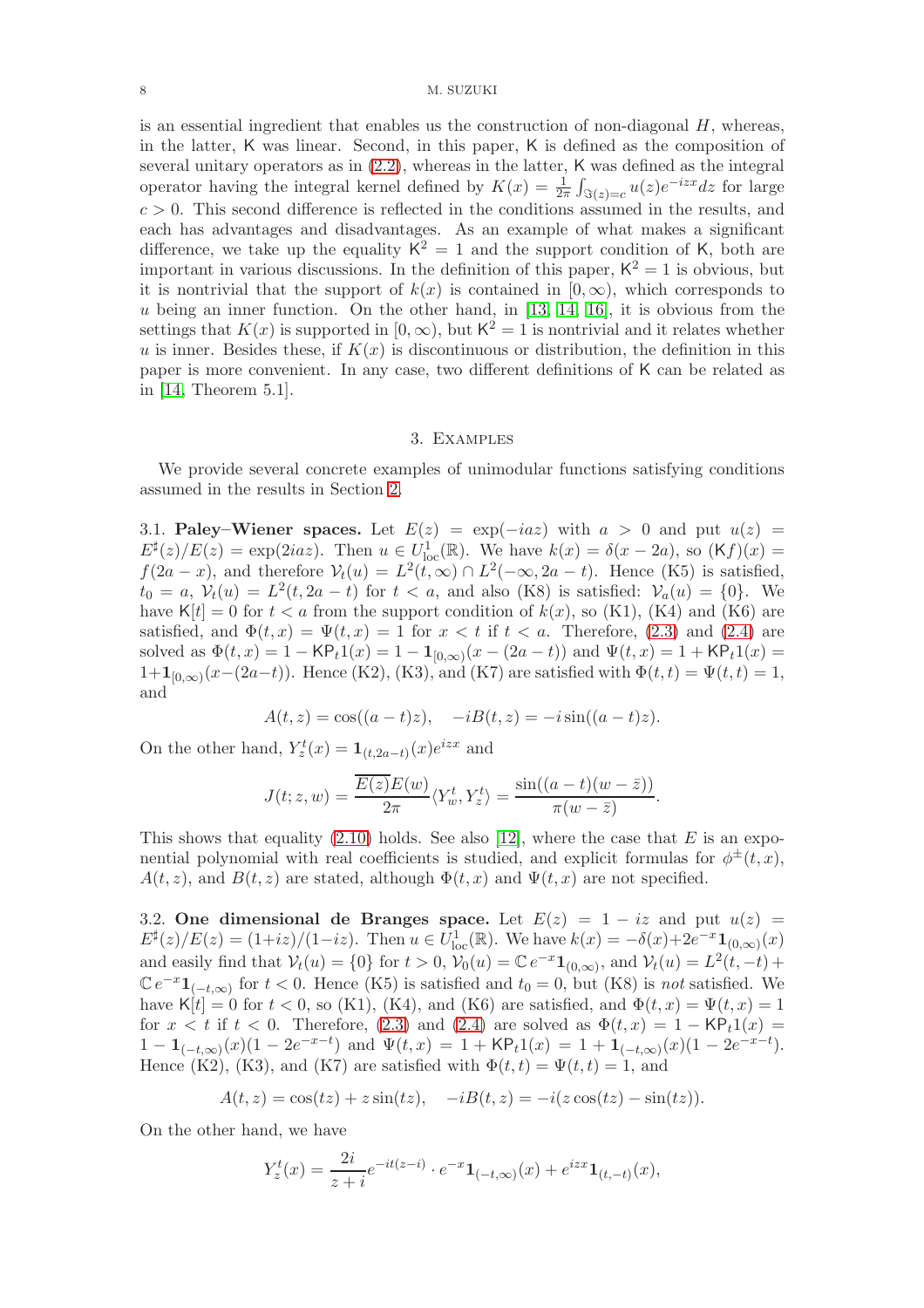is an essential ingredient that enables us the construction of non-diagonal $H$, whereas, in the latter, $\mathsf{K}$ was linear. Second, in this paper, $\mathsf{K}$ is defined as the composition of several unitary operators as in (2.2), whereas in the latter, $\mathsf{K}$ was defined as the integral operator having the integral kernel defined by $K(x) = \frac{1}{2\pi}\int_{\Im(z)=c} u(z)e^{-izx}dz$ for large $c > 0$. This second difference is reflected in the conditions assumed in the results, and each has advantages and disadvantages. As an example of what makes a significant difference, we take up the equality $\mathsf{K}^2 = 1$ and the support condition of $\mathsf{K}$, both are important in various discussions. In the definition of this paper, $\mathsf{K}^2 = 1$ is obvious, but it is nontrivial that the support of $k(x)$ is contained in $[0,\infty)$, which corresponds to $u$ being an inner function. On the other hand, in [13, 14, 16], it is obvious from the settings that $K(x)$ is supported in $[0,\infty)$, but $\mathsf{K}^2 = 1$ is nontrivial and it relates whether $u$ is inner. Besides these, if $K(x)$ is discontinuous or distribution, the definition in this paper is more convenient. In any case, two different definitions of $\mathsf{K}$ can be related as in [14, Theorem 5.1].

## 3. Examples

We provide several concrete examples of unimodular functions satisfying conditions assumed in the results in Section 2.

3.1. **Paley–Wiener spaces.** Let $E(z) = \exp(-iaz)$ with $a > 0$ and put $u(z) = E^\sharp(z)/E(z) = \exp(2iaz)$. Then $u \in U^1_{\mathrm{loc}}(\mathbb{R})$. We have $k(x) = \delta(x - 2a)$, so $(\mathsf{K}f)(x) = f(2a - x)$, and therefore $\mathcal{V}_t(u) = L^2(t,\infty) \cap L^2(-\infty, 2a - t)$. Hence (K5) is satisfied, $t_0 = a$, $\mathcal{V}_t(u) = L^2(t, 2a - t)$ for $t < a$, and also (K8) is satisfied: $\mathcal{V}_a(u) = \{0\}$. We have $\mathsf{K}[t] = 0$ for $t < a$ from the support condition of $k(x)$, so (K1), (K4) and (K6) are satisfied, and $\Phi(t,x) = \Psi(t,x) = 1$ for $x < t$ if $t < a$. Therefore, (2.3) and (2.4) are solved as $\Phi(t,x) = 1 - \mathsf{K}\mathsf{P}_t 1(x) = 1 - \mathbf{1}_{[0,\infty)}(x - (2a - t))$ and $\Psi(t,x) = 1 + \mathsf{K}\mathsf{P}_t 1(x) = 1 + \mathbf{1}_{[0,\infty)}(x - (2a - t))$. Hence (K2), (K3), and (K7) are satisfied with $\Phi(t,t) = \Psi(t,t) = 1$, and

$$A(t,z) = \cos((a-t)z), \quad -iB(t,z) = -i\sin((a-t)z).$$

On the other hand, $Y^t_z(x) = \mathbf{1}_{(t,2a-t)}(x)e^{izx}$ and

$$J(t;z,w) = \frac{\overline{E(z)}E(w)}{2\pi}\langle Y^t_w, Y^t_z\rangle = \frac{\sin((a-t)(w-\bar{z}))}{\pi(w-\bar{z})}.$$

This shows that equality (2.10) holds. See also [12], where the case that $E$ is an exponential polynomial with real coefficients is studied, and explicit formulas for $\phi^\pm(t,x)$, $A(t,z)$, and $B(t,z)$ are stated, although $\Phi(t,x)$ and $\Psi(t,x)$ are not specified.

3.2. **One dimensional de Branges space.** Let $E(z) = 1 - iz$ and put $u(z) = E^\sharp(z)/E(z) = (1+iz)/(1-iz)$. Then $u \in U^1_{\mathrm{loc}}(\mathbb{R})$. We have $k(x) = -\delta(x) + 2e^{-x}\mathbf{1}_{(0,\infty)}(x)$ and easily find that $\mathcal{V}_t(u) = \{0\}$ for $t > 0$, $\mathcal{V}_0(u) = \mathbb{C}\,e^{-x}\mathbf{1}_{(0,\infty)}$, and $\mathcal{V}_t(u) = L^2(t,-t) + \mathbb{C}\,e^{-x}\mathbf{1}_{(-t,\infty)}$ for $t < 0$. Hence (K5) is satisfied and $t_0 = 0$, but (K8) is *not* satisfied. We have $\mathsf{K}[t] = 0$ for $t < 0$, so (K1), (K4), and (K6) are satisfied, and $\Phi(t,x) = \Psi(t,x) = 1$ for $x < t$ if $t < 0$. Therefore, (2.3) and (2.4) are solved as $\Phi(t,x) = 1 - \mathsf{K}\mathsf{P}_t 1(x) = 1 - \mathbf{1}_{(-t,\infty)}(x)(1 - 2e^{-x-t})$ and $\Psi(t,x) = 1 + \mathsf{K}\mathsf{P}_t 1(x) = 1 + \mathbf{1}_{(-t,\infty)}(x)(1 - 2e^{-x-t})$. Hence (K2), (K3), and (K7) are satisfied with $\Phi(t,t) = \Psi(t,t) = 1$, and

$$A(t,z) = \cos(tz) + z\sin(tz), \quad -iB(t,z) = -i(z\cos(tz) - \sin(tz)).$$

On the other hand, we have

$$Y^t_z(x) = \frac{2i}{z+i}e^{-it(z-i)} \cdot e^{-x}\mathbf{1}_{(-t,\infty)}(x) + e^{izx}\mathbf{1}_{(t,-t)}(x),$$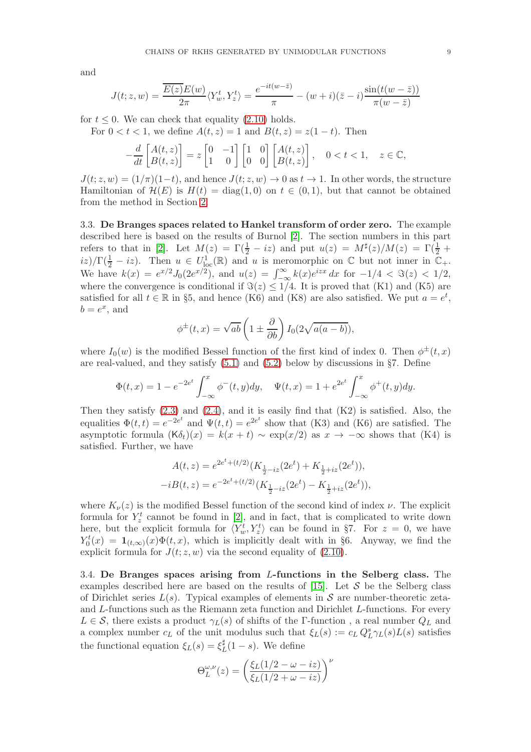and

$$J(t;z,w) = \frac{\overline{E(z)}E(w)}{2\pi}\langle Y_w^t, Y_z^t\rangle = \frac{e^{-it(w-\bar{z})}}{\pi} - (w+i)(\bar{z}-i)\frac{\sin(t(w-\bar{z}))}{\pi(w-\bar{z})}$$

for $t \le 0$. We can check that equality (2.10) holds.

For $0<t<1$, we define $A(t,z)=1$ and $B(t,z)=z(1-t)$. Then

$$-\frac{d}{dt}\begin{bmatrix} A(t,z) \\ B(t,z)\end{bmatrix} = z\begin{bmatrix} 0 & -1 \\ 1 & 0\end{bmatrix}\begin{bmatrix} 1 & 0 \\ 0 & 0\end{bmatrix}\begin{bmatrix} A(t,z) \\ B(t,z)\end{bmatrix}, \quad 0<t<1, \quad z\in\mathbb{C},$$

$J(t;z,w)=(1/\pi)(1-t)$, and hence $J(t;z,w)\to 0$ as $t\to 1$. In other words, the structure Hamiltonian of $\mathcal{H}(E)$ is $H(t)=\mathrm{diag}(1,0)$ on $t\in(0,1)$, but that cannot be obtained from the method in Section 2.

**3.3. De Branges spaces related to Hankel transform of order zero.** The example described here is based on the results of Burnol [2]. The section numbers in this part refers to that in [2]. Let $M(z)=\Gamma(\frac{1}{2}-iz)$ and put $u(z)=M^\sharp(z)/M(z)=\Gamma(\frac{1}{2}+iz)/\Gamma(\frac{1}{2}-iz)$. Then $u\in U_{\mathrm{loc}}^1(\mathbb{R})$ and $u$ is meromorphic on $\mathbb{C}$ but not inner in $\mathbb{C}_+$. We have $k(x)=e^{x/2}J_0(2e^{x/2})$, and $u(z)=\int_{-\infty}^{\infty}k(x)e^{izx}\,dx$ for $-1/4<\Im(z)<1/2$, where the convergence is conditional if $\Im(z)\le 1/4$. It is proved that (K1) and (K5) are satisfied for all $t\in\mathbb{R}$ in §5, and hence (K6) and (K8) are also satisfied. We put $a=e^t$, $b=e^x$, and

$$\phi^{\pm}(t,x)=\sqrt{ab}\left(1\pm\frac{\partial}{\partial b}\right)I_0(2\sqrt{a(a-b)}),$$

where $I_0(w)$ is the modified Bessel function of the first kind of index 0. Then $\phi^{\pm}(t,x)$ are real-valued, and they satisfy (5.1) and (5.2) below by discussions in §7. Define

$$\Phi(t,x)=1-e^{-2e^t}\int_{-\infty}^{x}\phi^-(t,y)dy, \quad \Psi(t,x)=1+e^{2e^t}\int_{-\infty}^{x}\phi^+(t,y)dy.$$

Then they satisfy (2.3) and (2.4), and it is easily find that (K2) is satisfied. Also, the equalities $\Phi(t,t)=e^{-2e^t}$ and $\Psi(t,t)=e^{2e^t}$ show that (K3) and (K6) are satisfied. The asymptotic formula $(\mathsf{K}\delta_t)(x)=k(x+t)\sim\exp(x/2)$ as $x\to-\infty$ shows that (K4) is satisfied. Further, we have

$$A(t,z)=e^{2e^t+(t/2)}(K_{\frac{1}{2}-iz}(2e^t)+K_{\frac{1}{2}+iz}(2e^t)),$$
$$-iB(t,z)=e^{-2e^t+(t/2)}(K_{\frac{1}{2}-iz}(2e^t)-K_{\frac{1}{2}+iz}(2e^t)),$$

where $K_\nu(z)$ is the modified Bessel function of the second kind of index $\nu$. The explicit formula for $Y_z^t$ cannot be found in [2], and in fact, that is complicated to write down here, but the explicit formula for $\langle Y_w^t, Y_z^t\rangle$ can be found in §7. For $z=0$, we have $Y_0^t(x)=\mathbf{1}_{(t,\infty)}(x)\Phi(t,x)$, which is implicitly dealt with in §6. Anyway, we find the explicit formula for $J(t;z,w)$ via the second equality of (2.10).

**3.4. De Branges spaces arising from $L$-functions in the Selberg class.** The examples described here are based on the results of [15]. Let $\mathcal{S}$ be the Selberg class of Dirichlet series $L(s)$. Typical examples of elements in $\mathcal{S}$ are number-theoretic zeta- and $L$-functions such as the Riemann zeta function and Dirichlet $L$-functions. For every $L\in\mathcal{S}$, there exists a product $\gamma_L(s)$ of shifts of the $\Gamma$-function , a real number $Q_L$ and a complex number $c_L$ of the unit modulus such that $\xi_L(s):=c_L\,Q_L^s\gamma_L(s)L(s)$ satisfies the functional equation $\xi_L(s)=\xi_L^\sharp(1-s)$. We define

$$\Theta_L^{\omega,\nu}(z)=\left(\frac{\xi_L(1/2-\omega-iz)}{\xi_L(1/2+\omega-iz)}\right)^{\nu}$$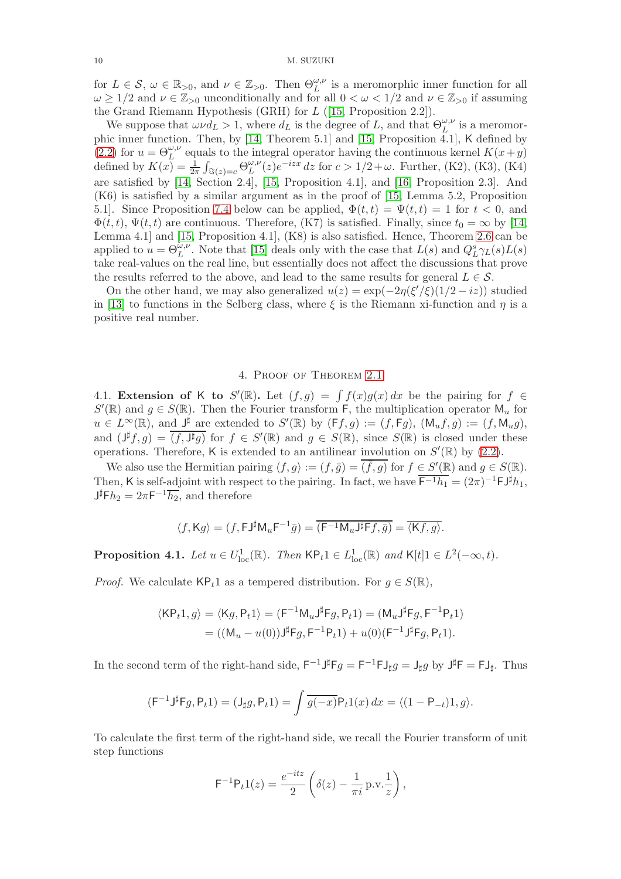for $L \in \mathcal{S}$, $\omega \in \mathbb{R}_{>0}$, and $\nu \in \mathbb{Z}_{>0}$. Then $\Theta_L^{\omega,\nu}$ is a meromorphic inner function for all $\omega \geq 1/2$ and $\nu \in \mathbb{Z}_{>0}$ unconditionally and for all $0 < \omega < 1/2$ and $\nu \in \mathbb{Z}_{>0}$ if assuming the Grand Riemann Hypothesis (GRH) for $L$ ([15, Proposition 2.2]).

We suppose that $\omega\nu d_L > 1$, where $d_L$ is the degree of $L$, and that $\Theta_L^{\omega,\nu}$ is a meromorphic inner function. Then, by [14, Theorem 5.1] and [15, Proposition 4.1], $\mathsf{K}$ defined by (2.2) for $u = \Theta_L^{\omega,\nu}$ equals to the integral operator having the continuous kernel $K(x+y)$ defined by $K(x) = \frac{1}{2\pi}\int_{\Im(z)=c} \Theta_L^{\omega,\nu}(z) e^{-izx}\, dz$ for $c > 1/2+\omega$. Further, (K2), (K3), (K4) are satisfied by [14, Section 2.4], [15, Proposition 4.1], and [16, Proposition 2.3]. And (K6) is satisfied by a similar argument as in the proof of [15, Lemma 5.2, Proposition 5.1]. Since Proposition 7.4 below can be applied, $\Phi(t,t) = \Psi(t,t) = 1$ for $t < 0$, and $\Phi(t,t)$, $\Psi(t,t)$ are continuous. Therefore, (K7) is satisfied. Finally, since $t_0 = \infty$ by [14, Lemma 4.1] and [15, Proposition 4.1], (K8) is also satisfied. Hence, Theorem 2.6 can be applied to $u = \Theta_L^{\omega,\nu}$. Note that [15] deals only with the case that $L(s)$ and $Q_L^s \gamma_L(s) L(s)$ take real-values on the real line, but essentially does not affect the discussions that prove the results referred to the above, and lead to the same results for general $L \in \mathcal{S}$.

On the other hand, we may also generalized $u(z) = \exp(-2\eta(\xi'/\xi)(1/2 - iz))$ studied in [13] to functions in the Selberg class, where $\xi$ is the Riemann xi-function and $\eta$ is a positive real number.

## 4. Proof of Theorem 2.1

**4.1. Extension of $\mathsf{K}$ to $S'(\mathbb{R})$.** Let $(f,g) = \int f(x)g(x)\,dx$ be the pairing for $f \in S'(\mathbb{R})$ and $g \in S(\mathbb{R})$. Then the Fourier transform $\mathsf{F}$, the multiplication operator $\mathsf{M}_u$ for $u \in L^\infty(\mathbb{R})$, and $\mathsf{J}^\sharp$ are extended to $S'(\mathbb{R})$ by $(\mathsf{F}f, g) := (f, \mathsf{F}g)$, $(\mathsf{M}_u f, g) := (f, \mathsf{M}_u g)$, and $(\mathsf{J}^\sharp f, g) = \overline{(f, \mathsf{J}^\sharp g)}$ for $f \in S'(\mathbb{R})$ and $g \in S(\mathbb{R})$, since $S(\mathbb{R})$ is closed under these operations. Therefore, $\mathsf{K}$ is extended to an antilinear involution on $S'(\mathbb{R})$ by (2.2).

We also use the Hermitian pairing $\langle f, g\rangle := (f, \bar{g}) = \overline{(\bar{f}, g)}$ for $f \in S'(\mathbb{R})$ and $g \in S(\mathbb{R})$. Then, $\mathsf{K}$ is self-adjoint with respect to the pairing. In fact, we have $\overline{\mathsf{F}^{-1}h_1} = (2\pi)^{-1}\mathsf{F}\mathsf{J}^\sharp h_1$, $\mathsf{J}^\sharp \mathsf{F} h_2 = 2\pi \mathsf{F}^{-1}\overline{h_2}$, and therefore

$$\langle f, \mathsf{K}g\rangle = (f, \mathsf{F}\mathsf{J}^\sharp \mathsf{M}_u \mathsf{F}^{-1}\bar{g}) = \overline{(\mathsf{F}^{-1}\mathsf{M}_u \mathsf{J}^\sharp \mathsf{F} f, \bar{g})} = \overline{\langle \mathsf{K}f, g\rangle}.$$

**Proposition 4.1.** *Let $u \in U^1_{\mathrm{loc}}(\mathbb{R})$. Then $\mathsf{K}\mathsf{P}_t 1 \in L^1_{\mathrm{loc}}(\mathbb{R})$ and $\mathsf{K}[t]1 \in L^2(-\infty, t)$.*

*Proof.* We calculate $\mathsf{K}\mathsf{P}_t 1$ as a tempered distribution. For $g \in S(\mathbb{R})$,

$$\begin{aligned}
\langle \mathsf{K}\mathsf{P}_t 1, g\rangle &= \langle \mathsf{K}g, \mathsf{P}_t 1\rangle = (\mathsf{F}^{-1}\mathsf{M}_u \mathsf{J}^\sharp \mathsf{F} g, \mathsf{P}_t 1) = (\mathsf{M}_u \mathsf{J}^\sharp \mathsf{F} g, \mathsf{F}^{-1}\mathsf{P}_t 1) \\
&= ((\mathsf{M}_u - u(0))\mathsf{J}^\sharp \mathsf{F} g, \mathsf{F}^{-1}\mathsf{P}_t 1) + u(0)(\mathsf{F}^{-1}\mathsf{J}^\sharp \mathsf{F} g, \mathsf{P}_t 1).
\end{aligned}$$

In the second term of the right-hand side, $\mathsf{F}^{-1}\mathsf{J}^\sharp \mathsf{F} g = \mathsf{F}^{-1}\mathsf{F}\mathsf{J}_\sharp g = \mathsf{J}_\sharp g$ by $\mathsf{J}^\sharp \mathsf{F} = \mathsf{F}\mathsf{J}_\sharp$. Thus

$$(\mathsf{F}^{-1}\mathsf{J}^\sharp \mathsf{F} g, \mathsf{P}_t 1) = (\mathsf{J}_\sharp g, \mathsf{P}_t 1) = \int \overline{g(-x)}\, \mathsf{P}_t 1(x)\, dx = \langle (1 - \mathsf{P}_{-t})1, g\rangle.$$

To calculate the first term of the right-hand side, we recall the Fourier transform of unit step functions

$$\mathsf{F}^{-1}\mathsf{P}_t 1(z) = \frac{e^{-itz}}{2}\left(\delta(z) - \frac{1}{\pi i}\,\mathrm{p.v.}\frac{1}{z}\right),$$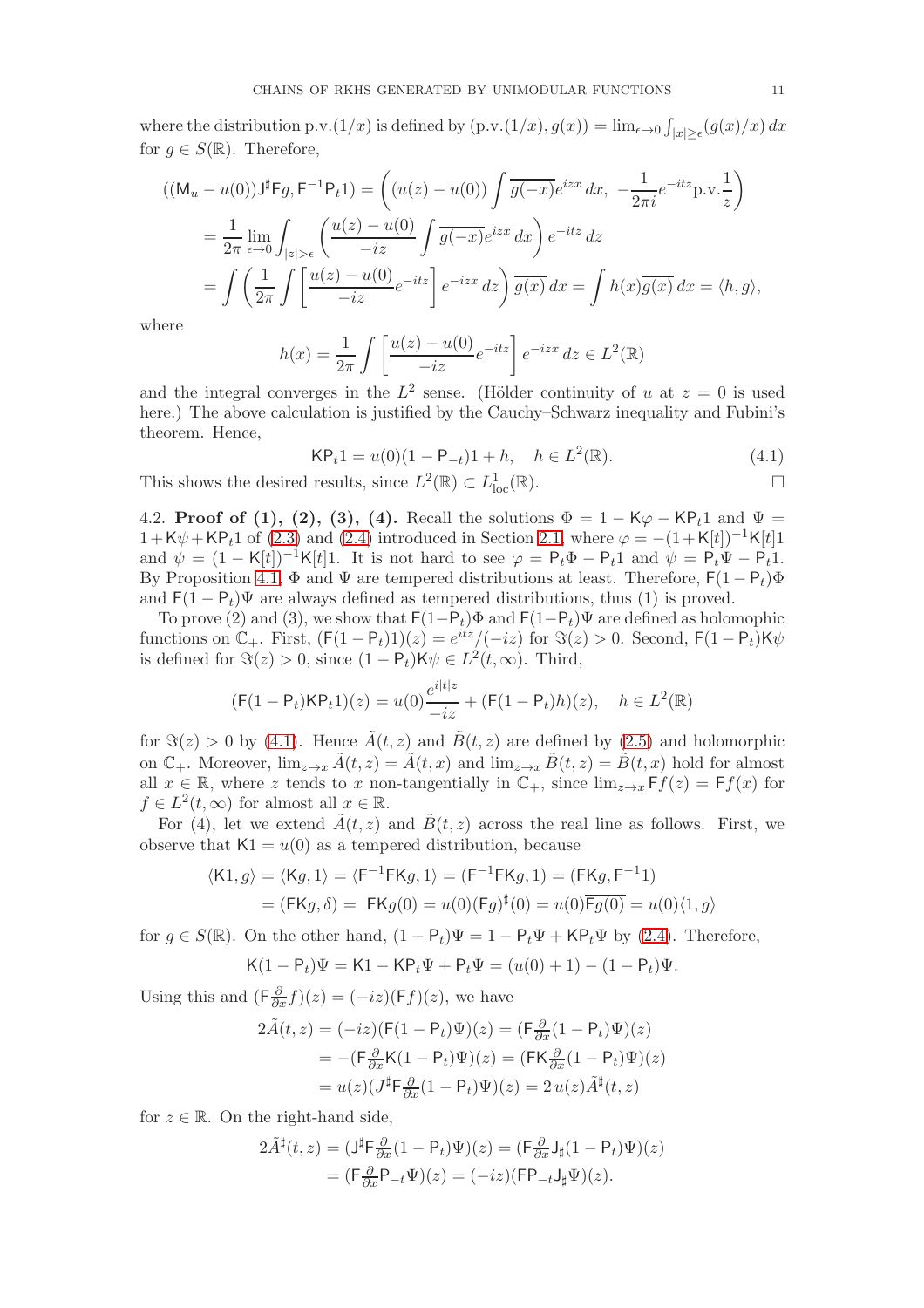where the distribution p.v.$(1/x)$ is defined by $(\text{p.v.}(1/x), g(x)) = \lim_{\epsilon\to 0}\int_{|x|\geq\epsilon}(g(x)/x)\,dx$ for $g \in S(\mathbb{R})$. Therefore,

$$
\begin{aligned}
((\mathsf{M}_u - u(0))\mathsf{J}^\sharp \mathsf{F} g, \mathsf{F}^{-1}\mathsf{P}_t 1) &= \left( (u(z)-u(0)) \int \overline{g(-x)} e^{izx}\,dx,\ -\frac{1}{2\pi i} e^{-itz}\text{p.v.}\frac{1}{z} \right) \\
&= \frac{1}{2\pi} \lim_{\epsilon\to 0} \int_{|z|>\epsilon} \left( \frac{u(z)-u(0)}{-iz} \int \overline{g(-x)} e^{izx}\,dx \right) e^{-itz}\,dz \\
&= \int \left( \frac{1}{2\pi} \int \left[ \frac{u(z)-u(0)}{-iz} e^{-itz} \right] e^{-izx}\,dz \right) \overline{g(x)}\,dx = \int h(x)\overline{g(x)}\,dx = \langle h, g\rangle,
\end{aligned}
$$

where

$$
h(x) = \frac{1}{2\pi} \int \left[ \frac{u(z)-u(0)}{-iz} e^{-itz} \right] e^{-izx}\,dz \in L^2(\mathbb{R})
$$

and the integral converges in the $L^2$ sense. (Hölder continuity of $u$ at $z=0$ is used here.) The above calculation is justified by the Cauchy–Schwarz inequality and Fubini's theorem. Hence,

$$
\mathsf{K}\mathsf{P}_t 1 = u(0)(1-\mathsf{P}_{-t})1 + h, \quad h \in L^2(\mathbb{R}). \tag{4.1}
$$

This shows the desired results, since $L^2(\mathbb{R}) \subset L^1_{\text{loc}}(\mathbb{R})$. □

4.2. **Proof of (1), (2), (3), (4).** Recall the solutions $\Phi = 1 - \mathsf{K}\varphi - \mathsf{K}\mathsf{P}_t 1$ and $\Psi = 1 + \mathsf{K}\psi + \mathsf{K}\mathsf{P}_t 1$ of (2.3) and (2.4) introduced in Section 2.1, where $\varphi = -(1+\mathsf{K}[t])^{-1}\mathsf{K}[t]1$ and $\psi = (1-\mathsf{K}[t])^{-1}\mathsf{K}[t]1$. It is not hard to see $\varphi = \mathsf{P}_t\Phi - \mathsf{P}_t 1$ and $\psi = \mathsf{P}_t\Psi - \mathsf{P}_t 1$. By Proposition 4.1, $\Phi$ and $\Psi$ are tempered distributions at least. Therefore, $\mathsf{F}(1-\mathsf{P}_t)\Phi$ and $\mathsf{F}(1-\mathsf{P}_t)\Psi$ are always defined as tempered distributions, thus (1) is proved.

To prove (2) and (3), we show that $\mathsf{F}(1-\mathsf{P}_t)\Phi$ and $\mathsf{F}(1-\mathsf{P}_t)\Psi$ are defined as holomophic functions on $\mathbb{C}_+$. First, $(\mathsf{F}(1-\mathsf{P}_t)1)(z) = e^{itz}/(-iz)$ for $\Im(z) > 0$. Second, $\mathsf{F}(1-\mathsf{P}_t)\mathsf{K}\psi$ is defined for $\Im(z)>0$, since $(1-\mathsf{P}_t)\mathsf{K}\psi \in L^2(t,\infty)$. Third,

$$
(\mathsf{F}(1-\mathsf{P}_t)\mathsf{K}\mathsf{P}_t 1)(z) = u(0)\frac{e^{i|t|z}}{-iz} + (\mathsf{F}(1-\mathsf{P}_t)h)(z), \quad h \in L^2(\mathbb{R})
$$

for $\Im(z) > 0$ by (4.1). Hence $\tilde{A}(t,z)$ and $\tilde{B}(t,z)$ are defined by (2.5) and holomorphic on $\mathbb{C}_+$. Moreover, $\lim_{z\to x}\tilde{A}(t,z) = \tilde{A}(t,x)$ and $\lim_{z\to x}\tilde{B}(t,z) = \tilde{B}(t,x)$ hold for almost all $x \in \mathbb{R}$, where $z$ tends to $x$ non-tangentially in $\mathbb{C}_+$, since $\lim_{z\to x}\mathsf{F}f(z) = \mathsf{F}f(x)$ for $f \in L^2(t,\infty)$ for almost all $x \in \mathbb{R}$.

For (4), let we extend $\tilde{A}(t,z)$ and $\tilde{B}(t,z)$ across the real line as follows. First, we observe that $\mathsf{K}1 = u(0)$ as a tempered distribution, because

$$
\begin{aligned}
\langle \mathsf{K}1, g\rangle &= \langle \mathsf{K}g, 1\rangle = \langle \mathsf{F}^{-1}\mathsf{F}\mathsf{K}g, 1\rangle = (\mathsf{F}^{-1}\mathsf{F}\mathsf{K}g, 1) = (\mathsf{F}\mathsf{K}g, \mathsf{F}^{-1}1) \\
&= (\mathsf{F}\mathsf{K}g, \delta) = \ \mathsf{F}\mathsf{K}g(0) = u(0)(\mathsf{F}g)^\sharp(0) = u(0)\overline{\mathsf{F}g(0)} = u(0)\langle 1, g\rangle
\end{aligned}
$$

for $g \in S(\mathbb{R})$. On the other hand, $(1-\mathsf{P}_t)\Psi = 1 - \mathsf{P}_t\Psi + \mathsf{K}\mathsf{P}_t\Psi$ by (2.4). Therefore,

$$
\mathsf{K}(1-\mathsf{P}_t)\Psi = \mathsf{K}1 - \mathsf{K}\mathsf{P}_t\Psi + \mathsf{P}_t\Psi = (u(0)+1) - (1-\mathsf{P}_t)\Psi.
$$

Using this and $(\mathsf{F}\frac{\partial}{\partial x}f)(z) = (-iz)(\mathsf{F}f)(z)$, we have

$$
\begin{aligned}
2\tilde{A}(t,z) &= (-iz)(\mathsf{F}(1-\mathsf{P}_t)\Psi)(z) = (\mathsf{F}\tfrac{\partial}{\partial x}(1-\mathsf{P}_t)\Psi)(z) \\
&= -(\mathsf{F}\tfrac{\partial}{\partial x}\mathsf{K}(1-\mathsf{P}_t)\Psi)(z) = (\mathsf{F}\mathsf{K}\tfrac{\partial}{\partial x}(1-\mathsf{P}_t)\Psi)(z) \\
&= u(z)(J^\sharp\mathsf{F}\tfrac{\partial}{\partial x}(1-\mathsf{P}_t)\Psi)(z) = 2\,u(z)\tilde{A}^\sharp(t,z)
\end{aligned}
$$

for $z \in \mathbb{R}$. On the right-hand side,

$$
\begin{aligned}
2\tilde{A}^\sharp(t,z) &= (\mathsf{J}^\sharp\mathsf{F}\tfrac{\partial}{\partial x}(1-\mathsf{P}_t)\Psi)(z) = (\mathsf{F}\tfrac{\partial}{\partial x}\mathsf{J}_\sharp(1-\mathsf{P}_t)\Psi)(z) \\
&= (\mathsf{F}\tfrac{\partial}{\partial x}\mathsf{P}_{-t}\Psi)(z) = (-iz)(\mathsf{F}\mathsf{P}_{-t}\mathsf{J}_\sharp\Psi)(z).
\end{aligned}
$$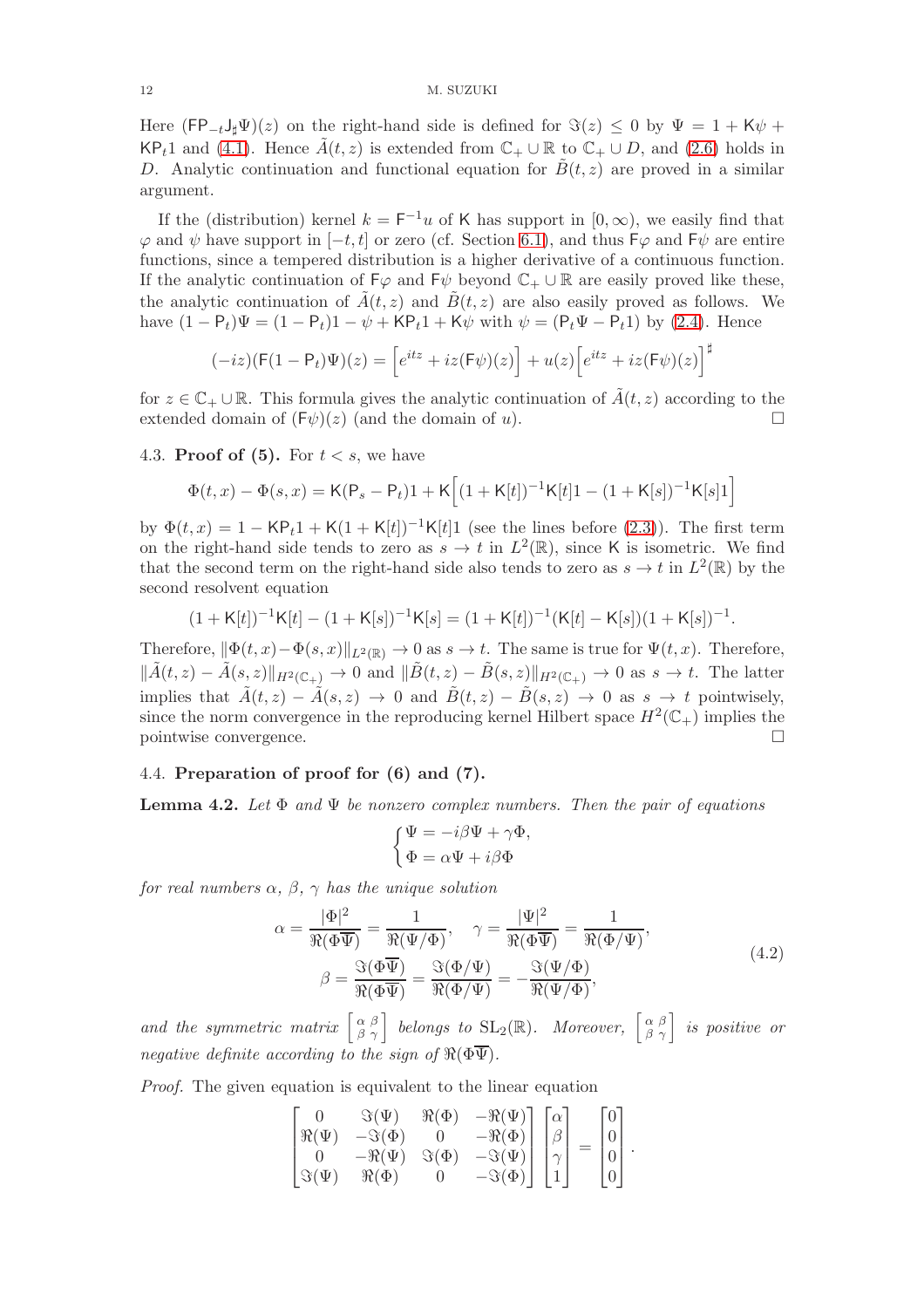Here $(\mathsf{FP}_{-t}\mathsf{J}_\sharp\Psi)(z)$ on the right-hand side is defined for $\Im(z) \le 0$ by $\Psi = 1 + \mathsf{K}\psi + \mathsf{K}\mathsf{P}_t 1$ and (4.1). Hence $\tilde{A}(t,z)$ is extended from $\mathbb{C}_+ \cup \mathbb{R}$ to $\mathbb{C}_+ \cup D$, and (2.6) holds in $D$. Analytic continuation and functional equation for $\tilde{B}(t,z)$ are proved in a similar argument.

If the (distribution) kernel $k = \mathsf{F}^{-1}u$ of $\mathsf{K}$ has support in $[0,\infty)$, we easily find that $\varphi$ and $\psi$ have support in $[-t,t]$ or zero (cf. Section 6.1), and thus $\mathsf{F}\varphi$ and $\mathsf{F}\psi$ are entire functions, since a tempered distribution is a higher derivative of a continuous function. If the analytic continuation of $\mathsf{F}\varphi$ and $\mathsf{F}\psi$ beyond $\mathbb{C}_+ \cup \mathbb{R}$ are easily proved like these, the analytic continuation of $\tilde{A}(t,z)$ and $\tilde{B}(t,z)$ are also easily proved as follows. We have $(1-\mathsf{P}_t)\Psi = (1-\mathsf{P}_t)1 - \psi + \mathsf{K}\mathsf{P}_t 1 + \mathsf{K}\psi$ with $\psi = (\mathsf{P}_t\Psi - \mathsf{P}_t 1)$ by (2.4). Hence

$$(-iz)(\mathsf{F}(1-\mathsf{P}_t)\Psi)(z) = \Big[e^{itz} + iz(\mathsf{F}\psi)(z)\Big] + u(z)\Big[e^{itz} + iz(\mathsf{F}\psi)(z)\Big]^\sharp$$

for $z \in \mathbb{C}_+ \cup \mathbb{R}$. This formula gives the analytic continuation of $\tilde{A}(t,z)$ according to the extended domain of $(\mathsf{F}\psi)(z)$ (and the domain of $u$). $\square$

### 4.3. Proof of (5).

For $t < s$, we have

$$\Phi(t,x) - \Phi(s,x) = \mathsf{K}(\mathsf{P}_s - \mathsf{P}_t)1 + \mathsf{K}\Big[(1+\mathsf{K}[t])^{-1}\mathsf{K}[t]1 - (1+\mathsf{K}[s])^{-1}\mathsf{K}[s]1\Big]$$

by $\Phi(t,x) = 1 - \mathsf{K}\mathsf{P}_t 1 + \mathsf{K}(1+\mathsf{K}[t])^{-1}\mathsf{K}[t]1$ (see the lines before (2.3)). The first term on the right-hand side tends to zero as $s \to t$ in $L^2(\mathbb{R})$, since $\mathsf{K}$ is isometric. We find that the second term on the right-hand side also tends to zero as $s \to t$ in $L^2(\mathbb{R})$ by the second resolvent equation

$$(1+\mathsf{K}[t])^{-1}\mathsf{K}[t] - (1+\mathsf{K}[s])^{-1}\mathsf{K}[s] = (1+\mathsf{K}[t])^{-1}(\mathsf{K}[t]-\mathsf{K}[s])(1+\mathsf{K}[s])^{-1}.$$

Therefore, $\|\Phi(t,x)-\Phi(s,x)\|_{L^2(\mathbb{R})} \to 0$ as $s \to t$. The same is true for $\Psi(t,x)$. Therefore, $\|\tilde{A}(t,z) - \tilde{A}(s,z)\|_{H^2(\mathbb{C}_+)} \to 0$ and $\|\tilde{B}(t,z) - \tilde{B}(s,z)\|_{H^2(\mathbb{C}_+)} \to 0$ as $s \to t$. The latter implies that $\tilde{A}(t,z) - \tilde{A}(s,z) \to 0$ and $\tilde{B}(t,z) - \tilde{B}(s,z) \to 0$ as $s \to t$ pointwisely, since the norm convergence in the reproducing kernel Hilbert space $H^2(\mathbb{C}_+)$ implies the pointwise convergence. $\square$

### 4.4. Preparation of proof for (6) and (7).

**Lemma 4.2.** *Let $\Phi$ and $\Psi$ be nonzero complex numbers. Then the pair of equations*

$$\begin{cases} \Psi = -i\beta\Psi + \gamma\Phi, \\ \Phi = \alpha\Psi + i\beta\Phi \end{cases}$$

*for real numbers $\alpha$, $\beta$, $\gamma$ has the unique solution*

$$\begin{aligned} \alpha &= \frac{|\Phi|^2}{\Re(\Phi\overline{\Psi})} = \frac{1}{\Re(\Psi/\Phi)}, \quad \gamma = \frac{|\Psi|^2}{\Re(\Phi\overline{\Psi})} = \frac{1}{\Re(\Phi/\Psi)}, \\ \beta &= \frac{\Im(\Phi\overline{\Psi})}{\Re(\Phi\overline{\Psi})} = \frac{\Im(\Phi/\Psi)}{\Re(\Phi/\Psi)} = -\frac{\Im(\Psi/\Phi)}{\Re(\Psi/\Phi)}, \end{aligned} \tag{4.2}$$

*and the symmetric matrix $\left[\begin{smallmatrix}\alpha & \beta \\ \beta & \gamma\end{smallmatrix}\right]$ belongs to $\mathrm{SL}_2(\mathbb{R})$. Moreover, $\left[\begin{smallmatrix}\alpha & \beta \\ \beta & \gamma\end{smallmatrix}\right]$ is positive or negative definite according to the sign of $\Re(\Phi\overline{\Psi})$.*

*Proof.* The given equation is equivalent to the linear equation

$$\begin{bmatrix} 0 & \Im(\Psi) & \Re(\Phi) & -\Re(\Psi) \\ \Re(\Psi) & -\Im(\Phi) & 0 & -\Re(\Phi) \\ 0 & -\Re(\Psi) & \Im(\Phi) & -\Im(\Psi) \\ \Im(\Psi) & \Re(\Phi) & 0 & -\Im(\Phi) \end{bmatrix} \begin{bmatrix} \alpha \\ \beta \\ \gamma \\ 1 \end{bmatrix} = \begin{bmatrix} 0 \\ 0 \\ 0 \\ 0 \end{bmatrix}.$$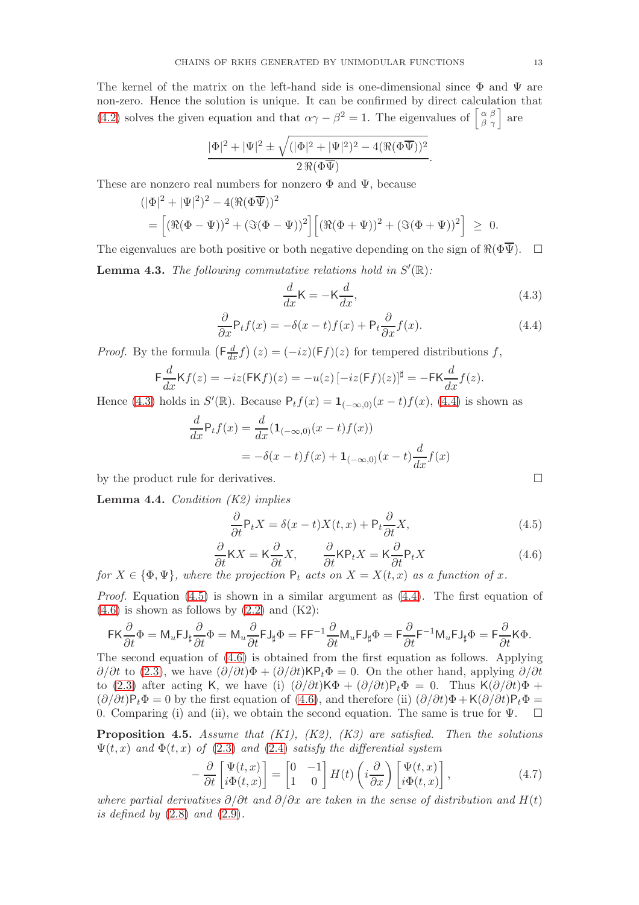The kernel of the matrix on the left-hand side is one-dimensional since $\Phi$ and $\Psi$ are non-zero. Hence the solution is unique. It can be confirmed by direct calculation that (4.2) solves the given equation and that $\alpha\gamma - \beta^2 = 1$. The eigenvalues of $\left[\begin{smallmatrix} \alpha & \beta \\ \beta & \gamma \end{smallmatrix}\right]$ are

$$\frac{|\Phi|^2 + |\Psi|^2 \pm \sqrt{(|\Phi|^2 + |\Psi|^2)^2 - 4(\Re(\Phi\overline{\Psi}))^2}}{2\,\Re(\Phi\overline{\Psi})}.$$

These are nonzero real numbers for nonzero $\Phi$ and $\Psi$, because

$$\begin{aligned}
&(|\Phi|^2 + |\Psi|^2)^2 - 4(\Re(\Phi\overline{\Psi}))^2 \\
&= \Big[(\Re(\Phi - \Psi))^2 + (\Im(\Phi - \Psi))^2\Big]\Big[(\Re(\Phi + \Psi))^2 + (\Im(\Phi + \Psi))^2\Big] \;\geq\; 0.
\end{aligned}$$

The eigenvalues are both positive or both negative depending on the sign of $\Re(\Phi\overline{\Psi})$. $\square$

**Lemma 4.3.** *The following commutative relations hold in $S'(\mathbb{R})$:*

$$\frac{d}{dx}\mathsf{K} = -\mathsf{K}\frac{d}{dx}, \tag{4.3}$$

$$\frac{\partial}{\partial x}\mathsf{P}_t f(x) = -\delta(x-t)f(x) + \mathsf{P}_t\frac{\partial}{\partial x}f(x). \tag{4.4}$$

*Proof.* By the formula $\left(\mathsf{F}\frac{d}{dx}f\right)(z) = (-iz)(\mathsf{F}f)(z)$ for tempered distributions $f$,

$$\mathsf{F}\frac{d}{dx}\mathsf{K}f(z) = -iz(\mathsf{F}\mathsf{K}f)(z) = -u(z)\left[-iz(\mathsf{F}f)(z)\right]^\sharp = -\mathsf{F}\mathsf{K}\frac{d}{dx}f(z).$$

Hence (4.3) holds in $S'(\mathbb{R})$. Because $\mathsf{P}_t f(x) = \mathbf{1}_{(-\infty,0)}(x-t)f(x)$, (4.4) is shown as

$$\begin{aligned}
\frac{d}{dx}\mathsf{P}_t f(x) &= \frac{d}{dx}(\mathbf{1}_{(-\infty,0)}(x-t)f(x)) \\
&= -\delta(x-t)f(x) + \mathbf{1}_{(-\infty,0)}(x-t)\frac{d}{dx}f(x)
\end{aligned}$$

by the product rule for derivatives. $\square$

**Lemma 4.4.** *Condition (K2) implies*

$$\frac{\partial}{\partial t}\mathsf{P}_t X = \delta(x-t)X(t,x) + \mathsf{P}_t\frac{\partial}{\partial t}X, \tag{4.5}$$

$$\frac{\partial}{\partial t}\mathsf{K}X = \mathsf{K}\frac{\partial}{\partial t}X, \qquad \frac{\partial}{\partial t}\mathsf{K}\mathsf{P}_t X = \mathsf{K}\frac{\partial}{\partial t}\mathsf{P}_t X \tag{4.6}$$

*for $X \in \{\Phi, \Psi\}$, where the projection $\mathsf{P}_t$ acts on $X = X(t,x)$ as a function of $x$.*

*Proof.* Equation (4.5) is shown in a similar argument as (4.4). The first equation of (4.6) is shown as follows by (2.2) and (K2):

$$\mathsf{F}\mathsf{K}\frac{\partial}{\partial t}\Phi = \mathsf{M}_u\mathsf{F}\mathsf{J}_\sharp\frac{\partial}{\partial t}\Phi = \mathsf{M}_u\frac{\partial}{\partial t}\mathsf{F}\mathsf{J}_\sharp\Phi = \mathsf{F}\mathsf{F}^{-1}\frac{\partial}{\partial t}\mathsf{M}_u\mathsf{F}\mathsf{J}_\sharp\Phi = \mathsf{F}\frac{\partial}{\partial t}\mathsf{F}^{-1}\mathsf{M}_u\mathsf{F}\mathsf{J}_\sharp\Phi = \mathsf{F}\frac{\partial}{\partial t}\mathsf{K}\Phi.$$

The second equation of (4.6) is obtained from the first equation as follows. Applying $\partial/\partial t$ to (2.3), we have $(\partial/\partial t)\Phi + (\partial/\partial t)\mathsf{K}\mathsf{P}_t\Phi = 0$. On the other hand, applying $\partial/\partial t$ to (2.3) after acting $\mathsf{K}$, we have (i) $(\partial/\partial t)\mathsf{K}\Phi + (\partial/\partial t)\mathsf{P}_t\Phi = 0$. Thus $\mathsf{K}(\partial/\partial t)\Phi + (\partial/\partial t)\mathsf{P}_t\Phi = 0$ by the first equation of (4.6), and therefore (ii) $(\partial/\partial t)\Phi + \mathsf{K}(\partial/\partial t)\mathsf{P}_t\Phi = 0$. Comparing (i) and (ii), we obtain the second equation. The same is true for $\Psi$. $\square$

**Proposition 4.5.** *Assume that (K1), (K2), (K3) are satisfied. Then the solutions $\Psi(t,x)$ and $\Phi(t,x)$ of (2.3) and (2.4) satisfy the differential system*

$$-\frac{\partial}{\partial t}\begin{bmatrix}\Psi(t,x) \\ i\Phi(t,x)\end{bmatrix} = \begin{bmatrix}0 & -1 \\ 1 & 0\end{bmatrix} H(t)\left(i\frac{\partial}{\partial x}\right)\begin{bmatrix}\Psi(t,x) \\ i\Phi(t,x)\end{bmatrix}, \tag{4.7}$$

*where partial derivatives $\partial/\partial t$ and $\partial/\partial x$ are taken in the sense of distribution and $H(t)$ is defined by (2.8) and (2.9).*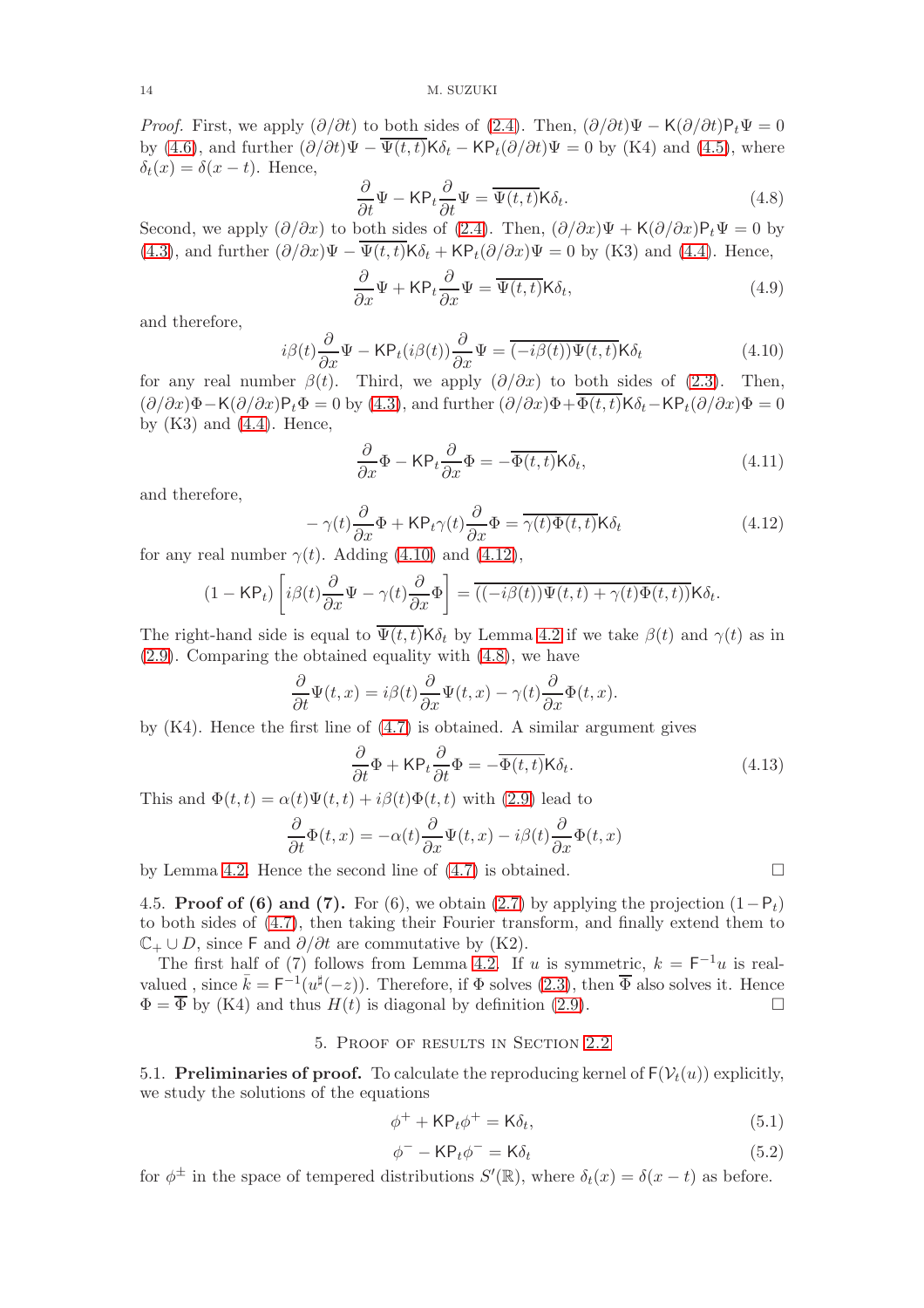*Proof.* First, we apply $(\partial/\partial t)$ to both sides of (2.4). Then, $(\partial/\partial t)\Psi - \mathsf{K}(\partial/\partial t)\mathsf{P}_t\Psi = 0$ by (4.6), and further $(\partial/\partial t)\Psi - \overline{\Psi(t,t)}\mathsf{K}\delta_t - \mathsf{K}\mathsf{P}_t(\partial/\partial t)\Psi = 0$ by (K4) and (4.5), where $\delta_t(x) = \delta(x-t)$. Hence,

$$\frac{\partial}{\partial t}\Psi - \mathsf{K}\mathsf{P}_t\frac{\partial}{\partial t}\Psi = \overline{\Psi(t,t)}\mathsf{K}\delta_t. \tag{4.8}$$

Second, we apply $(\partial/\partial x)$ to both sides of (2.4). Then, $(\partial/\partial x)\Psi + \mathsf{K}(\partial/\partial x)\mathsf{P}_t\Psi = 0$ by (4.3), and further $(\partial/\partial x)\Psi - \overline{\Psi(t,t)}\mathsf{K}\delta_t + \mathsf{K}\mathsf{P}_t(\partial/\partial x)\Psi = 0$ by (K3) and (4.4). Hence,

$$\frac{\partial}{\partial x}\Psi + \mathsf{K}\mathsf{P}_t\frac{\partial}{\partial x}\Psi = \overline{\Psi(t,t)}\mathsf{K}\delta_t, \tag{4.9}$$

and therefore,

$$i\beta(t)\frac{\partial}{\partial x}\Psi - \mathsf{K}\mathsf{P}_t(i\beta(t))\frac{\partial}{\partial x}\Psi = \overline{(-i\beta(t))\Psi(t,t)}\mathsf{K}\delta_t \tag{4.10}$$

for any real number $\beta(t)$. Third, we apply $(\partial/\partial x)$ to both sides of (2.3). Then, $(\partial/\partial x)\Phi - \mathsf{K}(\partial/\partial x)\mathsf{P}_t\Phi = 0$ by (4.3), and further $(\partial/\partial x)\Phi + \overline{\Phi(t,t)}\mathsf{K}\delta_t - \mathsf{K}\mathsf{P}_t(\partial/\partial x)\Phi = 0$ by (K3) and (4.4). Hence,

$$\frac{\partial}{\partial x}\Phi - \mathsf{K}\mathsf{P}_t\frac{\partial}{\partial x}\Phi = -\overline{\Phi(t,t)}\mathsf{K}\delta_t, \tag{4.11}$$

and therefore,

$$-\gamma(t)\frac{\partial}{\partial x}\Phi + \mathsf{K}\mathsf{P}_t\gamma(t)\frac{\partial}{\partial x}\Phi = \overline{\gamma(t)\Phi(t,t)}\mathsf{K}\delta_t \tag{4.12}$$

for any real number $\gamma(t)$. Adding (4.10) and (4.12),

$$(1 - \mathsf{K}\mathsf{P}_t)\left[i\beta(t)\frac{\partial}{\partial x}\Psi - \gamma(t)\frac{\partial}{\partial x}\Phi\right] = \overline{((-i\beta(t))\Psi(t,t) + \gamma(t)\Phi(t,t))}\mathsf{K}\delta_t.$$

The right-hand side is equal to $\overline{\Psi(t,t)}\mathsf{K}\delta_t$ by Lemma 4.2 if we take $\beta(t)$ and $\gamma(t)$ as in (2.9). Comparing the obtained equality with (4.8), we have

$$\frac{\partial}{\partial t}\Psi(t,x) = i\beta(t)\frac{\partial}{\partial x}\Psi(t,x) - \gamma(t)\frac{\partial}{\partial x}\Phi(t,x).$$

by (K4). Hence the first line of (4.7) is obtained. A similar argument gives

$$\frac{\partial}{\partial t}\Phi + \mathsf{K}\mathsf{P}_t\frac{\partial}{\partial t}\Phi = -\overline{\Phi(t,t)}\mathsf{K}\delta_t. \tag{4.13}$$

This and $\Phi(t,t) = \alpha(t)\Psi(t,t) + i\beta(t)\Phi(t,t)$ with (2.9) lead to

$$\frac{\partial}{\partial t}\Phi(t,x) = -\alpha(t)\frac{\partial}{\partial x}\Psi(t,x) - i\beta(t)\frac{\partial}{\partial x}\Phi(t,x)$$

by Lemma 4.2. Hence the second line of (4.7) is obtained. $\square$

4.5. **Proof of (6) and (7).** For (6), we obtain (2.7) by applying the projection $(1-\mathsf{P}_t)$ to both sides of (4.7), then taking their Fourier transform, and finally extend them to $\mathbb{C}_+ \cup D$, since $\mathsf{F}$ and $\partial/\partial t$ are commutative by (K2).

The first half of (7) follows from Lemma 4.2. If $u$ is symmetric, $k = \mathsf{F}^{-1}u$ is real-valued , since $\bar{k} = \mathsf{F}^{-1}(u^\sharp(-z))$. Therefore, if $\Phi$ solves (2.3), then $\overline{\Phi}$ also solves it. Hence $\Phi = \overline{\Phi}$ by (K4) and thus $H(t)$ is diagonal by definition (2.9). $\square$

## 5. Proof of results in Section 2.2

5.1. **Preliminaries of proof.** To calculate the reproducing kernel of $\mathsf{F}(\mathcal{V}_t(u))$ explicitly, we study the solutions of the equations

$$\phi^+ + \mathsf{K}\mathsf{P}_t\phi^+ = \mathsf{K}\delta_t, \tag{5.1}$$

$$\phi^- - \mathsf{K}\mathsf{P}_t\phi^- = \mathsf{K}\delta_t \tag{5.2}$$

for $\phi^\pm$ in the space of tempered distributions $S'(\mathbb{R})$, where $\delta_t(x) = \delta(x-t)$ as before.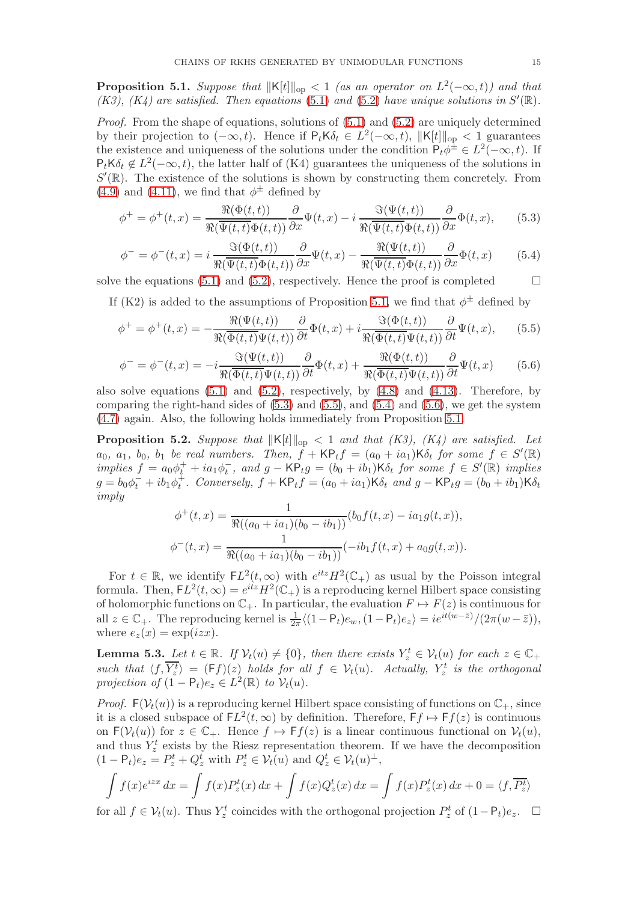**Proposition 5.1.** *Suppose that $\|\mathsf{K}[t]\|_{\mathrm{op}} < 1$ (as an operator on $L^2(-\infty,t)$) and that (K3), (K4) are satisfied. Then equations (5.1) and (5.2) have unique solutions in $S'(\mathbb{R})$.*

*Proof.* From the shape of equations, solutions of (5.1) and (5.2) are uniquely determined by their projection to $(-\infty,t)$. Hence if $\mathsf{P}_t\mathsf{K}\delta_t \in L^2(-\infty,t)$, $\|\mathsf{K}[t]\|_{\mathrm{op}} < 1$ guarantees the existence and uniqueness of the solutions under the condition $\mathsf{P}_t\phi^{\pm} \in L^2(-\infty,t)$. If $\mathsf{P}_t\mathsf{K}\delta_t \notin L^2(-\infty,t)$, the latter half of (K4) guarantees the uniqueness of the solutions in $S'(\mathbb{R})$. The existence of the solutions is shown by constructing them concretely. From (4.9) and (4.11), we find that $\phi^{\pm}$ defined by

$$\phi^+ = \phi^+(t,x) = \frac{\Re(\Phi(t,t))}{\Re(\overline{\Psi(t,t)}\Phi(t,t))}\frac{\partial}{\partial x}\Psi(t,x) - i\,\frac{\Im(\Psi(t,t))}{\Re(\overline{\Psi(t,t)}\Phi(t,t))}\frac{\partial}{\partial x}\Phi(t,x), \tag{5.3}$$

$$\phi^- = \phi^-(t,x) = i\,\frac{\Im(\Phi(t,t))}{\Re(\overline{\Psi(t,t)}\Phi(t,t))}\frac{\partial}{\partial x}\Psi(t,x) - \frac{\Re(\Psi(t,t))}{\Re(\overline{\Psi(t,t)}\Phi(t,t))}\frac{\partial}{\partial x}\Phi(t,x) \tag{5.4}$$

solve the equations (5.1) and (5.2), respectively. Hence the proof is completed $\square$

If (K2) is added to the assumptions of Proposition 5.1, we find that $\phi^{\pm}$ defined by

$$\phi^+ = \phi^+(t,x) = -\frac{\Re(\Psi(t,t))}{\Re(\overline{\Phi(t,t)}\Psi(t,t))}\frac{\partial}{\partial t}\Phi(t,x) + i\frac{\Im(\Phi(t,t))}{\Re(\overline{\Phi(t,t)}\Psi(t,t))}\frac{\partial}{\partial t}\Psi(t,x), \tag{5.5}$$

$$\phi^- = \phi^-(t,x) = -i\frac{\Im(\Psi(t,t))}{\Re(\overline{\Phi(t,t)}\Psi(t,t))}\frac{\partial}{\partial t}\Phi(t,x) + \frac{\Re(\Phi(t,t))}{\Re(\overline{\Phi(t,t)}\Psi(t,t))}\frac{\partial}{\partial t}\Psi(t,x) \tag{5.6}$$

also solve equations (5.1) and (5.2), respectively, by (4.8) and (4.13). Therefore, by comparing the right-hand sides of (5.3) and (5.5), and (5.4) and (5.6), we get the system (4.7) again. Also, the following holds immediately from Proposition 5.1.

**Proposition 5.2.** *Suppose that $\|\mathsf{K}[t]\|_{\mathrm{op}} < 1$ and that (K3), (K4) are satisfied. Let $a_0$, $a_1$, $b_0$, $b_1$ be real numbers. Then, $f + \mathsf{K}\mathsf{P}_tf = (a_0 + ia_1)\mathsf{K}\delta_t$ for some $f \in S'(\mathbb{R})$ implies $f = a_0\phi_t^+ + ia_1\phi_t^-$, and $g - \mathsf{K}\mathsf{P}_tg = (b_0 + ib_1)\mathsf{K}\delta_t$ for some $f \in S'(\mathbb{R})$ implies $g = b_0\phi_t^- + ib_1\phi_t^+$. Conversely, $f + \mathsf{K}\mathsf{P}_tf = (a_0+ia_1)\mathsf{K}\delta_t$ and $g - \mathsf{K}\mathsf{P}_tg = (b_0+ib_1)\mathsf{K}\delta_t$ imply*

$$\phi^+(t,x) = \frac{1}{\Re((a_0+ia_1)(b_0-ib_1))}(b_0f(t,x) - ia_1g(t,x)),$$

$$\phi^-(t,x) = \frac{1}{\Re((a_0+ia_1)(b_0-ib_1))}(-ib_1f(t,x) + a_0g(t,x)).$$

For $t \in \mathbb{R}$, we identify $\mathsf{F}L^2(t,\infty)$ with $e^{itz}H^2(\mathbb{C}_+)$ as usual by the Poisson integral formula. Then, $\mathsf{F}L^2(t,\infty) = e^{itz}H^2(\mathbb{C}_+)$ is a reproducing kernel Hilbert space consisting of holomorphic functions on $\mathbb{C}_+$. In particular, the evaluation $F \mapsto F(z)$ is continuous for all $z \in \mathbb{C}_+$. The reproducing kernel is $\frac{1}{2\pi}\langle(1-\mathsf{P}_t)e_w, (1-\mathsf{P}_t)e_z\rangle = ie^{it(w-\bar{z})}/(2\pi(w-\bar{z}))$, where $e_z(x) = \exp(izx)$.

**Lemma 5.3.** *Let $t \in \mathbb{R}$. If $\mathcal{V}_t(u) \neq \{0\}$, then there exists $Y_z^t \in \mathcal{V}_t(u)$ for each $z \in \mathbb{C}_+$ such that $\langle f, \overline{Y_z^t}\rangle = (\mathsf{F}f)(z)$ holds for all $f \in \mathcal{V}_t(u)$. Actually, $Y_z^t$ is the orthogonal projection of $(1-\mathsf{P}_t)e_z \in L^2(\mathbb{R})$ to $\mathcal{V}_t(u)$.*

*Proof.* $\mathsf{F}(\mathcal{V}_t(u))$ is a reproducing kernel Hilbert space consisting of functions on $\mathbb{C}_+$, since it is a closed subspace of $\mathsf{F}L^2(t,\infty)$ by definition. Therefore, $\mathsf{F}f \mapsto \mathsf{F}f(z)$ is continuous on $\mathsf{F}(\mathcal{V}_t(u))$ for $z \in \mathbb{C}_+$. Hence $f \mapsto \mathsf{F}f(z)$ is a linear continuous functional on $\mathcal{V}_t(u)$, and thus $Y_z^t$ exists by the Riesz representation theorem. If we have the decomposition $(1-\mathsf{P}_t)e_z = P_z^t + Q_z^t$ with $P_z^t \in \mathcal{V}_t(u)$ and $Q_z^t \in \mathcal{V}_t(u)^{\perp}$,

$$\int f(x)e^{izx}\,dx = \int f(x)P_z^t(x)\,dx + \int f(x)Q_z^t(x)\,dx = \int f(x)P_z^t(x)\,dx + 0 = \langle f, \overline{P_z^t}\rangle$$

for all $f \in \mathcal{V}_t(u)$. Thus $Y_z^t$ coincides with the orthogonal projection $P_z^t$ of $(1-\mathsf{P}_t)e_z$. $\square$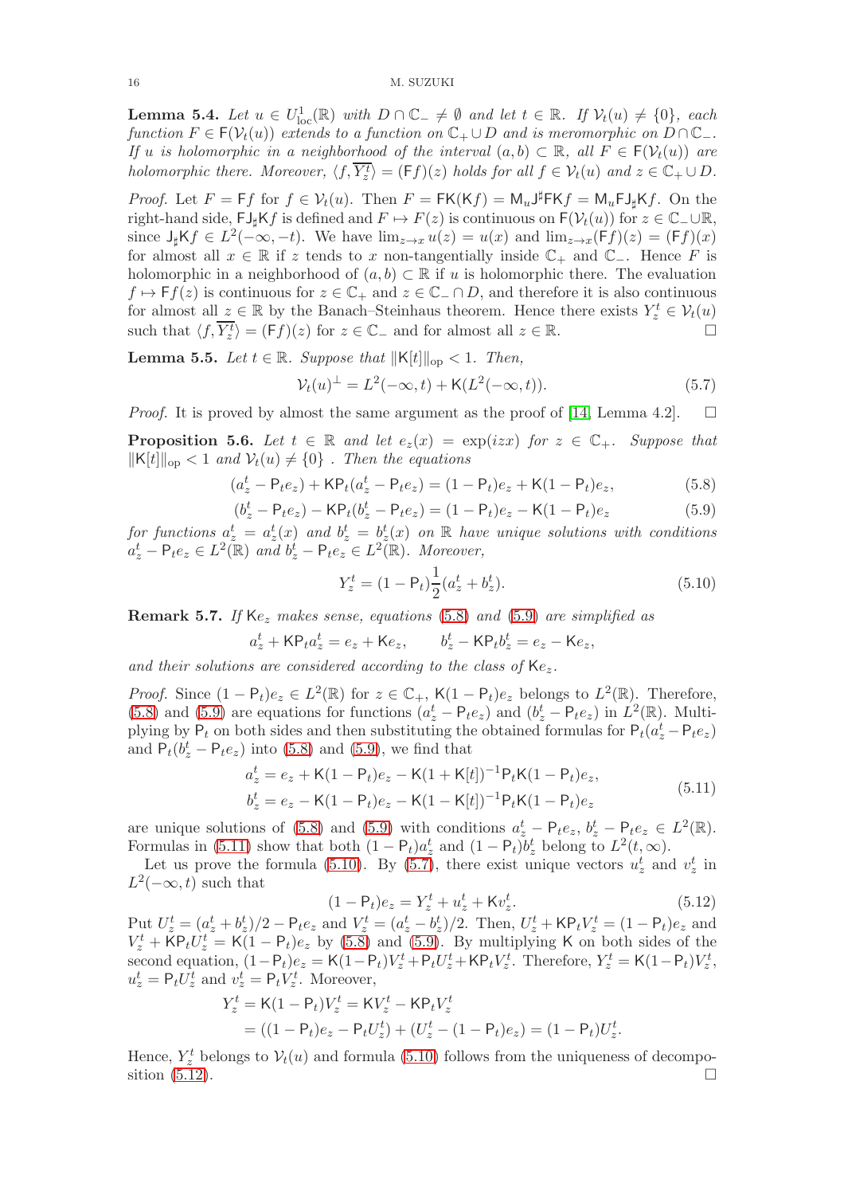**Lemma 5.4.** *Let $u \in U^1_{\rm loc}(\mathbb{R})$ with $D \cap \mathbb{C}_- \neq \emptyset$ and let $t \in \mathbb{R}$. If $\mathcal{V}_t(u) \neq \{0\}$, each function $F \in \mathsf{F}(\mathcal{V}_t(u))$ extends to a function on $\mathbb{C}_+ \cup D$ and is meromorphic on $D \cap \mathbb{C}_-$. If $u$ is holomorphic in a neighborhood of the interval $(a,b) \subset \mathbb{R}$, all $F \in \mathsf{F}(\mathcal{V}_t(u))$ are holomorphic there. Moreover, $\langle f, \overline{Y_z^t} \rangle = (\mathsf{F}f)(z)$ holds for all $f \in \mathcal{V}_t(u)$ and $z \in \mathbb{C}_+ \cup D$.*

*Proof.* Let $F = \mathsf{F}f$ for $f \in \mathcal{V}_t(u)$. Then $F = \mathsf{F}\mathsf{K}(\mathsf{K}f) = \mathsf{M}_u \mathsf{J}^\sharp \mathsf{F} \mathsf{K} f = \mathsf{M}_u \mathsf{F} \mathsf{J}_\sharp \mathsf{K} f$. On the right-hand side, $\mathsf{F}\mathsf{J}_\sharp \mathsf{K} f$ is defined and $F \mapsto F(z)$ is continuous on $\mathsf{F}(\mathcal{V}_t(u))$ for $z \in \mathbb{C}_- \cup \mathbb{R}$, since $\mathsf{J}_\sharp \mathsf{K} f \in L^2(-\infty,-t)$. We have $\lim_{z\to x} u(z) = u(x)$ and $\lim_{z \to x}(\mathsf{F}f)(z) = (\mathsf{F}f)(x)$ for almost all $x \in \mathbb{R}$ if $z$ tends to $x$ non-tangentially inside $\mathbb{C}_+$ and $\mathbb{C}_-$. Hence $F$ is holomorphic in a neighborhood of $(a,b) \subset \mathbb{R}$ if $u$ is holomorphic there. The evaluation $f \mapsto \mathsf{F}f(z)$ is continuous for $z \in \mathbb{C}_+$ and $z \in \mathbb{C}_- \cap D$, and therefore it is also continuous for almost all $z \in \mathbb{R}$ by the Banach–Steinhaus theorem. Hence there exists $Y_z^t \in \mathcal{V}_t(u)$ such that $\langle f, \overline{Y_z^t}\rangle = (\mathsf{F}f)(z)$ for $z \in \mathbb{C}_-$ and for almost all $z \in \mathbb{R}$. $\square$

**Lemma 5.5.** *Let $t \in \mathbb{R}$. Suppose that $\|\mathsf{K}[t]\|_{\rm op} < 1$. Then,*

$$\mathcal{V}_t(u)^\perp = L^2(-\infty,t) + \mathsf{K}(L^2(-\infty,t)). \tag{5.7}$$

*Proof.* It is proved by almost the same argument as the proof of [14, Lemma 4.2]. $\square$

**Proposition 5.6.** *Let $t \in \mathbb{R}$ and let $e_z(x) = \exp(izx)$ for $z \in \mathbb{C}_+$. Suppose that $\|\mathsf{K}[t]\|_{\rm op} < 1$ and $\mathcal{V}_t(u) \neq \{0\}$ . Then the equations*

$$(a_z^t - \mathsf{P}_t e_z) + \mathsf{K}\mathsf{P}_t(a_z^t - \mathsf{P}_t e_z) = (1-\mathsf{P}_t)e_z + \mathsf{K}(1-\mathsf{P}_t)e_z, \tag{5.8}$$

$$(b_z^t - \mathsf{P}_t e_z) - \mathsf{K}\mathsf{P}_t(b_z^t - \mathsf{P}_t e_z) = (1-\mathsf{P}_t)e_z - \mathsf{K}(1-\mathsf{P}_t)e_z \tag{5.9}$$

*for functions $a_z^t = a_z^t(x)$ and $b_z^t = b_z^t(x)$ on $\mathbb{R}$ have unique solutions with conditions $a_z^t - \mathsf{P}_t e_z \in L^2(\mathbb{R})$ and $b_z^t - \mathsf{P}_t e_z \in L^2(\mathbb{R})$. Moreover,*

$$Y_z^t = (1-\mathsf{P}_t)\frac{1}{2}(a_z^t + b_z^t). \tag{5.10}$$

**Remark 5.7.** *If $\mathsf{K}e_z$ makes sense, equations (5.8) and (5.9) are simplified as*

$$a_z^t + \mathsf{K}\mathsf{P}_t a_z^t = e_z + \mathsf{K}e_z, \qquad b_z^t - \mathsf{K}\mathsf{P}_t b_z^t = e_z - \mathsf{K}e_z,$$

*and their solutions are considered according to the class of $\mathsf{K}e_z$.*

*Proof.* Since $(1-\mathsf{P}_t)e_z \in L^2(\mathbb{R})$ for $z \in \mathbb{C}_+$, $\mathsf{K}(1-\mathsf{P}_t)e_z$ belongs to $L^2(\mathbb{R})$. Therefore, (5.8) and (5.9) are equations for functions $(a_z^t - \mathsf{P}_t e_z)$ and $(b_z^t - \mathsf{P}_t e_z)$ in $L^2(\mathbb{R})$. Multiplying by $\mathsf{P}_t$ on both sides and then substituting the obtained formulas for $\mathsf{P}_t(a_z^t - \mathsf{P}_t e_z)$ and $\mathsf{P}_t(b_z^t - \mathsf{P}_t e_z)$ into (5.8) and (5.9), we find that

$$\begin{aligned} a_z^t &= e_z + \mathsf{K}(1-\mathsf{P}_t)e_z - \mathsf{K}(1+\mathsf{K}[t])^{-1}\mathsf{P}_t\mathsf{K}(1-\mathsf{P}_t)e_z, \\ b_z^t &= e_z - \mathsf{K}(1-\mathsf{P}_t)e_z - \mathsf{K}(1-\mathsf{K}[t])^{-1}\mathsf{P}_t\mathsf{K}(1-\mathsf{P}_t)e_z \end{aligned} \tag{5.11}$$

are unique solutions of (5.8) and (5.9) with conditions $a_z^t - \mathsf{P}_t e_z$, $b_z^t - \mathsf{P}_t e_z \in L^2(\mathbb{R})$. Formulas in (5.11) show that both $(1-\mathsf{P}_t)a_z^t$ and $(1-\mathsf{P}_t)b_z^t$ belong to $L^2(t,\infty)$.

Let us prove the formula (5.10). By (5.7), there exist unique vectors $u_z^t$ and $v_z^t$ in $L^2(-\infty,t)$ such that

$$(1-\mathsf{P}_t)e_z = Y_z^t + u_z^t + \mathsf{K}v_z^t. \tag{5.12}$$

Put $U_z^t = (a_z^t + b_z^t)/2 - \mathsf{P}_t e_z$ and $V_z^t = (a_z^t - b_z^t)/2$. Then, $U_z^t + \mathsf{K}\mathsf{P}_t V_z^t = (1-\mathsf{P}_t)e_z$ and $V_z^t + \mathsf{K}\mathsf{P}_t U_z^t = \mathsf{K}(1-\mathsf{P}_t)e_z$ by (5.8) and (5.9). By multiplying $\mathsf{K}$ on both sides of the second equation, $(1-\mathsf{P}_t)e_z = \mathsf{K}(1-\mathsf{P}_t)V_z^t + \mathsf{P}_t U_z^t + \mathsf{K}\mathsf{P}_t V_z^t$. Therefore, $Y_z^t = \mathsf{K}(1-\mathsf{P}_t)V_z^t$, $u_z^t = \mathsf{P}_t U_z^t$ and $v_z^t = \mathsf{P}_t V_z^t$. Moreover,

$$\begin{aligned} Y_z^t &= \mathsf{K}(1-\mathsf{P}_t)V_z^t = \mathsf{K}V_z^t - \mathsf{K}\mathsf{P}_t V_z^t \\ &= ((1-\mathsf{P}_t)e_z - \mathsf{P}_t U_z^t) + (U_z^t - (1-\mathsf{P}_t)e_z) = (1-\mathsf{P}_t)U_z^t. \end{aligned}$$

Hence, $Y_z^t$ belongs to $\mathcal{V}_t(u)$ and formula (5.10) follows from the uniqueness of decomposition (5.12). $\square$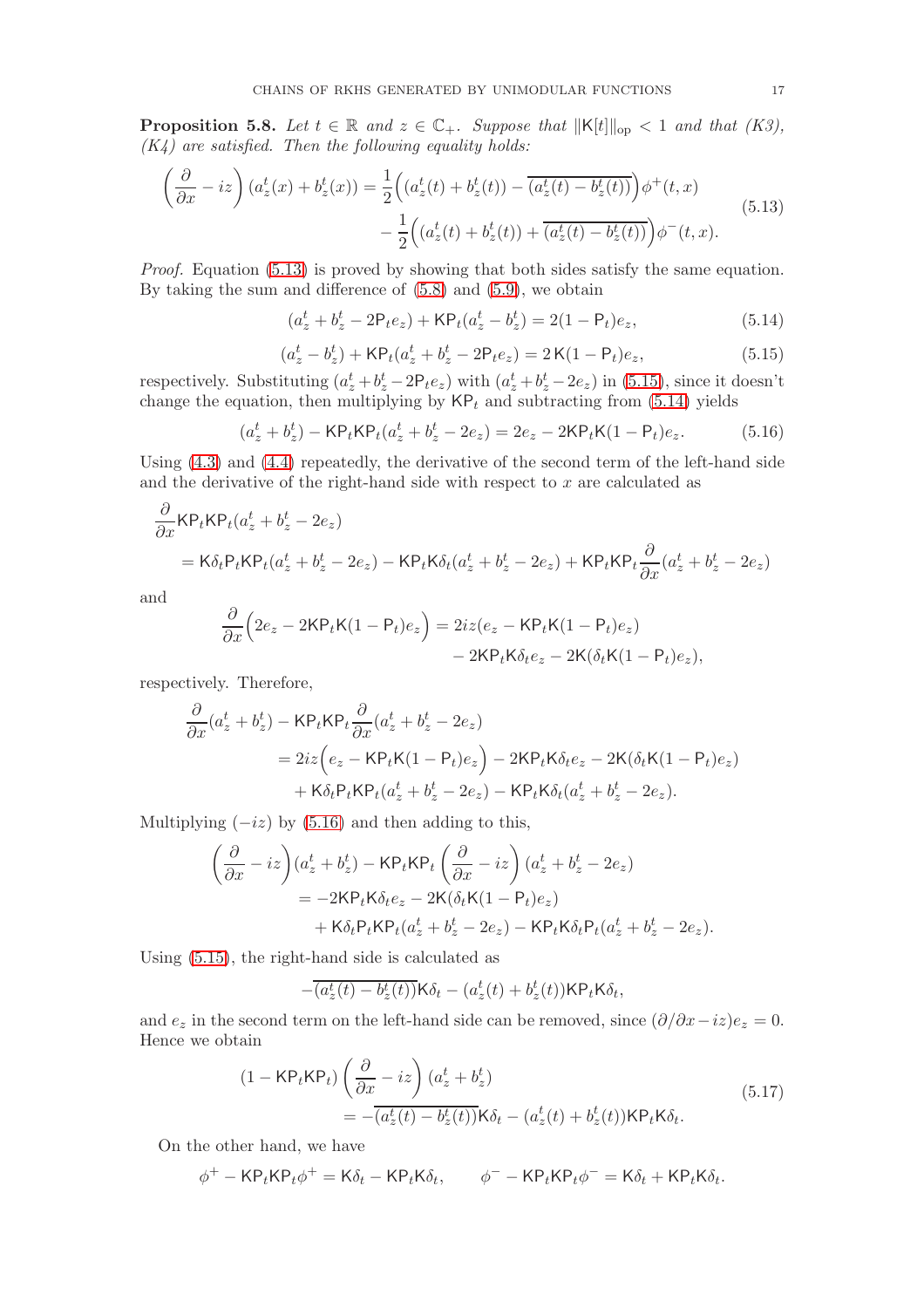**Proposition 5.8.** *Let $t \in \mathbb{R}$ and $z \in \mathbb{C}_+$. Suppose that $\|\mathsf{K}[t]\|_{\mathrm{op}} < 1$ and that (K3), (K4) are satisfied. Then the following equality holds:*

$$
\begin{aligned}
\left(\frac{\partial}{\partial x} - iz\right)(a_z^t(x) + b_z^t(x)) &= \frac{1}{2}\Big((a_z^t(t) + b_z^t(t)) - \overline{(a_z^t(t) - b_z^t(t))}\Big)\phi^+(t,x) \\
&\quad - \frac{1}{2}\Big((a_z^t(t) + b_z^t(t)) + \overline{(a_z^t(t) - b_z^t(t))}\Big)\phi^-(t,x).
\end{aligned}
\tag{5.13}
$$

*Proof.* Equation (5.13) is proved by showing that both sides satisfy the same equation. By taking the sum and difference of (5.8) and (5.9), we obtain

$$
(a_z^t + b_z^t - 2\mathsf{P}_t e_z) + \mathsf{K}\mathsf{P}_t(a_z^t - b_z^t) = 2(1 - \mathsf{P}_t)e_z, \tag{5.14}
$$

$$
(a_z^t - b_z^t) + \mathsf{K}\mathsf{P}_t(a_z^t + b_z^t - 2\mathsf{P}_t e_z) = 2\,\mathsf{K}(1 - \mathsf{P}_t)e_z, \tag{5.15}
$$

respectively. Substituting $(a_z^t + b_z^t - 2\mathsf{P}_t e_z)$ with $(a_z^t + b_z^t - 2e_z)$ in (5.15), since it doesn't change the equation, then multiplying by $\mathsf{K}\mathsf{P}_t$ and subtracting from (5.14) yields

$$
(a_z^t + b_z^t) - \mathsf{K}\mathsf{P}_t\mathsf{K}\mathsf{P}_t(a_z^t + b_z^t - 2e_z) = 2e_z - 2\mathsf{K}\mathsf{P}_t\mathsf{K}(1 - \mathsf{P}_t)e_z. \tag{5.16}
$$

Using (4.3) and (4.4) repeatedly, the derivative of the second term of the left-hand side and the derivative of the right-hand side with respect to $x$ are calculated as

$$
\begin{aligned}
&\frac{\partial}{\partial x}\mathsf{K}\mathsf{P}_t\mathsf{K}\mathsf{P}_t(a_z^t + b_z^t - 2e_z) \\
&= \mathsf{K}\delta_t\mathsf{P}_t\mathsf{K}\mathsf{P}_t(a_z^t + b_z^t - 2e_z) - \mathsf{K}\mathsf{P}_t\mathsf{K}\delta_t(a_z^t + b_z^t - 2e_z) + \mathsf{K}\mathsf{P}_t\mathsf{K}\mathsf{P}_t\frac{\partial}{\partial x}(a_z^t + b_z^t - 2e_z)
\end{aligned}
$$

and

$$
\begin{aligned}
\frac{\partial}{\partial x}\Big(2e_z - 2\mathsf{K}\mathsf{P}_t\mathsf{K}(1 - \mathsf{P}_t)e_z\Big) &= 2iz(e_z - \mathsf{K}\mathsf{P}_t\mathsf{K}(1 - \mathsf{P}_t)e_z) \\
&\quad - 2\mathsf{K}\mathsf{P}_t\mathsf{K}\delta_t e_z - 2\mathsf{K}(\delta_t\mathsf{K}(1 - \mathsf{P}_t)e_z),
\end{aligned}
$$

respectively. Therefore,

$$
\begin{aligned}
&\frac{\partial}{\partial x}(a_z^t + b_z^t) - \mathsf{K}\mathsf{P}_t\mathsf{K}\mathsf{P}_t\frac{\partial}{\partial x}(a_z^t + b_z^t - 2e_z) \\
&\quad = 2iz\Big(e_z - \mathsf{K}\mathsf{P}_t\mathsf{K}(1 - \mathsf{P}_t)e_z\Big) - 2\mathsf{K}\mathsf{P}_t\mathsf{K}\delta_t e_z - 2\mathsf{K}(\delta_t\mathsf{K}(1 - \mathsf{P}_t)e_z) \\
&\qquad + \mathsf{K}\delta_t\mathsf{P}_t\mathsf{K}\mathsf{P}_t(a_z^t + b_z^t - 2e_z) - \mathsf{K}\mathsf{P}_t\mathsf{K}\delta_t(a_z^t + b_z^t - 2e_z).
\end{aligned}
$$

Multiplying $(-iz)$ by (5.16) and then adding to this,

$$
\begin{aligned}
&\left(\frac{\partial}{\partial x} - iz\right)(a_z^t + b_z^t) - \mathsf{K}\mathsf{P}_t\mathsf{K}\mathsf{P}_t\left(\frac{\partial}{\partial x} - iz\right)(a_z^t + b_z^t - 2e_z) \\
&\quad = -2\mathsf{K}\mathsf{P}_t\mathsf{K}\delta_t e_z - 2\mathsf{K}(\delta_t\mathsf{K}(1 - \mathsf{P}_t)e_z) \\
&\qquad + \mathsf{K}\delta_t\mathsf{P}_t\mathsf{K}\mathsf{P}_t(a_z^t + b_z^t - 2e_z) - \mathsf{K}\mathsf{P}_t\mathsf{K}\delta_t\mathsf{P}_t(a_z^t + b_z^t - 2e_z).
\end{aligned}
$$

Using (5.15), the right-hand side is calculated as

$$
-\overline{(a_z^t(t) - b_z^t(t))}\mathsf{K}\delta_t - (a_z^t(t) + b_z^t(t))\mathsf{K}\mathsf{P}_t\mathsf{K}\delta_t,
$$

and $e_z$ in the second term on the left-hand side can be removed, since $(\partial/\partial x - iz)e_z = 0$. Hence we obtain

$$
\begin{aligned}
(1 - \mathsf{K}\mathsf{P}_t\mathsf{K}\mathsf{P}_t)\left(\frac{\partial}{\partial x} - iz\right)(a_z^t + b_z^t) \\
= -\overline{(a_z^t(t) - b_z^t(t))}\mathsf{K}\delta_t - (a_z^t(t) + b_z^t(t))\mathsf{K}\mathsf{P}_t\mathsf{K}\delta_t.
\end{aligned}
\tag{5.17}
$$

On the other hand, we have

$$
\phi^+ - \mathsf{K}\mathsf{P}_t\mathsf{K}\mathsf{P}_t\phi^+ = \mathsf{K}\delta_t - \mathsf{K}\mathsf{P}_t\mathsf{K}\delta_t, \qquad \phi^- - \mathsf{K}\mathsf{P}_t\mathsf{K}\mathsf{P}_t\phi^- = \mathsf{K}\delta_t + \mathsf{K}\mathsf{P}_t\mathsf{K}\delta_t.
$$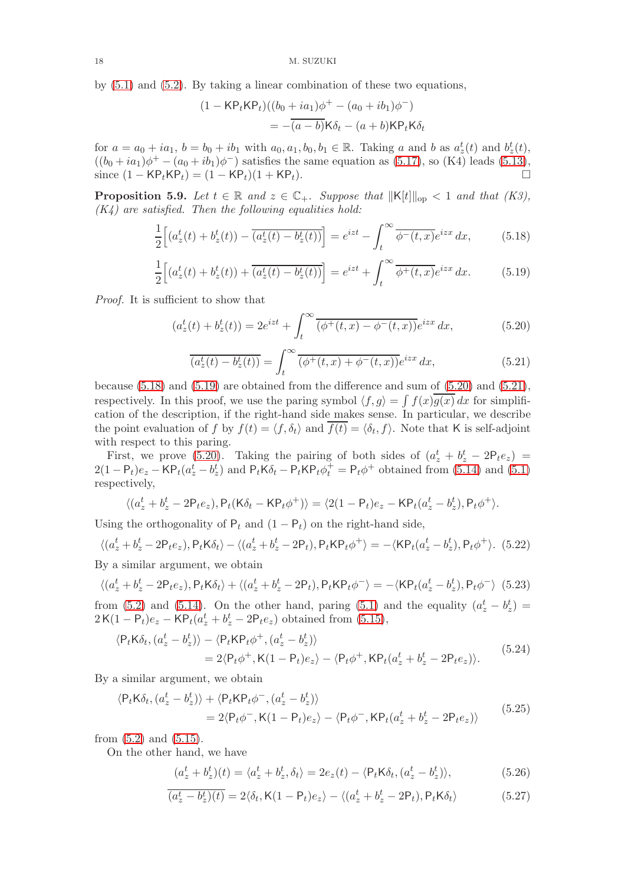by (5.1) and (5.2). By taking a linear combination of these two equations,

$$
\begin{aligned}
(1-\mathsf{KP}_t\mathsf{KP}_t)((b_0+ia_1)\phi^+ - (a_0+ib_1)\phi^-) \\
= -\overline{(a-b)}\mathsf{K}\delta_t - (a+b)\mathsf{KP}_t\mathsf{K}\delta_t
\end{aligned}
$$

for $a=a_0+ia_1$, $b=b_0+ib_1$ with $a_0,a_1,b_0,b_1\in\mathbb{R}$. Taking $a$ and $b$ as $a_z^t(t)$ and $b_z^t(t)$, $((b_0+ia_1)\phi^+ - (a_0+ib_1)\phi^-)$ satisfies the same equation as (5.17), so (K4) leads (5.13), since $(1-\mathsf{KP}_t\mathsf{KP}_t)=(1-\mathsf{KP}_t)(1+\mathsf{KP}_t)$. □

**Proposition 5.9.** *Let $t\in\mathbb{R}$ and $z\in\mathbb{C}_+$. Suppose that $\|\mathsf{K}[t]\|_{\rm op}<1$ and that (K3), (K4) are satisfied. Then the following equalities hold:*

$$
\frac{1}{2}\Big[(a_z^t(t)+b_z^t(t)) - \overline{(a_z^t(t)-b_z^t(t))}\Big] = e^{izt} - \int_t^\infty \overline{\phi^-(t,x)}e^{izx}\,dx, \tag{5.18}
$$

$$
\frac{1}{2}\Big[(a_z^t(t)+b_z^t(t)) + \overline{(a_z^t(t)-b_z^t(t))}\Big] = e^{izt} + \int_t^\infty \overline{\phi^+(t,x)}e^{izx}\,dx. \tag{5.19}
$$

*Proof.* It is sufficient to show that

$$
(a_z^t(t)+b_z^t(t)) = 2e^{izt} + \int_t^\infty \overline{(\phi^+(t,x)-\phi^-(t,x))}e^{izx}\,dx, \tag{5.20}
$$

$$
\overline{(a_z^t(t)-b_z^t(t))} = \int_t^\infty \overline{(\phi^+(t,x)+\phi^-(t,x))}e^{izx}\,dx, \tag{5.21}
$$

because (5.18) and (5.19) are obtained from the difference and sum of (5.20) and (5.21), respectively. In this proof, we use the paring symbol $\langle f,g\rangle=\int f(x)\overline{g(x)}\,dx$ for simplification of the description, if the right-hand side makes sense. In particular, we describe the point evaluation of $f$ by $f(t)=\langle f,\delta_t\rangle$ and $\overline{f(t)}=\langle \delta_t,f\rangle$. Note that $\mathsf{K}$ is self-adjoint with respect to this paring.

First, we prove (5.20). Taking the pairing of both sides of $(a_z^t+b_z^t-2\mathsf{P}_te_z) = 2(1-\mathsf{P}_t)e_z - \mathsf{KP}_t(a_z^t-b_z^t)$ and $\mathsf{P}_t\mathsf{K}\delta_t - \mathsf{P}_t\mathsf{KP}_t\phi_t^+ = \mathsf{P}_t\phi^+$ obtained from (5.14) and (5.1) respectively,

$$
\langle (a_z^t+b_z^t-2\mathsf{P}_te_z), \mathsf{P}_t(\mathsf{K}\delta_t - \mathsf{KP}_t\phi^+)\rangle = \langle 2(1-\mathsf{P}_t)e_z - \mathsf{KP}_t(a_z^t-b_z^t), \mathsf{P}_t\phi^+\rangle.
$$

Using the orthogonality of $\mathsf{P}_t$ and $(1-\mathsf{P}_t)$ on the right-hand side,

$$
\langle (a_z^t+b_z^t-2\mathsf{P}_te_z), \mathsf{P}_t\mathsf{K}\delta_t\rangle - \langle (a_z^t+b_z^t-2\mathsf{P}_t), \mathsf{P}_t\mathsf{KP}_t\phi^+\rangle = -\langle \mathsf{KP}_t(a_z^t-b_z^t), \mathsf{P}_t\phi^+\rangle. \tag{5.22}
$$

By a similar argument, we obtain

$$
\langle (a_z^t+b_z^t-2\mathsf{P}_te_z), \mathsf{P}_t\mathsf{K}\delta_t\rangle + \langle (a_z^t+b_z^t-2\mathsf{P}_t), \mathsf{P}_t\mathsf{KP}_t\phi^-\rangle = -\langle \mathsf{KP}_t(a_z^t-b_z^t), \mathsf{P}_t\phi^-\rangle \tag{5.23}
$$

from (5.2) and (5.14). On the other hand, paring (5.1) and the equality $(a_z^t-b_z^t) = 2\,\mathsf{K}(1-\mathsf{P}_t)e_z - \mathsf{KP}_t(a_z^t+b_z^t-2\mathsf{P}_te_z)$ obtained from (5.15),

$$
\begin{aligned}
\langle \mathsf{P}_t\mathsf{K}\delta_t, (a_z^t-b_z^t)\rangle &- \langle \mathsf{P}_t\mathsf{KP}_t\phi^+, (a_z^t-b_z^t)\rangle \\
&= 2\langle \mathsf{P}_t\phi^+, \mathsf{K}(1-\mathsf{P}_t)e_z\rangle - \langle \mathsf{P}_t\phi^+, \mathsf{KP}_t(a_z^t+b_z^t-2\mathsf{P}_te_z)\rangle.
\end{aligned} \tag{5.24}
$$

By a similar argument, we obtain

$$
\begin{aligned}
\langle \mathsf{P}_t\mathsf{K}\delta_t, (a_z^t-b_z^t)\rangle &+ \langle \mathsf{P}_t\mathsf{KP}_t\phi^-, (a_z^t-b_z^t)\rangle \\
&= 2\langle \mathsf{P}_t\phi^-, \mathsf{K}(1-\mathsf{P}_t)e_z\rangle - \langle \mathsf{P}_t\phi^-, \mathsf{KP}_t(a_z^t+b_z^t-2\mathsf{P}_te_z)\rangle
\end{aligned} \tag{5.25}
$$

from (5.2) and (5.15).

On the other hand, we have

$$
(a_z^t+b_z^t)(t) = \langle a_z^t+b_z^t, \delta_t\rangle = 2e_z(t) - \langle \mathsf{P}_t\mathsf{K}\delta_t, (a_z^t-b_z^t)\rangle, \tag{5.26}
$$

$$
\overline{(a_z^t-b_z^t)(t)} = 2\langle \delta_t, \mathsf{K}(1-\mathsf{P}_t)e_z\rangle - \langle (a_z^t+b_z^t-2\mathsf{P}_t), \mathsf{P}_t\mathsf{K}\delta_t\rangle \tag{5.27}
$$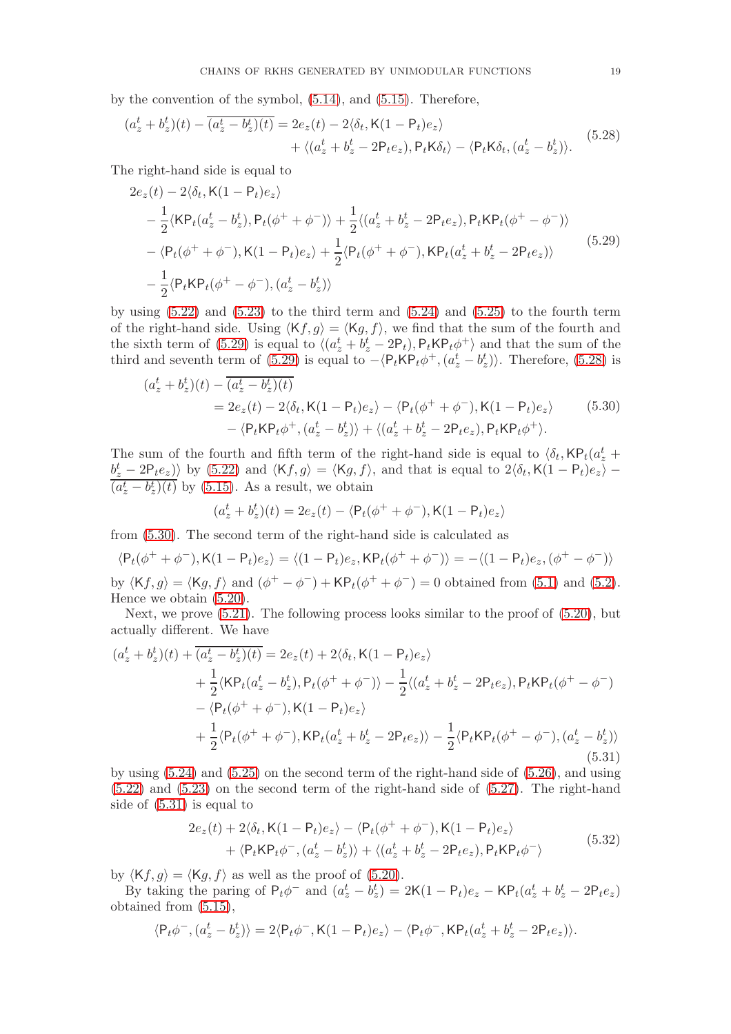by the convention of the symbol, (5.14), and (5.15). Therefore,

$$
\begin{aligned}
(a_z^t + b_z^t)(t) - \overline{(a_z^t - b_z^t)(t)} = 2e_z(t) &- 2\langle \delta_t, \mathsf{K}(1-\mathsf{P}_t)e_z\rangle \\
&+ \langle (a_z^t + b_z^t - 2\mathsf{P}_t e_z), \mathsf{P}_t\mathsf{K}\delta_t\rangle - \langle \mathsf{P}_t\mathsf{K}\delta_t, (a_z^t - b_z^t)\rangle.
\end{aligned} \tag{5.28}
$$

The right-hand side is equal to

$$
\begin{aligned}
&2e_z(t) - 2\langle \delta_t, \mathsf{K}(1-\mathsf{P}_t)e_z\rangle \\
&\quad - \frac{1}{2}\langle \mathsf{K}\mathsf{P}_t(a_z^t - b_z^t), \mathsf{P}_t(\phi^+ + \phi^-)\rangle + \frac{1}{2}\langle (a_z^t + b_z^t - 2\mathsf{P}_t e_z), \mathsf{P}_t\mathsf{K}\mathsf{P}_t(\phi^+ - \phi^-)\rangle \\
&\quad - \langle \mathsf{P}_t(\phi^+ + \phi^-), \mathsf{K}(1-\mathsf{P}_t)e_z\rangle + \frac{1}{2}\langle \mathsf{P}_t(\phi^+ + \phi^-), \mathsf{K}\mathsf{P}_t(a_z^t + b_z^t - 2\mathsf{P}_t e_z)\rangle \\
&\quad - \frac{1}{2}\langle \mathsf{P}_t\mathsf{K}\mathsf{P}_t(\phi^+ - \phi^-), (a_z^t - b_z^t)\rangle
\end{aligned} \tag{5.29}
$$

by using (5.22) and (5.23) to the third term and (5.24) and (5.25) to the fourth term of the right-hand side. Using $\langle \mathsf{K}f, g\rangle = \langle \mathsf{K}g, f\rangle$, we find that the sum of the fourth and the sixth term of (5.29) is equal to $\langle (a_z^t + b_z^t - 2\mathsf{P}_t), \mathsf{P}_t\mathsf{K}\mathsf{P}_t\phi^+\rangle$ and that the sum of the third and seventh term of (5.29) is equal to $-\langle \mathsf{P}_t\mathsf{K}\mathsf{P}_t\phi^+, (a_z^t - b_z^t)\rangle$. Therefore, (5.28) is

$$
\begin{aligned}
&(a_z^t + b_z^t)(t) - \overline{(a_z^t - b_z^t)(t)} \\
&\qquad = 2e_z(t) - 2\langle \delta_t, \mathsf{K}(1-\mathsf{P}_t)e_z\rangle - \langle \mathsf{P}_t(\phi^+ + \phi^-), \mathsf{K}(1-\mathsf{P}_t)e_z\rangle \\
&\qquad\quad - \langle \mathsf{P}_t\mathsf{K}\mathsf{P}_t\phi^+, (a_z^t - b_z^t)\rangle + \langle (a_z^t + b_z^t - 2\mathsf{P}_t e_z), \mathsf{P}_t\mathsf{K}\mathsf{P}_t\phi^+\rangle.
\end{aligned} \tag{5.30}
$$

The sum of the fourth and fifth term of the right-hand side is equal to $\langle \delta_t, \mathsf{K}\mathsf{P}_t(a_z^t + b_z^t - 2\mathsf{P}_t e_z)\rangle$ by (5.22) and $\langle \mathsf{K}f, g\rangle = \langle \mathsf{K}g, f\rangle$, and that is equal to $2\langle \delta_t, \mathsf{K}(1-\mathsf{P}_t)e_z\rangle - \overline{(a_z^t - b_z^t)(t)}$ by (5.15). As a result, we obtain

$$
(a_z^t + b_z^t)(t) = 2e_z(t) - \langle \mathsf{P}_t(\phi^+ + \phi^-), \mathsf{K}(1-\mathsf{P}_t)e_z\rangle
$$

from (5.30). The second term of the right-hand side is calculated as

$$
\langle \mathsf{P}_t(\phi^+ + \phi^-), \mathsf{K}(1-\mathsf{P}_t)e_z\rangle = \langle (1-\mathsf{P}_t)e_z, \mathsf{K}\mathsf{P}_t(\phi^+ + \phi^-)\rangle = -\langle (1-\mathsf{P}_t)e_z, (\phi^+ - \phi^-)\rangle
$$

by $\langle \mathsf{K}f, g\rangle = \langle \mathsf{K}g, f\rangle$ and $(\phi^+ - \phi^-) + \mathsf{K}\mathsf{P}_t(\phi^+ + \phi^-) = 0$ obtained from (5.1) and (5.2). Hence we obtain (5.20).

Next, we prove (5.21). The following process looks similar to the proof of (5.20), but actually different. We have

$$
\begin{aligned}
(a_z^t + b_z^t)(t) + \overline{(a_z^t - b_z^t)(t)} &= 2e_z(t) + 2\langle \delta_t, \mathsf{K}(1-\mathsf{P}_t)e_z\rangle \\
&\quad + \frac{1}{2}\langle \mathsf{K}\mathsf{P}_t(a_z^t - b_z^t), \mathsf{P}_t(\phi^+ + \phi^-)\rangle - \frac{1}{2}\langle (a_z^t + b_z^t - 2\mathsf{P}_t e_z), \mathsf{P}_t\mathsf{K}\mathsf{P}_t(\phi^+ - \phi^-)\rangle \\
&\quad - \langle \mathsf{P}_t(\phi^+ + \phi^-), \mathsf{K}(1-\mathsf{P}_t)e_z\rangle \\
&\quad + \frac{1}{2}\langle \mathsf{P}_t(\phi^+ + \phi^-), \mathsf{K}\mathsf{P}_t(a_z^t + b_z^t - 2\mathsf{P}_t e_z)\rangle - \frac{1}{2}\langle \mathsf{P}_t\mathsf{K}\mathsf{P}_t(\phi^+ - \phi^-), (a_z^t - b_z^t)\rangle
\end{aligned} \tag{5.31}
$$

by using (5.24) and (5.25) on the second term of the right-hand side of (5.26), and using (5.22) and (5.23) on the second term of the right-hand side of (5.27). The right-hand side of (5.31) is equal to

$$
\begin{aligned}
2e_z(t) &+ 2\langle \delta_t, \mathsf{K}(1-\mathsf{P}_t)e_z\rangle - \langle \mathsf{P}_t(\phi^+ + \phi^-), \mathsf{K}(1-\mathsf{P}_t)e_z\rangle \\
&+ \langle \mathsf{P}_t\mathsf{K}\mathsf{P}_t\phi^-, (a_z^t - b_z^t)\rangle + \langle (a_z^t + b_z^t - 2\mathsf{P}_t e_z), \mathsf{P}_t\mathsf{K}\mathsf{P}_t\phi^-\rangle
\end{aligned} \tag{5.32}
$$

by $\langle \mathsf{K}f, g\rangle = \langle \mathsf{K}g, f\rangle$ as well as the proof of (5.20).

By taking the paring of $\mathsf{P}_t\phi^-$ and $(a_z^t - b_z^t) = 2\mathsf{K}(1-\mathsf{P}_t)e_z - \mathsf{K}\mathsf{P}_t(a_z^t + b_z^t - 2\mathsf{P}_t e_z)$ obtained from (5.15),

$$
\langle \mathsf{P}_t\phi^-, (a_z^t - b_z^t)\rangle = 2\langle \mathsf{P}_t\phi^-, \mathsf{K}(1-\mathsf{P}_t)e_z\rangle - \langle \mathsf{P}_t\phi^-, \mathsf{K}\mathsf{P}_t(a_z^t + b_z^t - 2\mathsf{P}_t e_z)\rangle.
$$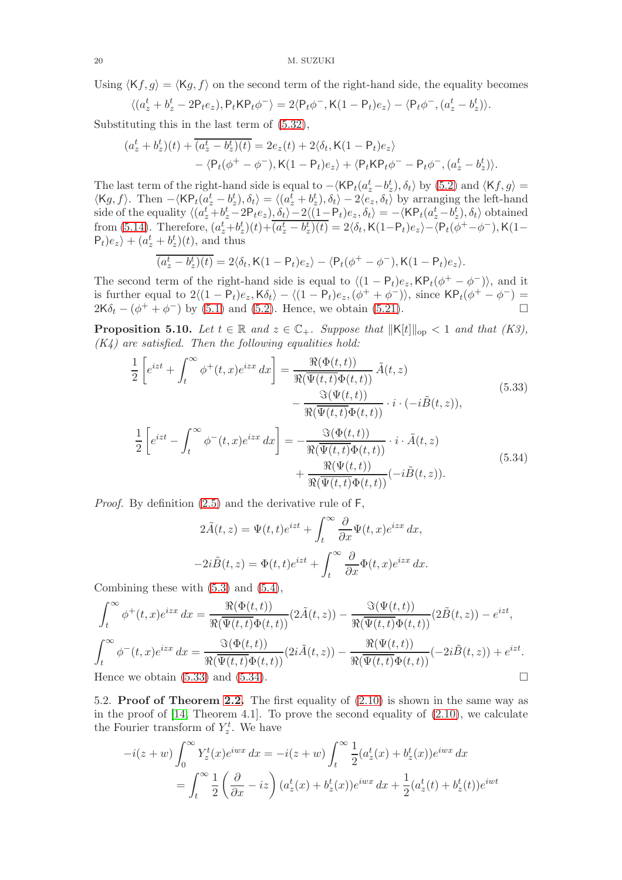Using $\langle \mathsf{K}f, g\rangle = \langle \mathsf{K}g, f\rangle$ on the second term of the right-hand side, the equality becomes

$$\langle (a_z^t + b_z^t - 2\mathsf{P}_t e_z), \mathsf{P}_t \mathsf{K} \mathsf{P}_t \phi^- \rangle = 2\langle \mathsf{P}_t\phi^-, \mathsf{K}(1-\mathsf{P}_t)e_z\rangle - \langle \mathsf{P}_t\phi^-, (a_z^t - b_z^t)\rangle.$$

Substituting this in the last term of (5.32),

$$\begin{aligned}(a_z^t + b_z^t)(t) + \overline{(a_z^t - b_z^t)(t)} &= 2e_z(t) + 2\langle \delta_t, \mathsf{K}(1-\mathsf{P}_t)e_z\rangle \\ &\quad - \langle \mathsf{P}_t(\phi^+ - \phi^-), \mathsf{K}(1-\mathsf{P}_t)e_z\rangle + \langle \mathsf{P}_t\mathsf{K}\mathsf{P}_t\phi^- - \mathsf{P}_t\phi^-, (a_z^t - b_z^t)\rangle.\end{aligned}$$

The last term of the right-hand side is equal to $-\langle \mathsf{K}\mathsf{P}_t(a_z^t - b_z^t), \delta_t\rangle$ by (5.2) and $\langle \mathsf{K}f, g\rangle = \langle \mathsf{K}g, f\rangle$. Then $-\langle \mathsf{K}\mathsf{P}_t(a_z^t - b_z^t), \delta_t\rangle = \langle (a_z^t + b_z^t), \delta_t\rangle - 2\langle e_z, \delta_t\rangle$ by arranging the left-hand side of the equality $\langle (a_z^t + b_z^t - 2\mathsf{P}_t e_z), \delta_t\rangle - 2\langle (1-\mathsf{P}_t)e_z, \delta_t\rangle = -\langle \mathsf{K}\mathsf{P}_t(a_z^t - b_z^t), \delta_t\rangle$ obtained from (5.14). Therefore, $(a_z^t + b_z^t)(t) + \overline{(a_z^t - b_z^t)(t)} = 2\langle \delta_t, \mathsf{K}(1-\mathsf{P}_t)e_z\rangle - \langle \mathsf{P}_t(\phi^+ - \phi^-), \mathsf{K}(1-\mathsf{P}_t)e_z\rangle + (a_z^t + b_z^t)(t)$, and thus

$$\overline{(a_z^t - b_z^t)(t)} = 2\langle \delta_t, \mathsf{K}(1-\mathsf{P}_t)e_z\rangle - \langle \mathsf{P}_t(\phi^+ - \phi^-), \mathsf{K}(1-\mathsf{P}_t)e_z\rangle.$$

The second term of the right-hand side is equal to $\langle (1-\mathsf{P}_t)e_z, \mathsf{K}\mathsf{P}_t(\phi^+ - \phi^-)\rangle$, and it is further equal to $2\langle (1-\mathsf{P}_t)e_z, \mathsf{K}\delta_t\rangle - \langle (1-\mathsf{P}_t)e_z, (\phi^+ + \phi^-)\rangle$, since $\mathsf{K}\mathsf{P}_t(\phi^+ - \phi^-) = 2\mathsf{K}\delta_t - (\phi^+ + \phi^-)$ by (5.1) and (5.2). Hence, we obtain (5.21). $\square$

**Proposition 5.10.** *Let $t \in \mathbb{R}$ and $z \in \mathbb{C}_+$. Suppose that $\|\mathsf{K}[t]\|_{\mathrm{op}} < 1$ and that (K3), (K4) are satisfied. Then the following equalities hold:*

$$\begin{aligned}\frac{1}{2}\left[e^{izt} + \int_t^\infty \phi^+(t,x)e^{izx}\,dx\right] &= \frac{\Re(\Phi(t,t))}{\Re(\overline{\Psi(t,t)}\Phi(t,t))}\,\tilde{A}(t,z) \\ &\quad - \frac{\Im(\Psi(t,t))}{\Re(\overline{\Psi(t,t)}\Phi(t,t))}\cdot i \cdot (-i\tilde{B}(t,z)),\end{aligned} \tag{5.33}$$

$$\begin{aligned}\frac{1}{2}\left[e^{izt} - \int_t^\infty \phi^-(t,x)e^{izx}\,dx\right] &= -\frac{\Im(\Phi(t,t))}{\Re(\overline{\Psi(t,t)}\Phi(t,t))}\cdot i \cdot \tilde{A}(t,z) \\ &\quad + \frac{\Re(\Psi(t,t))}{\Re(\overline{\Psi(t,t)}\Phi(t,t))}(-i\tilde{B}(t,z)).\end{aligned} \tag{5.34}$$

*Proof.* By definition (2.5) and the derivative rule of $\mathsf{F}$,

$$2\tilde{A}(t,z) = \Psi(t,t)e^{izt} + \int_t^\infty \frac{\partial}{\partial x}\Psi(t,x)e^{izx}\,dx,$$

$$-2i\tilde{B}(t,z) = \Phi(t,t)e^{izt} + \int_t^\infty \frac{\partial}{\partial x}\Phi(t,x)e^{izx}\,dx.$$

Combining these with (5.3) and (5.4),

$$\int_t^\infty \phi^+(t,x)e^{izx}\,dx = \frac{\Re(\Phi(t,t))}{\Re(\overline{\Psi(t,t)}\Phi(t,t))}(2\tilde{A}(t,z)) - \frac{\Im(\Psi(t,t))}{\Re(\overline{\Psi(t,t)}\Phi(t,t))}(2\tilde{B}(t,z)) - e^{izt},$$

$$\int_t^\infty \phi^-(t,x)e^{izx}\,dx = \frac{\Im(\Phi(t,t))}{\Re(\overline{\Psi(t,t)}\Phi(t,t))}(2i\tilde{A}(t,z)) - \frac{\Re(\Psi(t,t))}{\Re(\overline{\Psi(t,t)}\Phi(t,t))}(-2i\tilde{B}(t,z)) + e^{izt}.$$

Hence we obtain (5.33) and (5.34). $\square$

5.2. **Proof of Theorem 2.2.** The first equality of (2.10) is shown in the same way as in the proof of [14, Theorem 4.1]. To prove the second equality of (2.10), we calculate the Fourier transform of $Y_z^t$. We have

$$\begin{aligned}-i(z+w)\int_0^\infty Y_z^t(x)e^{iwx}\,dx &= -i(z+w)\int_t^\infty \frac{1}{2}(a_z^t(x) + b_z^t(x))e^{iwx}\,dx \\ &= \int_t^\infty \frac{1}{2}\left(\frac{\partial}{\partial x} - iz\right)(a_z^t(x) + b_z^t(x))e^{iwx}\,dx + \frac{1}{2}(a_z^t(t) + b_z^t(t))e^{iwt}\end{aligned}$$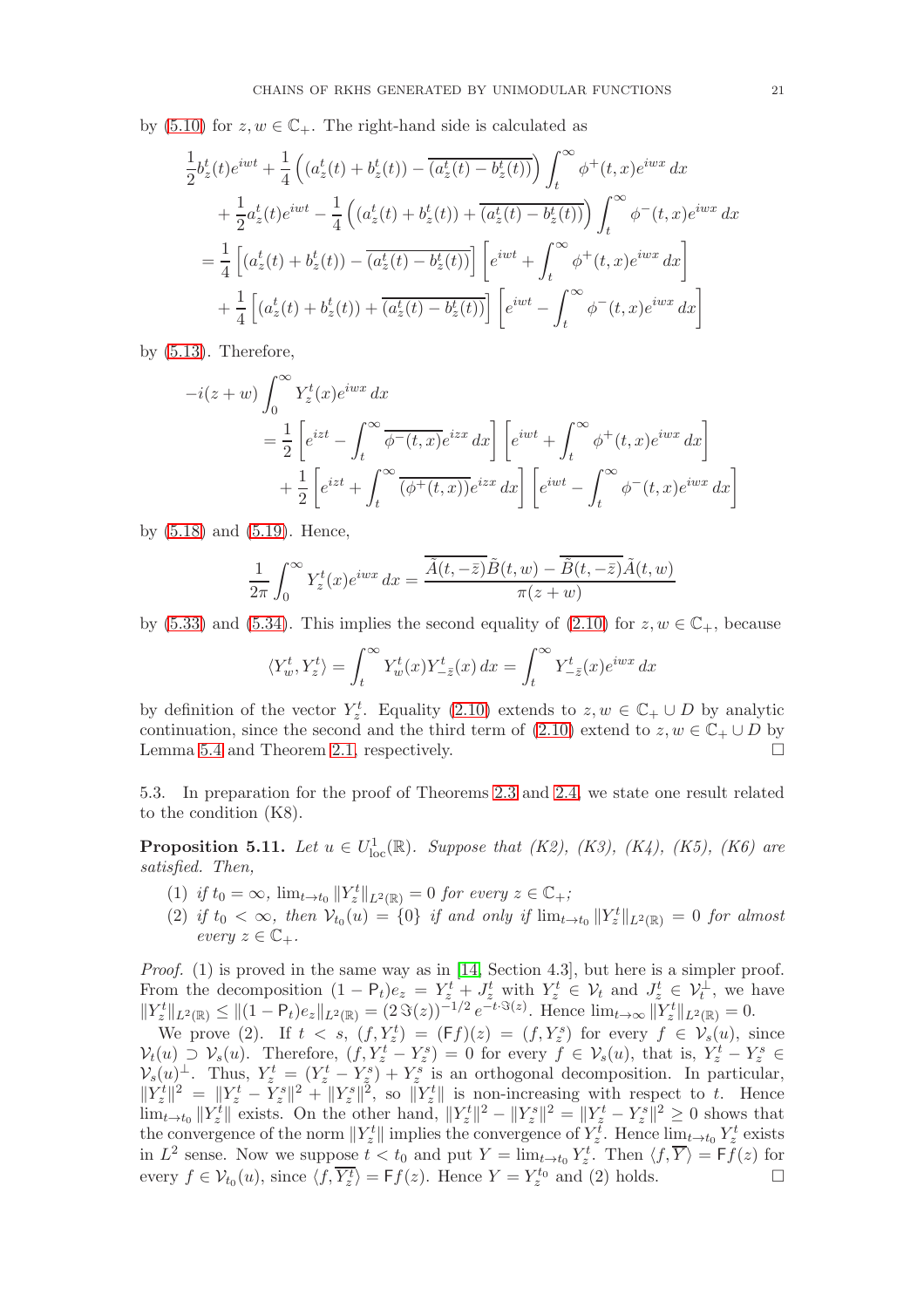by (5.10) for $z, w \in \mathbb{C}_+$. The right-hand side is calculated as

$$
\begin{aligned}
&\frac{1}{2}b_z^t(t)e^{iwt} + \frac{1}{4}\left((a_z^t(t)+b_z^t(t)) - \overline{(a_z^t(t)-b_z^t(t))}\right)\int_t^\infty \phi^+(t,x)e^{iwx}\,dx \\
&\quad + \frac{1}{2}a_z^t(t)e^{iwt} - \frac{1}{4}\left((a_z^t(t)+b_z^t(t)) + \overline{(a_z^t(t)-b_z^t(t))}\right)\int_t^\infty \phi^-(t,x)e^{iwx}\,dx \\
&= \frac{1}{4}\left[(a_z^t(t)+b_z^t(t)) - \overline{(a_z^t(t)-b_z^t(t))}\right]\left[e^{iwt} + \int_t^\infty \phi^+(t,x)e^{iwx}\,dx\right] \\
&\quad + \frac{1}{4}\left[(a_z^t(t)+b_z^t(t)) + \overline{(a_z^t(t)-b_z^t(t))}\right]\left[e^{iwt} - \int_t^\infty \phi^-(t,x)e^{iwx}\,dx\right]
\end{aligned}
$$

by (5.13). Therefore,

$$
\begin{aligned}
&-i(z+w)\int_0^\infty Y_z^t(x)e^{iwx}\,dx \\
&\quad = \frac{1}{2}\left[e^{izt} - \int_t^\infty \overline{\phi^-(t,x)}e^{izx}\,dx\right]\left[e^{iwt} + \int_t^\infty \phi^+(t,x)e^{iwx}\,dx\right] \\
&\qquad + \frac{1}{2}\left[e^{izt} + \int_t^\infty \overline{(\phi^+(t,x))}e^{izx}\,dx\right]\left[e^{iwt} - \int_t^\infty \phi^-(t,x)e^{iwx}\,dx\right]
\end{aligned}
$$

by (5.18) and (5.19). Hence,

$$
\frac{1}{2\pi}\int_0^\infty Y_z^t(x)e^{iwx}\,dx = \frac{\overline{\tilde{A}(t,-\bar{z})}\tilde{B}(t,w) - \overline{\tilde{B}(t,-\bar{z})}\tilde{A}(t,w)}{\pi(z+w)}
$$

by (5.33) and (5.34). This implies the second equality of (2.10) for $z, w \in \mathbb{C}_+$, because

$$
\langle Y_w^t, Y_z^t\rangle = \int_t^\infty Y_w^t(x)Y_{-\bar{z}}^t(x)\,dx = \int_t^\infty Y_{-\bar{z}}^t(x)e^{iwx}\,dx
$$

by definition of the vector $Y_z^t$. Equality (2.10) extends to $z, w \in \mathbb{C}_+ \cup D$ by analytic continuation, since the second and the third term of (2.10) extend to $z, w \in \mathbb{C}_+ \cup D$ by Lemma 5.4 and Theorem 2.1, respectively. □

5.3. In preparation for the proof of Theorems 2.3 and 2.4, we state one result related to the condition (K8).

**Proposition 5.11.** *Let $u \in U^1_{\mathrm{loc}}(\mathbb{R})$. Suppose that (K2), (K3), (K4), (K5), (K6) are satisfied. Then,*

1. *if $t_0 = \infty$, $\lim_{t\to t_0}\|Y_z^t\|_{L^2(\mathbb{R})} = 0$ for every $z \in \mathbb{C}_+$;*
2. *if $t_0 < \infty$, then $\mathcal{V}_{t_0}(u) = \{0\}$ if and only if $\lim_{t\to t_0}\|Y_z^t\|_{L^2(\mathbb{R})} = 0$ for almost every $z \in \mathbb{C}_+$.*

*Proof.* (1) is proved in the same way as in [14, Section 4.3], but here is a simpler proof. From the decomposition $(1-\mathsf{P}_t)e_z = Y_z^t + J_z^t$ with $Y_z^t \in \mathcal{V}_t$ and $J_z^t \in \mathcal{V}_t^\perp$, we have $\|Y_z^t\|_{L^2(\mathbb{R})} \le \|(1-\mathsf{P}_t)e_z\|_{L^2(\mathbb{R})} = (2\,\Im(z))^{-1/2}\,e^{-t\cdot\Im(z)}$. Hence $\lim_{t\to\infty}\|Y_z^t\|_{L^2(\mathbb{R})} = 0$.

We prove (2). If $t < s$, $(f, Y_z^t) = (\mathsf{F}f)(z) = (f, Y_z^s)$ for every $f \in \mathcal{V}_s(u)$, since $\mathcal{V}_t(u) \supset \mathcal{V}_s(u)$. Therefore, $(f, Y_z^t - Y_z^s) = 0$ for every $f \in \mathcal{V}_s(u)$, that is, $Y_z^t - Y_z^s \in \mathcal{V}_s(u)^\perp$. Thus, $Y_z^t = (Y_z^t - Y_z^s) + Y_z^s$ is an orthogonal decomposition. In particular, $\|Y_z^t\|^2 = \|Y_z^t - Y_z^s\|^2 + \|Y_z^s\|^2$, so $\|Y_z^t\|$ is non-increasing with respect to $t$. Hence $\lim_{t\to t_0}\|Y_z^t\|$ exists. On the other hand, $\|Y_z^t\|^2 - \|Y_z^s\|^2 = \|Y_z^t - Y_z^s\|^2 \ge 0$ shows that the convergence of the norm $\|Y_z^t\|$ implies the convergence of $Y_z^t$. Hence $\lim_{t\to t_0} Y_z^t$ exists in $L^2$ sense. Now we suppose $t < t_0$ and put $Y = \lim_{t\to t_0} Y_z^t$. Then $\langle f, \overline{Y}\rangle = \mathsf{F}f(z)$ for every $f \in \mathcal{V}_{t_0}(u)$, since $\langle f, \overline{Y_z^t}\rangle = \mathsf{F}f(z)$. Hence $Y = Y_z^{t_0}$ and (2) holds. □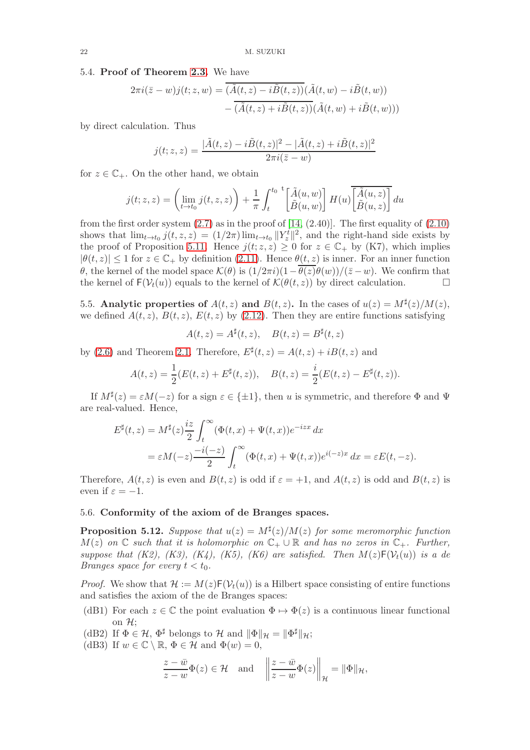### 5.4. Proof of Theorem 2.3.

We have

$$2\pi i(\bar{z}-w)j(t;z,w) = \overline{(\tilde{A}(t,z)-i\tilde{B}(t,z))}(\tilde{A}(t,w)-i\tilde{B}(t,w)) \\ - \overline{(\tilde{A}(t,z)+i\tilde{B}(t,z))}(\tilde{A}(t,w)+i\tilde{B}(t,w)))$$

by direct calculation. Thus

$$j(t;z,z) = \frac{|\tilde{A}(t,z)-i\tilde{B}(t,z)|^2 - |\tilde{A}(t,z)+i\tilde{B}(t,z)|^2}{2\pi i(\bar{z}-w)}$$

for $z \in \mathbb{C}_+$. On the other hand, we obtain

$$j(t;z,z) = \left(\lim_{t\to t_0} j(t,z,z)\right) + \frac{1}{\pi}\int_t^{t_0} {}^t\begin{bmatrix}\tilde{A}(u,w)\\ \tilde{B}(u,w)\end{bmatrix} H(u) \overline{\begin{bmatrix}\tilde{A}(u,z)\\ \tilde{B}(u,z)\end{bmatrix}}\, du$$

from the first order system (2.7) as in the proof of [14, (2.40)]. The first equality of (2.10) shows that $\lim_{t\to t_0} j(t,z,z) = (1/2\pi)\lim_{t\to t_0}\|Y_z^t\|^2$, and the right-hand side exists by the proof of Proposition 5.11. Hence $j(t;z,z)\geq 0$ for $z\in\mathbb{C}_+$ by (K7), which implies $|\theta(t,z)|\leq 1$ for $z\in\mathbb{C}_+$ by definition (2.11). Hence $\theta(t,z)$ is inner. For an inner function $\theta$, the kernel of the model space $\mathcal{K}(\theta)$ is $(1/2\pi i)(1-\overline{\theta(z)}\theta(w))/(\bar{z}-w)$. We confirm that the kernel of $\mathsf{F}(\mathcal{V}_t(u))$ equals to the kernel of $\mathcal{K}(\theta(t,z))$ by direct calculation. $\square$

### 5.5. Analytic properties of $A(t,z)$ and $B(t,z)$.

In the cases of $u(z)=M^\sharp(z)/M(z)$, we defined $A(t,z)$, $B(t,z)$, $E(t,z)$ by (2.12). Then they are entire functions satisfying

$$A(t,z)=A^\sharp(t,z), \quad B(t,z)=B^\sharp(t,z)$$

by (2.6) and Theorem 2.1. Therefore, $E^\sharp(t,z)=A(t,z)+iB(t,z)$ and

$$A(t,z)=\frac{1}{2}(E(t,z)+E^\sharp(t,z)), \quad B(t,z)=\frac{i}{2}(E(t,z)-E^\sharp(t,z)).$$

If $M^\sharp(z)=\varepsilon M(-z)$ for a sign $\varepsilon\in\{\pm 1\}$, then $u$ is symmetric, and therefore $\Phi$ and $\Psi$ are real-valued. Hence,

$$\begin{aligned} E^\sharp(t,z) &= M^\sharp(z)\frac{iz}{2}\int_t^\infty (\Phi(t,x)+\Psi(t,x))e^{-izx}\,dx \\ &= \varepsilon M(-z)\frac{-i(-z)}{2}\int_t^\infty (\Phi(t,x)+\Psi(t,x))e^{i(-z)x}\,dx = \varepsilon E(t,-z). \end{aligned}$$

Therefore, $A(t,z)$ is even and $B(t,z)$ is odd if $\varepsilon=+1$, and $A(t,z)$ is odd and $B(t,z)$ is even if $\varepsilon=-1$.

### 5.6. Conformity of the axiom of de Branges spaces.

**Proposition 5.12.** *Suppose that $u(z)=M^\sharp(z)/M(z)$ for some meromorphic function $M(z)$ on $\mathbb{C}$ such that it is holomorphic on $\mathbb{C}_+\cup\mathbb{R}$ and has no zeros in $\mathbb{C}_+$. Further, suppose that (K2), (K3), (K4), (K5), (K6) are satisfied. Then $M(z)\mathsf{F}(\mathcal{V}_t(u))$ is a de Branges space for every $t<t_0$.*

*Proof.* We show that $\mathcal{H}:=M(z)\mathsf{F}(\mathcal{V}_t(u))$ is a Hilbert space consisting of entire functions and satisfies the axiom of the de Branges spaces:

- (dB1) For each $z\in\mathbb{C}$ the point evaluation $\Phi\mapsto\Phi(z)$ is a continuous linear functional on $\mathcal{H}$;
- (dB2) If $\Phi\in\mathcal{H}$, $\Phi^\sharp$ belongs to $\mathcal{H}$ and $\|\Phi\|_{\mathcal{H}}=\|\Phi^\sharp\|_{\mathcal{H}}$;
- (dB3) If $w\in\mathbb{C}\setminus\mathbb{R}$, $\Phi\in\mathcal{H}$ and $\Phi(w)=0$,

$$\frac{z-\bar{w}}{z-w}\Phi(z)\in\mathcal{H} \quad\text{and}\quad \left\|\frac{z-\bar{w}}{z-w}\Phi(z)\right\|_{\mathcal{H}} = \|\Phi\|_{\mathcal{H}},$$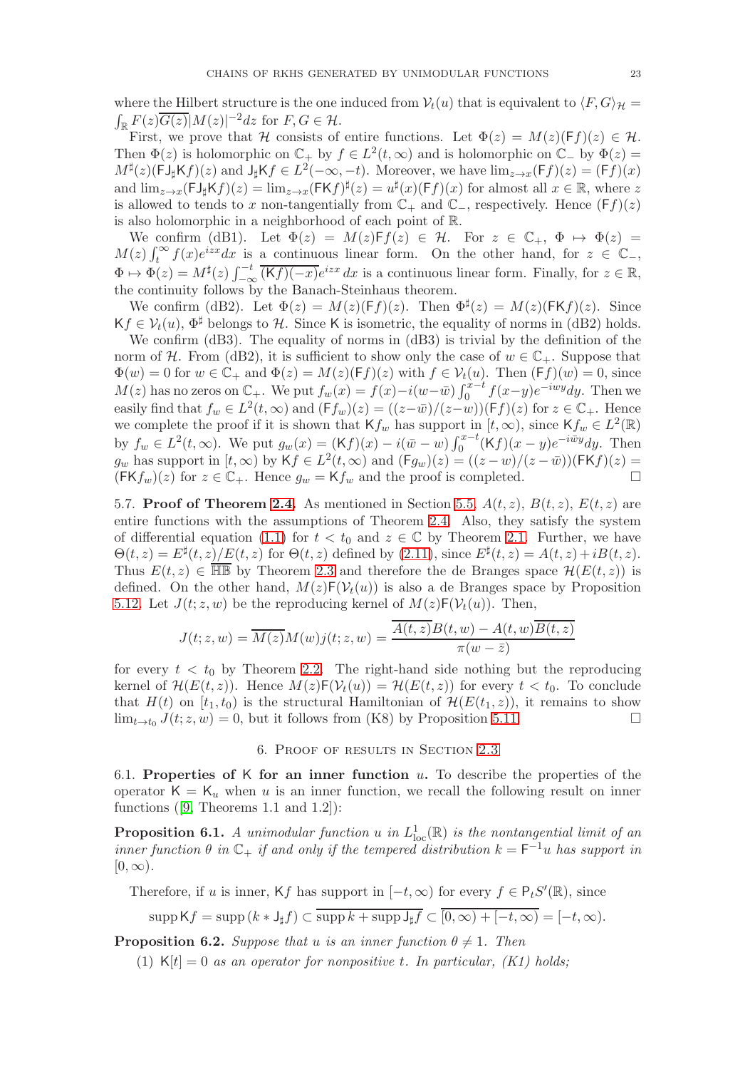where the Hilbert structure is the one induced from $\mathcal{V}_t(u)$ that is equivalent to $\langle F, G\rangle_{\mathcal{H}} = \int_{\mathbb{R}} F(z)\overline{G(z)}|M(z)|^{-2}dz$ for $F, G \in \mathcal{H}$.

First, we prove that $\mathcal{H}$ consists of entire functions. Let $\Phi(z) = M(z)(\mathsf{F}f)(z) \in \mathcal{H}$. Then $\Phi(z)$ is holomorphic on $\mathbb{C}_+$ by $f \in L^2(t,\infty)$ and is holomorphic on $\mathbb{C}_-$ by $\Phi(z) = M^\sharp(z)(\mathsf{F}\mathsf{J}_\sharp\mathsf{K}f)(z)$ and $\mathsf{J}_\sharp\mathsf{K}f \in L^2(-\infty,-t)$. Moreover, we have $\lim_{z\to x}(\mathsf{F}f)(z) = (\mathsf{F}f)(x)$ and $\lim_{z\to x}(\mathsf{F}\mathsf{J}_\sharp\mathsf{K}f)(z) = \lim_{z\to x}(\mathsf{F}\mathsf{K}f)^\sharp(z) = u^\sharp(x)(\mathsf{F}f)(x)$ for almost all $x \in \mathbb{R}$, where $z$ is allowed to tends to $x$ non-tangentially from $\mathbb{C}_+$ and $\mathbb{C}_-$, respectively. Hence $(\mathsf{F}f)(z)$ is also holomorphic in a neighborhood of each point of $\mathbb{R}$.

We confirm (dB1). Let $\Phi(z) = M(z)\mathsf{F}f(z) \in \mathcal{H}$. For $z \in \mathbb{C}_+$, $\Phi \mapsto \Phi(z) = M(z)\int_t^\infty f(x)e^{izx}dx$ is a continuous linear form. On the other hand, for $z \in \mathbb{C}_-$, $\Phi \mapsto \Phi(z) = M^\sharp(z)\int_{-\infty}^{-t}\overline{(\mathsf{K}f)(-x)}e^{izx}\,dx$ is a continuous linear form. Finally, for $z \in \mathbb{R}$, the continuity follows by the Banach-Steinhaus theorem.

We confirm (dB2). Let $\Phi(z) = M(z)(\mathsf{F}f)(z)$. Then $\Phi^\sharp(z) = M(z)(\mathsf{F}\mathsf{K}f)(z)$. Since $\mathsf{K}f \in \mathcal{V}_t(u)$, $\Phi^\sharp$ belongs to $\mathcal{H}$. Since $\mathsf{K}$ is isometric, the equality of norms in (dB2) holds.

We confirm (dB3). The equality of norms in (dB3) is trivial by the definition of the norm of $\mathcal{H}$. From (dB2), it is sufficient to show only the case of $w \in \mathbb{C}_+$. Suppose that $\Phi(w) = 0$ for $w \in \mathbb{C}_+$ and $\Phi(z) = M(z)(\mathsf{F}f)(z)$ with $f \in \mathcal{V}_t(u)$. Then $(\mathsf{F}f)(w) = 0$, since $M(z)$ has no zeros on $\mathbb{C}_+$. We put $f_w(x) = f(x) - i(w-\bar{w})\int_0^{x-t} f(x-y)e^{-iwy}dy$. Then we easily find that $f_w \in L^2(t,\infty)$ and $(\mathsf{F}f_w)(z) = ((z-\bar{w})/(z-w))(\mathsf{F}f)(z)$ for $z \in \mathbb{C}_+$. Hence we complete the proof if it is shown that $\mathsf{K}f_w$ has support in $[t,\infty)$, since $\mathsf{K}f_w \in L^2(\mathbb{R})$ by $f_w \in L^2(t,\infty)$. We put $g_w(x) = (\mathsf{K}f)(x) - i(\bar{w}-w)\int_0^{x-t}(\mathsf{K}f)(x-y)e^{-i\bar{w}y}dy$. Then $g_w$ has support in $[t,\infty)$ by $\mathsf{K}f \in L^2(t,\infty)$ and $(\mathsf{F}g_w)(z) = ((z-w)/(z-\bar{w}))(\mathsf{F}\mathsf{K}f)(z) = (\mathsf{F}\mathsf{K}f_w)(z)$ for $z \in \mathbb{C}_+$. Hence $g_w = \mathsf{K}f_w$ and the proof is completed. □

**5.7. Proof of Theorem 2.4.** As mentioned in Section 5.5, $A(t,z)$, $B(t,z)$, $E(t,z)$ are entire functions with the assumptions of Theorem 2.4. Also, they satisfy the system of differential equation (1.1) for $t < t_0$ and $z \in \mathbb{C}$ by Theorem 2.1. Further, we have $\Theta(t,z) = E^\sharp(t,z)/E(t,z)$ for $\Theta(t,z)$ defined by (2.11), since $E^\sharp(t,z) = A(t,z) + iB(t,z)$. Thus $E(t,z) \in \overline{\mathbb{HB}}$ by Theorem 2.3 and therefore the de Branges space $\mathcal{H}(E(t,z))$ is defined. On the other hand, $M(z)\mathsf{F}(\mathcal{V}_t(u))$ is also a de Branges space by Proposition 5.12. Let $J(t;z,w)$ be the reproducing kernel of $M(z)\mathsf{F}(\mathcal{V}_t(u))$. Then,

$$J(t;z,w) = \overline{M(z)}M(w)j(t;z,w) = \frac{\overline{A(t,z)}B(t,w) - A(t,w)\overline{B(t,z)}}{\pi(w-\bar{z})}$$

for every $t < t_0$ by Theorem 2.2. The right-hand side nothing but the reproducing kernel of $\mathcal{H}(E(t,z))$. Hence $M(z)\mathsf{F}(\mathcal{V}_t(u)) = \mathcal{H}(E(t,z))$ for every $t < t_0$. To conclude that $H(t)$ on $[t_1,t_0)$ is the structural Hamiltonian of $\mathcal{H}(E(t_1,z))$, it remains to show $\lim_{t\to t_0} J(t;z,w) = 0$, but it follows from (K8) by Proposition 5.11. □

## 6. Proof of results in Section 2.3

**6.1. Properties of $\mathsf{K}$ for an inner function $u$.** To describe the properties of the operator $\mathsf{K} = \mathsf{K}_u$ when $u$ is an inner function, we recall the following result on inner functions ([9, Theorems 1.1 and 1.2]):

**Proposition 6.1.** *A unimodular function $u$ in $L^1_{\rm loc}(\mathbb{R})$ is the nontangential limit of an inner function $\theta$ in $\mathbb{C}_+$ if and only if the tempered distribution $k = \mathsf{F}^{-1}u$ has support in $[0,\infty)$.*

Therefore, if $u$ is inner, $\mathsf{K}f$ has support in $[-t,\infty)$ for every $f \in \mathsf{P}_t S'(\mathbb{R})$, since

$$\operatorname{supp}\mathsf{K}f = \operatorname{supp}(k * \mathsf{J}_\sharp f) \subset \overline{\operatorname{supp}k + \operatorname{supp}\mathsf{J}_\sharp f} \subset \overline{[0,\infty) + [-t,\infty)} = [-t,\infty).$$

**Proposition 6.2.** *Suppose that $u$ is an inner function $\theta \neq 1$. Then*

1. *$\mathsf{K}[t] = 0$ as an operator for nonpositive $t$. In particular, (K1) holds;*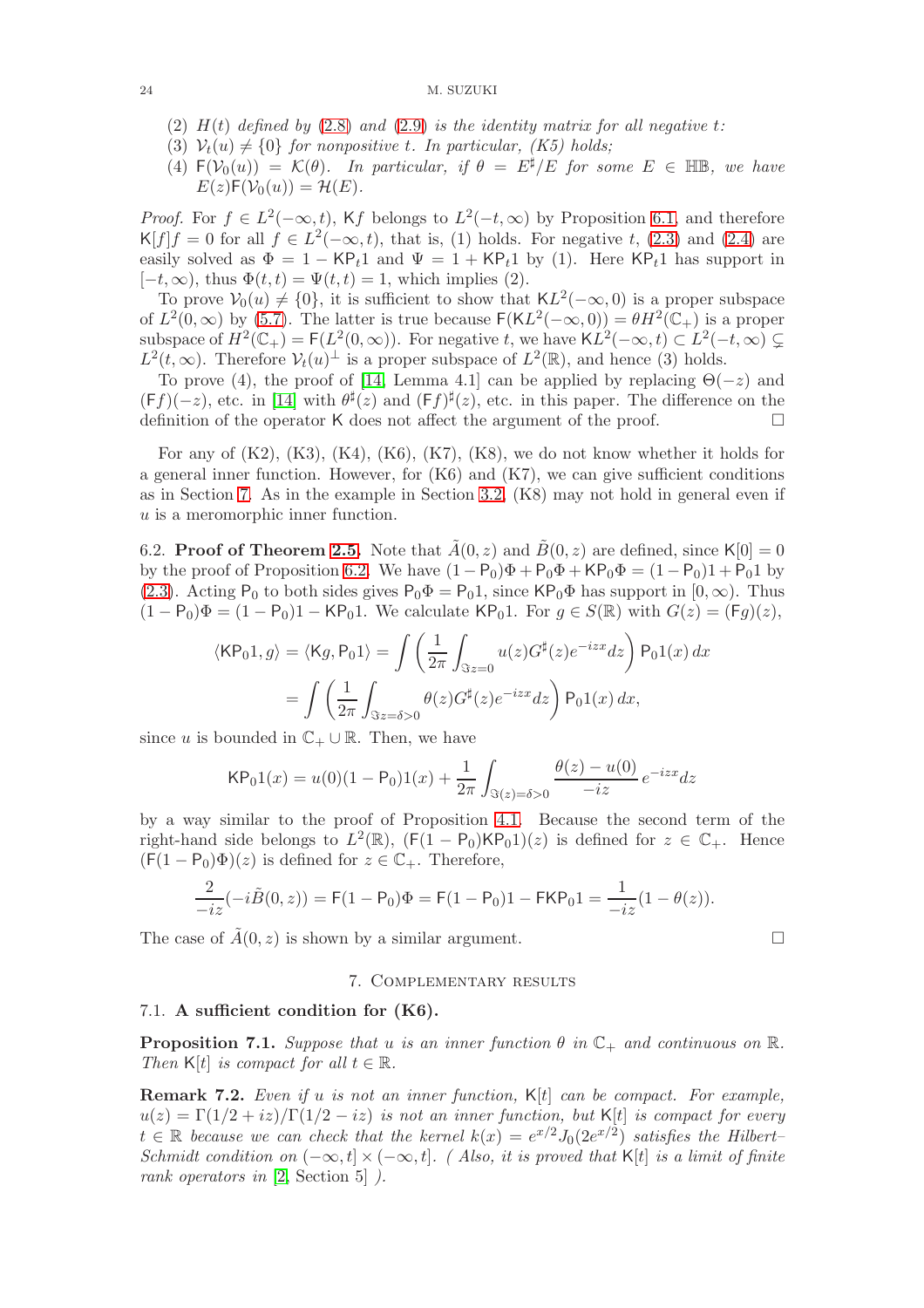(2) $H(t)$ *defined by* (2.8) *and* (2.9) *is the identity matrix for all negative* $t$*:*

(3) $\mathcal{V}_t(u) \neq \{0\}$ *for nonpositive* $t$*. In particular, (K5) holds;*

(4) $\mathsf{F}(\mathcal{V}_0(u)) = \mathcal{K}(\theta)$*. In particular, if* $\theta = E^\sharp/E$ *for some* $E \in \mathbb{HB}$*, we have* $E(z)\mathsf{F}(\mathcal{V}_0(u)) = \mathcal{H}(E)$*.*

*Proof.* For $f \in L^2(-\infty, t)$, $\mathsf{K}f$ belongs to $L^2(-t, \infty)$ by Proposition 6.1, and therefore $\mathsf{K}[f]f = 0$ for all $f \in L^2(-\infty, t)$, that is, (1) holds. For negative $t$, (2.3) and (2.4) are easily solved as $\Phi = 1 - \mathsf{KP}_t 1$ and $\Psi = 1 + \mathsf{KP}_t 1$ by (1). Here $\mathsf{KP}_t 1$ has support in $[-t, \infty)$, thus $\Phi(t,t) = \Psi(t,t) = 1$, which implies (2).

To prove $\mathcal{V}_0(u) \neq \{0\}$, it is sufficient to show that $\mathsf{K}L^2(-\infty, 0)$ is a proper subspace of $L^2(0,\infty)$ by (5.7). The latter is true because $\mathsf{F}(\mathsf{K}L^2(-\infty,0)) = \theta H^2(\mathbb{C}_+)$ is a proper subspace of $H^2(\mathbb{C}_+) = \mathsf{F}(L^2(0,\infty))$. For negative $t$, we have $\mathsf{K}L^2(-\infty, t) \subset L^2(-t, \infty) \subsetneq L^2(t, \infty)$. Therefore $\mathcal{V}_t(u)^\perp$ is a proper subspace of $L^2(\mathbb{R})$, and hence (3) holds.

To prove (4), the proof of [14, Lemma 4.1] can be applied by replacing $\Theta(-z)$ and $(\mathsf{F}f)(-z)$, etc. in [14] with $\theta^\sharp(z)$ and $(\mathsf{F}f)^\sharp(z)$, etc. in this paper. The difference on the definition of the operator $\mathsf{K}$ does not affect the argument of the proof. $\square$

For any of (K2), (K3), (K4), (K6), (K7), (K8), we do not know whether it holds for a general inner function. However, for (K6) and (K7), we can give sufficient conditions as in Section 7. As in the example in Section 3.2, (K8) may not hold in general even if $u$ is a meromorphic inner function.

6.2. **Proof of Theorem 2.5.** Note that $\tilde{A}(0,z)$ and $\tilde{B}(0,z)$ are defined, since $\mathsf{K}[0] = 0$ by the proof of Proposition 6.2. We have $(1 - \mathsf{P}_0)\Phi + \mathsf{P}_0\Phi + \mathsf{KP}_0\Phi = (1-\mathsf{P}_0)1 + \mathsf{P}_0 1$ by (2.3). Acting $\mathsf{P}_0$ to both sides gives $\mathsf{P}_0\Phi = \mathsf{P}_0 1$, since $\mathsf{KP}_0\Phi$ has support in $[0,\infty)$. Thus $(1-\mathsf{P}_0)\Phi = (1-\mathsf{P}_0)1 - \mathsf{KP}_0 1$. We calculate $\mathsf{KP}_0 1$. For $g \in S(\mathbb{R})$ with $G(z) = (\mathsf{F}g)(z)$,

$$\begin{aligned}\langle \mathsf{KP}_0 1, g\rangle = \langle \mathsf{K}g, \mathsf{P}_0 1\rangle &= \int \left( \frac{1}{2\pi} \int_{\Im z = 0} u(z) G^\sharp(z) e^{-izx} dz \right) \mathsf{P}_0 1(x)\, dx \\ &= \int \left( \frac{1}{2\pi} \int_{\Im z = \delta > 0} \theta(z) G^\sharp(z) e^{-izx} dz \right) \mathsf{P}_0 1(x)\, dx,\end{aligned}$$

since $u$ is bounded in $\mathbb{C}_+ \cup \mathbb{R}$. Then, we have

$$\mathsf{KP}_0 1(x) = u(0)(1-\mathsf{P}_0)1(x) + \frac{1}{2\pi}\int_{\Im(z) = \delta > 0} \frac{\theta(z) - u(0)}{-iz} e^{-izx} dz$$

by a way similar to the proof of Proposition 4.1. Because the second term of the right-hand side belongs to $L^2(\mathbb{R})$, $(\mathsf{F}(1-\mathsf{P}_0)\mathsf{KP}_0 1)(z)$ is defined for $z \in \mathbb{C}_+$. Hence $(\mathsf{F}(1-\mathsf{P}_0)\Phi)(z)$ is defined for $z \in \mathbb{C}_+$. Therefore,

$$\frac{2}{-iz}(-i\tilde{B}(0,z)) = \mathsf{F}(1-\mathsf{P}_0)\Phi = \mathsf{F}(1-\mathsf{P}_0)1 - \mathsf{FKP}_0 1 = \frac{1}{-iz}(1 - \theta(z)).$$

The case of $\tilde{A}(0,z)$ is shown by a similar argument. $\square$

## 7. Complementary results

### 7.1. A sufficient condition for (K6).

**Proposition 7.1.** *Suppose that* $u$ *is an inner function* $\theta$ *in* $\mathbb{C}_+$ *and continuous on* $\mathbb{R}$*. Then* $\mathsf{K}[t]$ *is compact for all* $t \in \mathbb{R}$*.*

**Remark 7.2.** *Even if* $u$ *is not an inner function,* $\mathsf{K}[t]$ *can be compact. For example,* $u(z) = \Gamma(1/2 + iz)/\Gamma(1/2 - iz)$ *is not an inner function, but* $\mathsf{K}[t]$ *is compact for every* $t \in \mathbb{R}$ *because we can check that the kernel* $k(x) = e^{x/2}J_0(2e^{x/2})$ *satisfies the Hilbert–Schmidt condition on* $(-\infty, t] \times (-\infty, t]$*. ( Also, it is proved that* $\mathsf{K}[t]$ *is a limit of finite rank operators in* [2, Section 5] *).*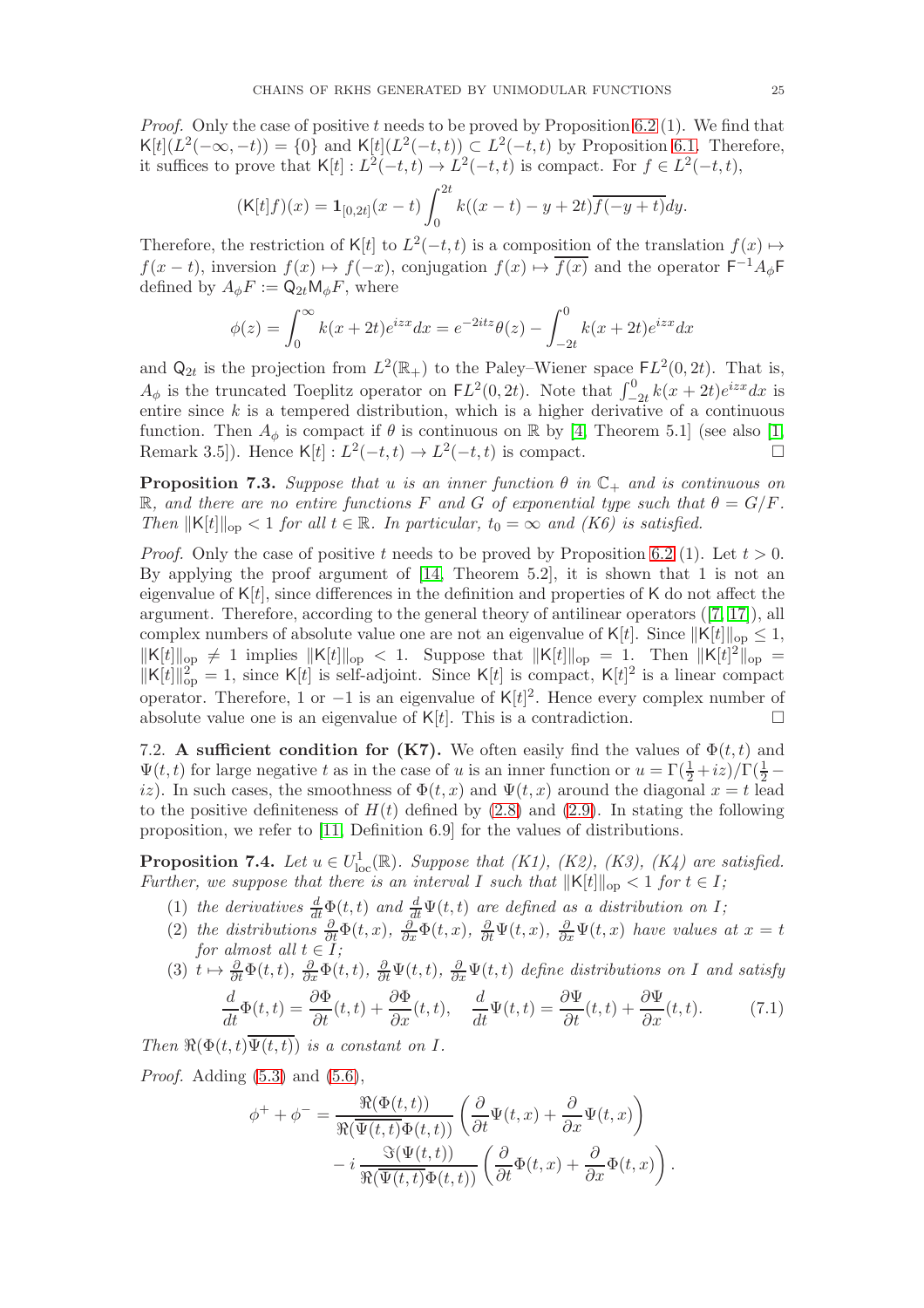*Proof.* Only the case of positive $t$ needs to be proved by Proposition 6.2 (1). We find that $\mathsf{K}[t](L^2(-\infty,-t)) = \{0\}$ and $\mathsf{K}[t](L^2(-t,t)) \subset L^2(-t,t)$ by Proposition 6.1. Therefore, it suffices to prove that $\mathsf{K}[t] : L^2(-t,t) \to L^2(-t,t)$ is compact. For $f \in L^2(-t,t)$,

$$(\mathsf{K}[t]f)(x) = \mathbf{1}_{[0,2t]}(x-t)\int_0^{2t} k((x-t)-y+2t)\overline{f(-y+t)}dy.$$

Therefore, the restriction of $\mathsf{K}[t]$ to $L^2(-t,t)$ is a composition of the translation $f(x) \mapsto f(x-t)$, inversion $f(x) \mapsto f(-x)$, conjugation $f(x) \mapsto \overline{f(x)}$ and the operator $\mathsf{F}^{-1}A_\phi\mathsf{F}$ defined by $A_\phi F := \mathsf{Q}_{2t}\mathsf{M}_\phi F$, where

$$\phi(z) = \int_0^\infty k(x+2t)e^{izx}dx = e^{-2itz}\theta(z) - \int_{-2t}^0 k(x+2t)e^{izx}dx$$

and $\mathsf{Q}_{2t}$ is the projection from $L^2(\mathbb{R}_+)$ to the Paley–Wiener space $\mathsf{F}L^2(0,2t)$. That is, $A_\phi$ is the truncated Toeplitz operator on $\mathsf{F}L^2(0,2t)$. Note that $\int_{-2t}^0 k(x+2t)e^{izx}dx$ is entire since $k$ is a tempered distribution, which is a higher derivative of a continuous function. Then $A_\phi$ is compact if $\theta$ is continuous on $\mathbb{R}$ by [4, Theorem 5.1] (see also [1, Remark 3.5]). Hence $\mathsf{K}[t] : L^2(-t,t) \to L^2(-t,t)$ is compact. □

**Proposition 7.3.** *Suppose that $u$ is an inner function $\theta$ in $\mathbb{C}_+$ and is continuous on $\mathbb{R}$, and there are no entire functions $F$ and $G$ of exponential type such that $\theta = G/F$. Then $\|\mathsf{K}[t]\|_{\mathrm{op}} < 1$ for all $t \in \mathbb{R}$. In particular, $t_0 = \infty$ and (K6) is satisfied.*

*Proof.* Only the case of positive $t$ needs to be proved by Proposition 6.2 (1). Let $t > 0$. By applying the proof argument of [14, Theorem 5.2], it is shown that 1 is not an eigenvalue of $\mathsf{K}[t]$, since differences in the definition and properties of $\mathsf{K}$ do not affect the argument. Therefore, according to the general theory of antilinear operators ([7, 17]), all complex numbers of absolute value one are not an eigenvalue of $\mathsf{K}[t]$. Since $\|\mathsf{K}[t]\|_{\mathrm{op}} \le 1$, $\|\mathsf{K}[t]\|_{\mathrm{op}} \ne 1$ implies $\|\mathsf{K}[t]\|_{\mathrm{op}} < 1$. Suppose that $\|\mathsf{K}[t]\|_{\mathrm{op}} = 1$. Then $\|\mathsf{K}[t]^2\|_{\mathrm{op}} = \|\mathsf{K}[t]\|_{\mathrm{op}}^2 = 1$, since $\mathsf{K}[t]$ is self-adjoint. Since $\mathsf{K}[t]$ is compact, $\mathsf{K}[t]^2$ is a linear compact operator. Therefore, 1 or $-1$ is an eigenvalue of $\mathsf{K}[t]^2$. Hence every complex number of absolute value one is an eigenvalue of $\mathsf{K}[t]$. This is a contradiction. □

7.2. **A sufficient condition for (K7).** We often easily find the values of $\Phi(t,t)$ and $\Psi(t,t)$ for large negative $t$ as in the case of $u$ is an inner function or $u = \Gamma(\frac{1}{2}+iz)/\Gamma(\frac{1}{2}-iz)$. In such cases, the smoothness of $\Phi(t,x)$ and $\Psi(t,x)$ around the diagonal $x = t$ lead to the positive definiteness of $H(t)$ defined by (2.8) and (2.9). In stating the following proposition, we refer to [11, Definition 6.9] for the values of distributions.

**Proposition 7.4.** *Let $u \in U^1_{\mathrm{loc}}(\mathbb{R})$. Suppose that (K1), (K2), (K3), (K4) are satisfied. Further, we suppose that there is an interval $I$ such that $\|\mathsf{K}[t]\|_{\mathrm{op}} < 1$ for $t \in I$;*

1. *the derivatives $\frac{d}{dt}\Phi(t,t)$ and $\frac{d}{dt}\Psi(t,t)$ are defined as a distribution on $I$;*
2. *the distributions $\frac{\partial}{\partial t}\Phi(t,x)$, $\frac{\partial}{\partial x}\Phi(t,x)$, $\frac{\partial}{\partial t}\Psi(t,x)$, $\frac{\partial}{\partial x}\Psi(t,x)$ have values at $x = t$ for almost all $t \in I$;*
3. *$t \mapsto \frac{\partial}{\partial t}\Phi(t,t)$, $\frac{\partial}{\partial x}\Phi(t,t)$, $\frac{\partial}{\partial t}\Psi(t,t)$, $\frac{\partial}{\partial x}\Psi(t,t)$ define distributions on $I$ and satisfy*

$$\frac{d}{dt}\Phi(t,t) = \frac{\partial\Phi}{\partial t}(t,t) + \frac{\partial\Phi}{\partial x}(t,t), \quad \frac{d}{dt}\Psi(t,t) = \frac{\partial\Psi}{\partial t}(t,t) + \frac{\partial\Psi}{\partial x}(t,t). \tag{7.1}$$

*Then $\Re(\Phi(t,t)\overline{\Psi(t,t)})$ is a constant on $I$.*

*Proof.* Adding (5.3) and (5.6),

$$\begin{aligned}
\phi^+ + \phi^- &= \frac{\Re(\Phi(t,t))}{\Re(\overline{\Psi(t,t)}\Phi(t,t))}\left(\frac{\partial}{\partial t}\Psi(t,x) + \frac{\partial}{\partial x}\Psi(t,x)\right) \\
&\quad - i\,\frac{\Im(\Psi(t,t))}{\Re(\overline{\Psi(t,t)}\Phi(t,t))}\left(\frac{\partial}{\partial t}\Phi(t,x) + \frac{\partial}{\partial x}\Phi(t,x)\right).
\end{aligned}$$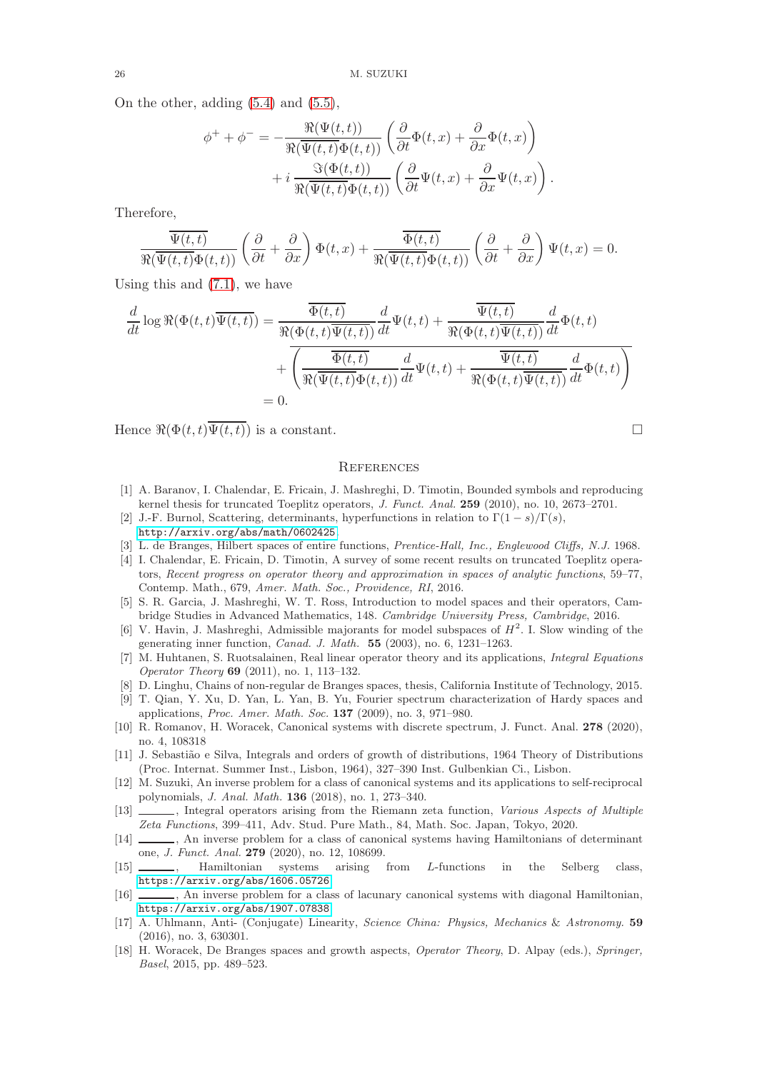On the other, adding (5.4) and (5.5),

$$\phi^+ + \phi^- = -\frac{\Re(\Psi(t,t))}{\Re(\overline{\Psi(t,t)}\Phi(t,t))}\left(\frac{\partial}{\partial t}\Phi(t,x) + \frac{\partial}{\partial x}\Phi(t,x)\right) + i\,\frac{\Im(\Phi(t,t))}{\Re(\overline{\Psi(t,t)}\Phi(t,t))}\left(\frac{\partial}{\partial t}\Psi(t,x) + \frac{\partial}{\partial x}\Psi(t,x)\right).$$

Therefore,

$$\frac{\overline{\Psi(t,t)}}{\Re(\overline{\Psi(t,t)}\Phi(t,t))}\left(\frac{\partial}{\partial t} + \frac{\partial}{\partial x}\right)\Phi(t,x) + \frac{\overline{\Phi(t,t)}}{\Re(\overline{\Psi(t,t)}\Phi(t,t))}\left(\frac{\partial}{\partial t} + \frac{\partial}{\partial x}\right)\Psi(t,x) = 0.$$

Using this and (7.1), we have

$$\begin{aligned}
\frac{d}{dt}\log \Re(\Phi(t,t)\overline{\Psi(t,t)}) &= \frac{\overline{\Phi(t,t)}}{\Re(\Phi(t,t)\overline{\Psi(t,t)})}\frac{d}{dt}\Psi(t,t) + \frac{\overline{\Psi(t,t)}}{\Re(\Phi(t,t)\overline{\Psi(t,t)})}\frac{d}{dt}\Phi(t,t) \\
&\quad + \overline{\left(\frac{\overline{\Phi(t,t)}}{\Re(\overline{\Psi(t,t)}\Phi(t,t))}\frac{d}{dt}\Psi(t,t) + \frac{\overline{\Psi(t,t)}}{\Re(\Phi(t,t)\overline{\Psi(t,t)})}\frac{d}{dt}\Phi(t,t)\right)} \\
&= 0.
\end{aligned}$$

Hence $\Re(\Phi(t,t)\overline{\Psi(t,t)})$ is a constant. □

## References

[1] A. Baranov, I. Chalendar, E. Fricain, J. Mashreghi, D. Timotin, Bounded symbols and reproducing kernel thesis for truncated Toeplitz operators, *J. Funct. Anal.* **259** (2010), no. 10, 2673–2701.

[2] J.-F. Burnol, Scattering, determinants, hyperfunctions in relation to $\Gamma(1-s)/\Gamma(s)$, http://arxiv.org/abs/math/0602425

[3] L. de Branges, Hilbert spaces of entire functions, *Prentice-Hall, Inc., Englewood Cliffs, N.J.* 1968.

[4] I. Chalendar, E. Fricain, D. Timotin, A survey of some recent results on truncated Toeplitz operators, *Recent progress on operator theory and approximation in spaces of analytic functions*, 59–77, Contemp. Math., 679, *Amer. Math. Soc., Providence, RI*, 2016.

[5] S. R. Garcia, J. Mashreghi, W. T. Ross, Introduction to model spaces and their operators, Cambridge Studies in Advanced Mathematics, 148. *Cambridge University Press, Cambridge*, 2016.

[6] V. Havin, J. Mashreghi, Admissible majorants for model subspaces of $H^2$. I. Slow winding of the generating inner function, *Canad. J. Math.* **55** (2003), no. 6, 1231–1263.

[7] M. Huhtanen, S. Ruotsalainen, Real linear operator theory and its applications, *Integral Equations Operator Theory* **69** (2011), no. 1, 113–132.

[8] D. Linghu, Chains of non-regular de Branges spaces, thesis, California Institute of Technology, 2015.

[9] T. Qian, Y. Xu, D. Yan, L. Yan, B. Yu, Fourier spectrum characterization of Hardy spaces and applications, *Proc. Amer. Math. Soc.* **137** (2009), no. 3, 971–980.

[10] R. Romanov, H. Woracek, Canonical systems with discrete spectrum, J. Funct. Anal. **278** (2020), no. 4, 108318

[11] J. Sebastião e Silva, Integrals and orders of growth of distributions, 1964 Theory of Distributions (Proc. Internat. Summer Inst., Lisbon, 1964), 327–390 Inst. Gulbenkian Ci., Lisbon.

[12] M. Suzuki, An inverse problem for a class of canonical systems and its applications to self-reciprocal polynomials, *J. Anal. Math.* **136** (2018), no. 1, 273–340.

[13] ———, Integral operators arising from the Riemann zeta function, *Various Aspects of Multiple Zeta Functions*, 399–411, Adv. Stud. Pure Math., 84, Math. Soc. Japan, Tokyo, 2020.

[14] ———, An inverse problem for a class of canonical systems having Hamiltonians of determinant one, *J. Funct. Anal.* **279** (2020), no. 12, 108699.

[15] ———, Hamiltonian systems arising from $L$-functions in the Selberg class, https://arxiv.org/abs/1606.05726

[16] ———, An inverse problem for a class of lacunary canonical systems with diagonal Hamiltonian, https://arxiv.org/abs/1907.07838

[17] A. Uhlmann, Anti- (Conjugate) Linearity, *Science China: Physics, Mechanics & Astronomy.* **59** (2016), no. 3, 630301.

[18] H. Woracek, De Branges spaces and growth aspects, *Operator Theory*, D. Alpay (eds.), *Springer, Basel*, 2015, pp. 489–523.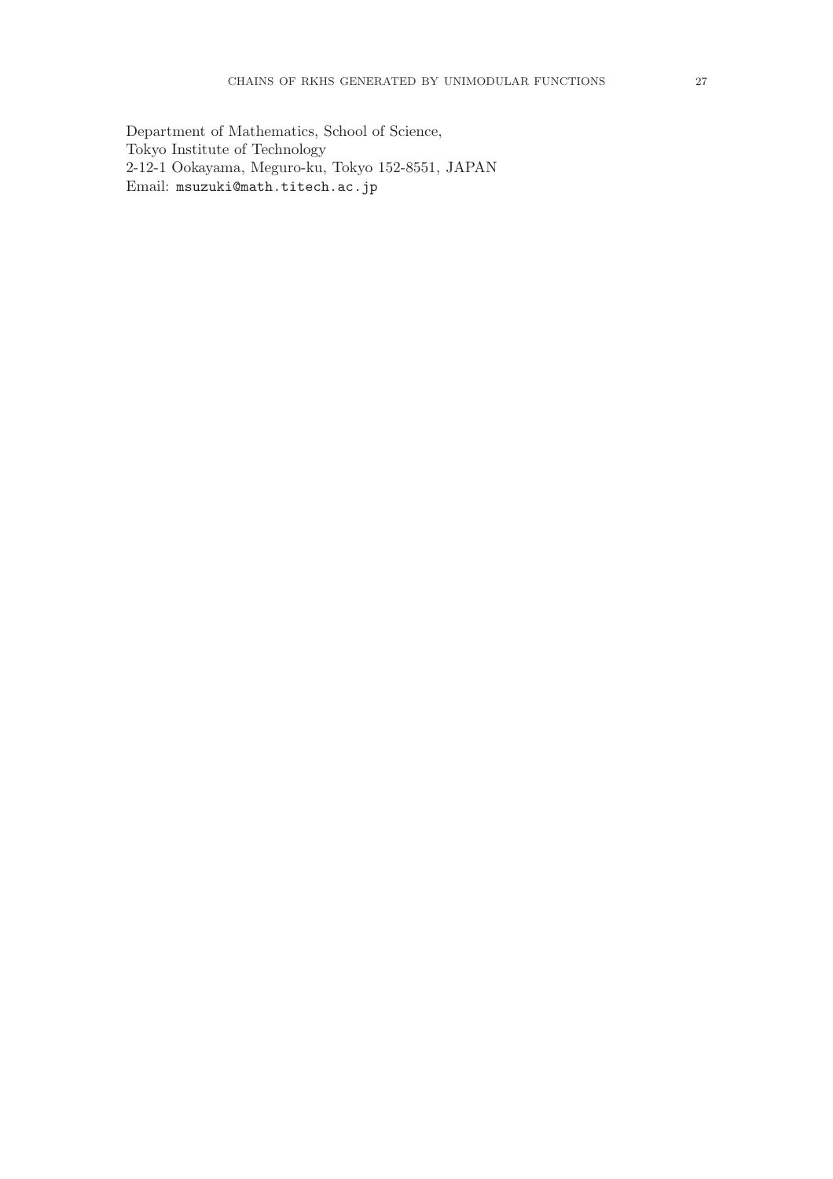Department of Mathematics, School of Science,
Tokyo Institute of Technology
2-12-1 Ookayama, Meguro-ku, Tokyo 152-8551, JAPAN
Email: `msuzuki@math.titech.ac.jp`